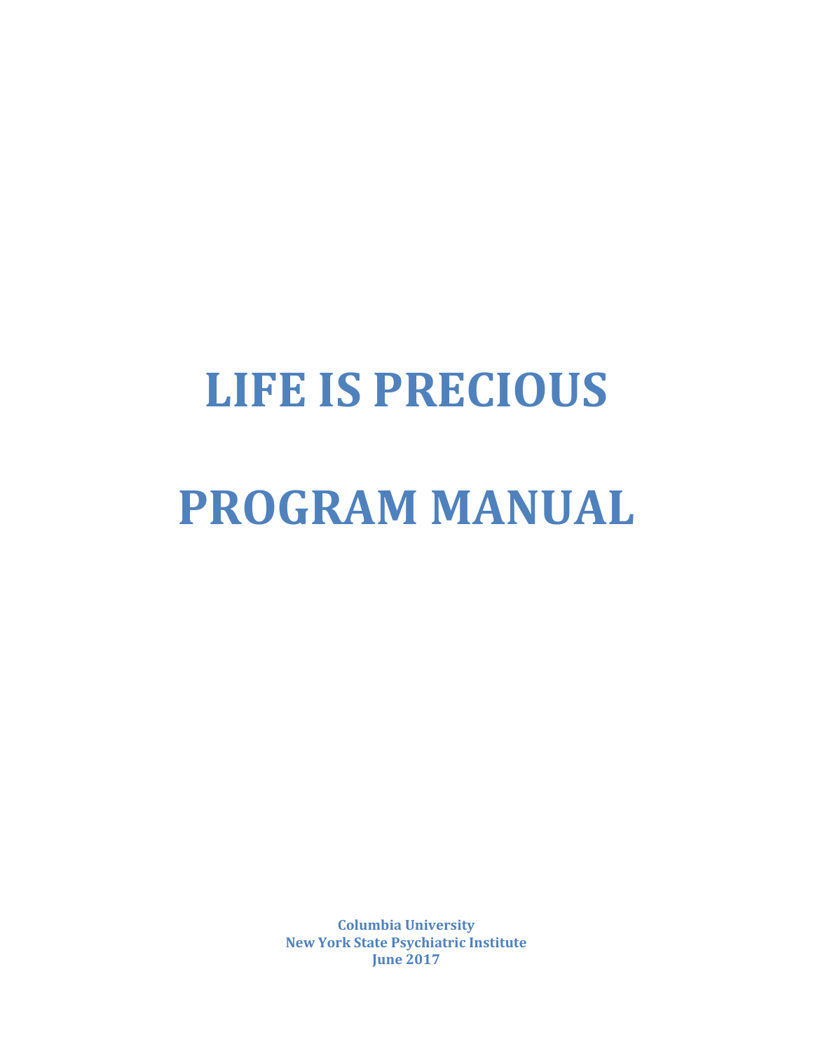# LIFE IS PRECIOUS

# PROGRAM MANUAL

**Columbia University**
**New York State Psychiatric Institute**
**June 2017**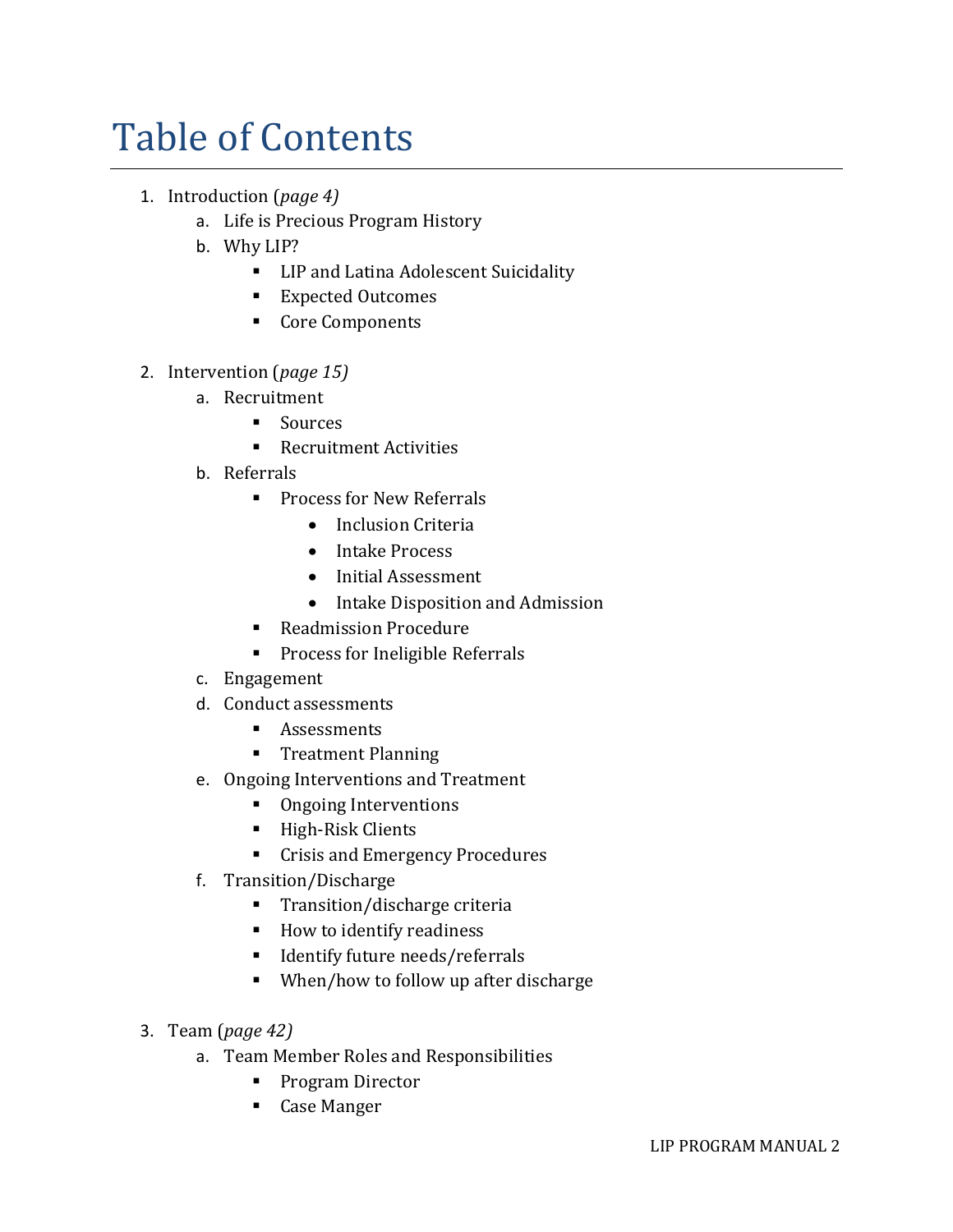# Table of Contents

1. Introduction (*page 4)*
    a. Life is Precious Program History
    b. Why LIP?
        - LIP and Latina Adolescent Suicidality
        - Expected Outcomes
        - Core Components

2. Intervention (*page 15)*
    a. Recruitment
        - Sources
        - Recruitment Activities
    b. Referrals
        - Process for New Referrals
            - Inclusion Criteria
            - Intake Process
            - Initial Assessment
            - Intake Disposition and Admission
        - Readmission Procedure
        - Process for Ineligible Referrals
    c. Engagement
    d. Conduct assessments
        - Assessments
        - Treatment Planning
    e. Ongoing Interventions and Treatment
        - Ongoing Interventions
        - High-Risk Clients
        - Crisis and Emergency Procedures
    f. Transition/Discharge
        - Transition/discharge criteria
        - How to identify readiness
        - Identify future needs/referrals
        - When/how to follow up after discharge

3. Team (*page 42)*
    a. Team Member Roles and Responsibilities
        - Program Director
        - Case Manger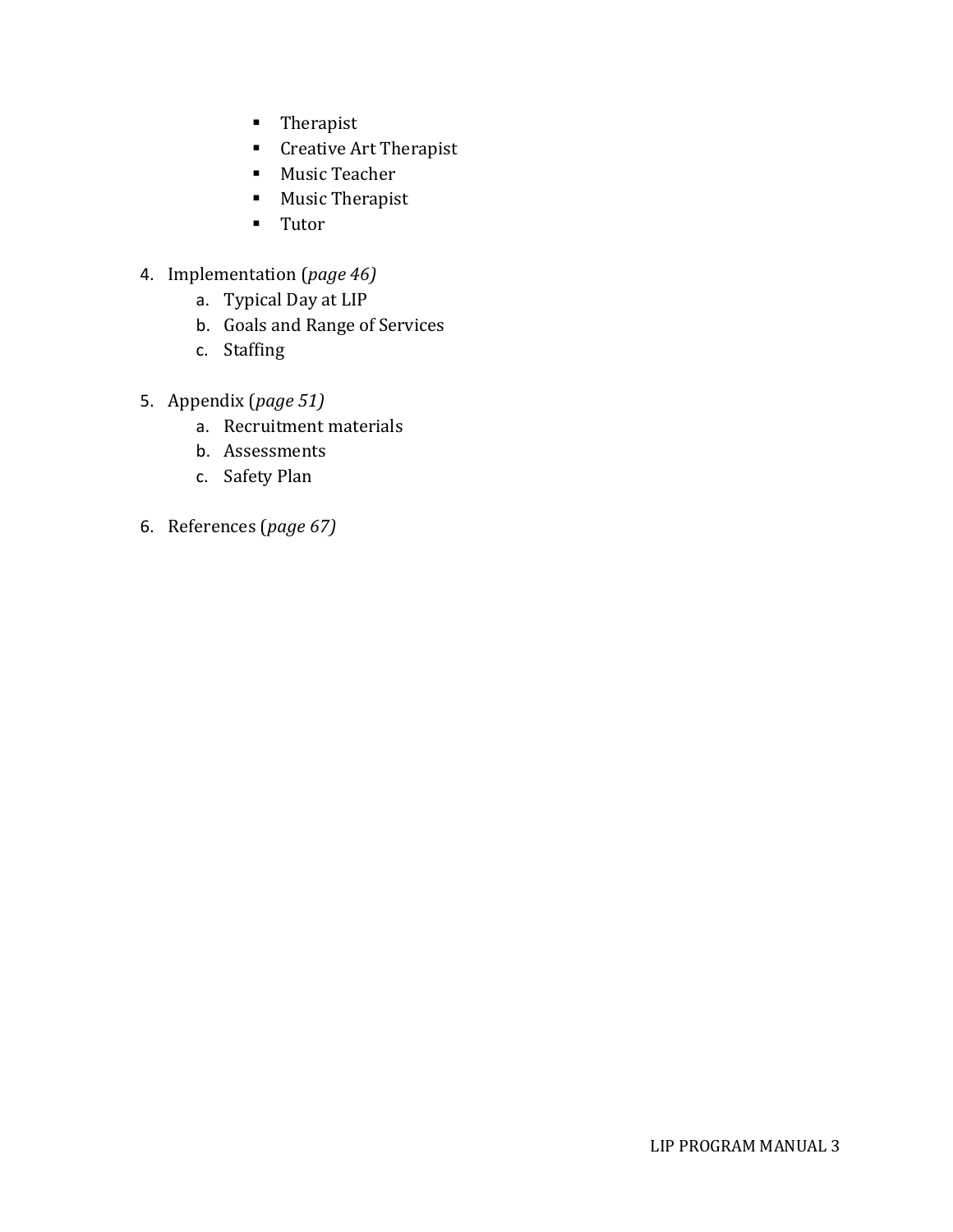- Therapist
            - Creative Art Therapist
            - Music Teacher
            - Music Therapist
            - Tutor

4. Implementation (*page 46)*
    a. Typical Day at LIP
    b. Goals and Range of Services
    c. Staffing

5. Appendix (*page 51)*
    a. Recruitment materials
    b. Assessments
    c. Safety Plan

6. References (*page 67)*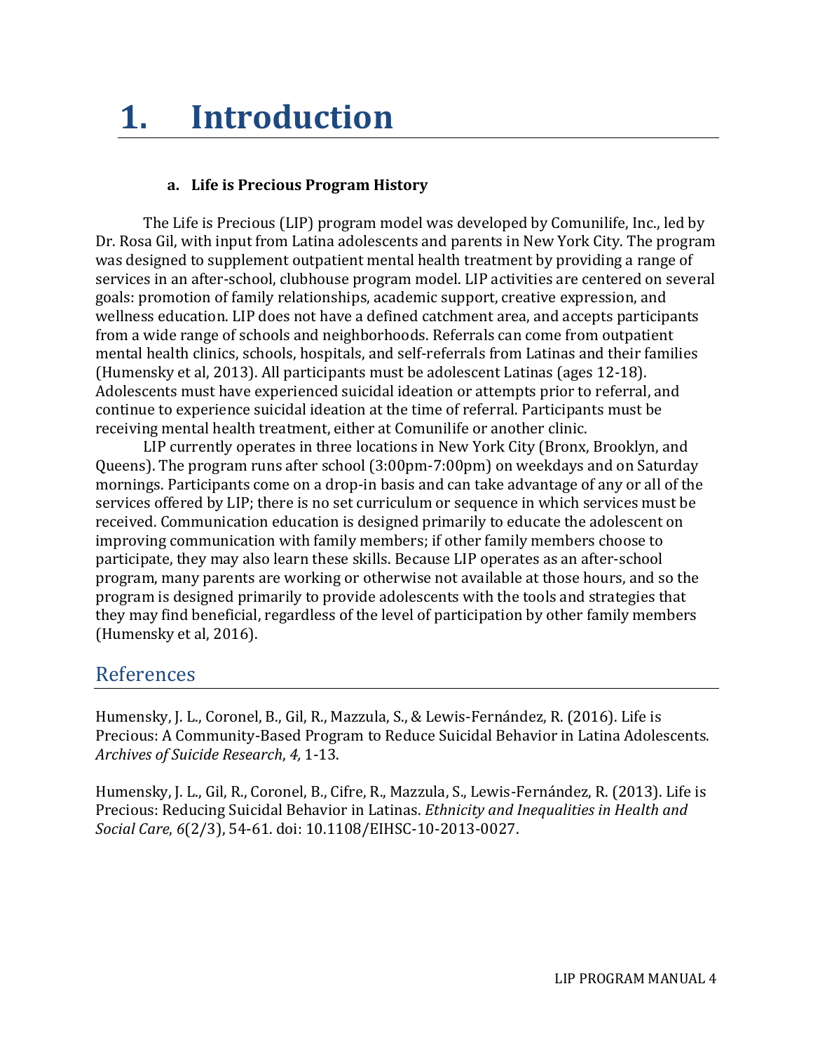# 1. Introduction

### a. Life is Precious Program History

The Life is Precious (LIP) program model was developed by Comunilife, Inc., led by Dr. Rosa Gil, with input from Latina adolescents and parents in New York City. The program was designed to supplement outpatient mental health treatment by providing a range of services in an after-school, clubhouse program model. LIP activities are centered on several goals: promotion of family relationships, academic support, creative expression, and wellness education. LIP does not have a defined catchment area, and accepts participants from a wide range of schools and neighborhoods. Referrals can come from outpatient mental health clinics, schools, hospitals, and self-referrals from Latinas and their families (Humensky et al, 2013). All participants must be adolescent Latinas (ages 12-18). Adolescents must have experienced suicidal ideation or attempts prior to referral, and continue to experience suicidal ideation at the time of referral. Participants must be receiving mental health treatment, either at Comunilife or another clinic.

LIP currently operates in three locations in New York City (Bronx, Brooklyn, and Queens). The program runs after school (3:00pm-7:00pm) on weekdays and on Saturday mornings. Participants come on a drop-in basis and can take advantage of any or all of the services offered by LIP; there is no set curriculum or sequence in which services must be received. Communication education is designed primarily to educate the adolescent on improving communication with family members; if other family members choose to participate, they may also learn these skills. Because LIP operates as an after-school program, many parents are working or otherwise not available at those hours, and so the program is designed primarily to provide adolescents with the tools and strategies that they may find beneficial, regardless of the level of participation by other family members (Humensky et al, 2016).

## References

Humensky, J. L., Coronel, B., Gil, R., Mazzula, S., & Lewis-Fernández, R. (2016). Life is Precious: A Community-Based Program to Reduce Suicidal Behavior in Latina Adolescents. *Archives of Suicide Research*, *4,* 1-13.

Humensky, J. L., Gil, R., Coronel, B., Cifre, R., Mazzula, S., Lewis-Fernández, R. (2013). Life is Precious: Reducing Suicidal Behavior in Latinas. *Ethnicity and Inequalities in Health and Social Care*, *6*(2/3), 54-61. doi: 10.1108/EIHSC-10-2013-0027.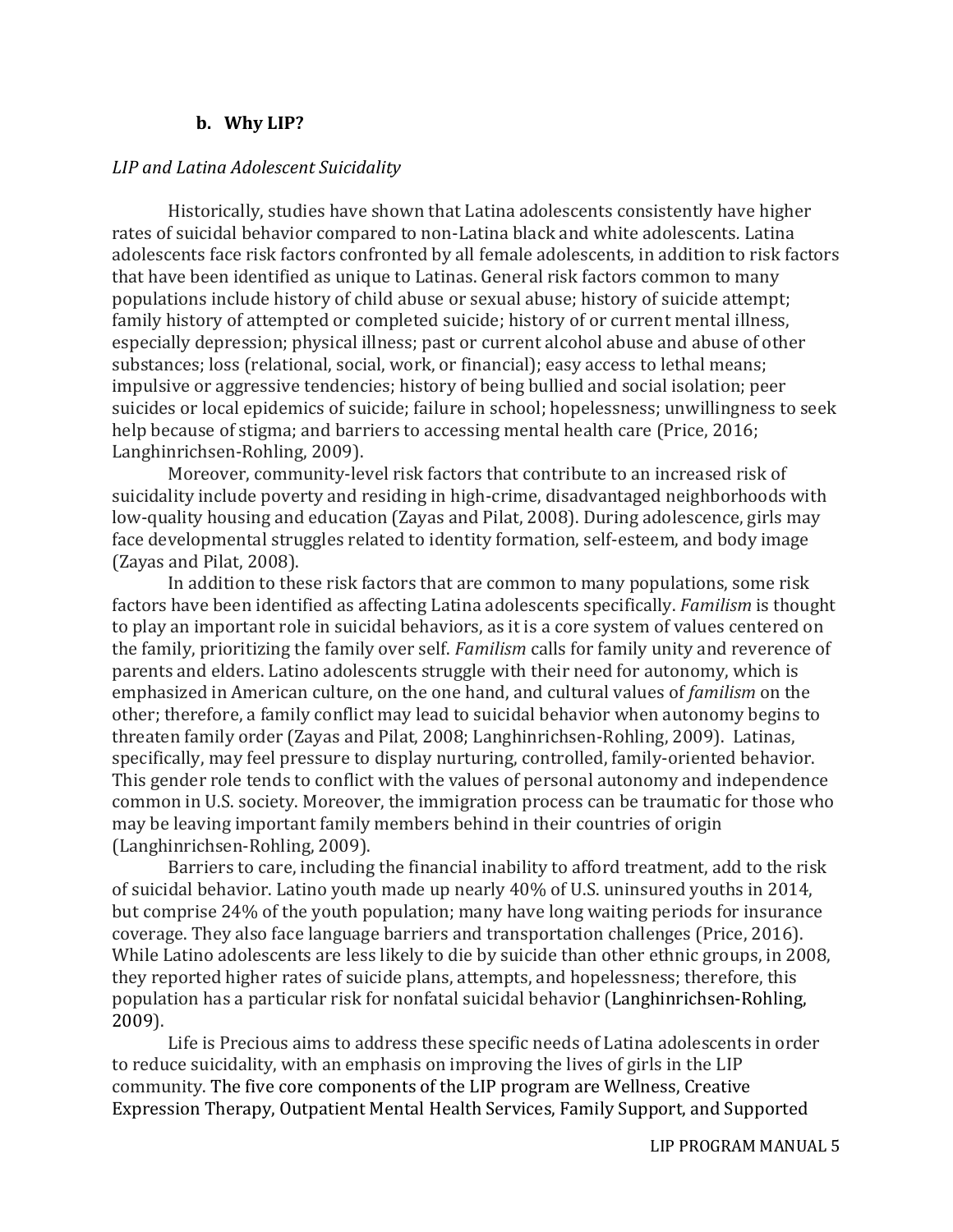### b. Why LIP?

*LIP and Latina Adolescent Suicidality*

Historically, studies have shown that Latina adolescents consistently have higher rates of suicidal behavior compared to non-Latina black and white adolescents. Latina adolescents face risk factors confronted by all female adolescents, in addition to risk factors that have been identified as unique to Latinas. General risk factors common to many populations include history of child abuse or sexual abuse; history of suicide attempt; family history of attempted or completed suicide; history of or current mental illness, especially depression; physical illness; past or current alcohol abuse and abuse of other substances; loss (relational, social, work, or financial); easy access to lethal means; impulsive or aggressive tendencies; history of being bullied and social isolation; peer suicides or local epidemics of suicide; failure in school; hopelessness; unwillingness to seek help because of stigma; and barriers to accessing mental health care (Price, 2016; Langhinrichsen-Rohling, 2009).

Moreover, community-level risk factors that contribute to an increased risk of suicidality include poverty and residing in high-crime, disadvantaged neighborhoods with low-quality housing and education (Zayas and Pilat, 2008). During adolescence, girls may face developmental struggles related to identity formation, self-esteem, and body image (Zayas and Pilat, 2008).

In addition to these risk factors that are common to many populations, some risk factors have been identified as affecting Latina adolescents specifically. *Familism* is thought to play an important role in suicidal behaviors, as it is a core system of values centered on the family, prioritizing the family over self. *Familism* calls for family unity and reverence of parents and elders. Latino adolescents struggle with their need for autonomy, which is emphasized in American culture, on the one hand, and cultural values of *familism* on the other; therefore, a family conflict may lead to suicidal behavior when autonomy begins to threaten family order (Zayas and Pilat, 2008; Langhinrichsen-Rohling, 2009). Latinas, specifically, may feel pressure to display nurturing, controlled, family-oriented behavior. This gender role tends to conflict with the values of personal autonomy and independence common in U.S. society. Moreover, the immigration process can be traumatic for those who may be leaving important family members behind in their countries of origin (Langhinrichsen-Rohling, 2009).

Barriers to care, including the financial inability to afford treatment, add to the risk of suicidal behavior. Latino youth made up nearly 40% of U.S. uninsured youths in 2014, but comprise 24% of the youth population; many have long waiting periods for insurance coverage. They also face language barriers and transportation challenges (Price, 2016). While Latino adolescents are less likely to die by suicide than other ethnic groups, in 2008, they reported higher rates of suicide plans, attempts, and hopelessness; therefore, this population has a particular risk for nonfatal suicidal behavior (Langhinrichsen-Rohling, 2009).

Life is Precious aims to address these specific needs of Latina adolescents in order to reduce suicidality, with an emphasis on improving the lives of girls in the LIP community. The five core components of the LIP program are Wellness, Creative Expression Therapy, Outpatient Mental Health Services, Family Support, and Supported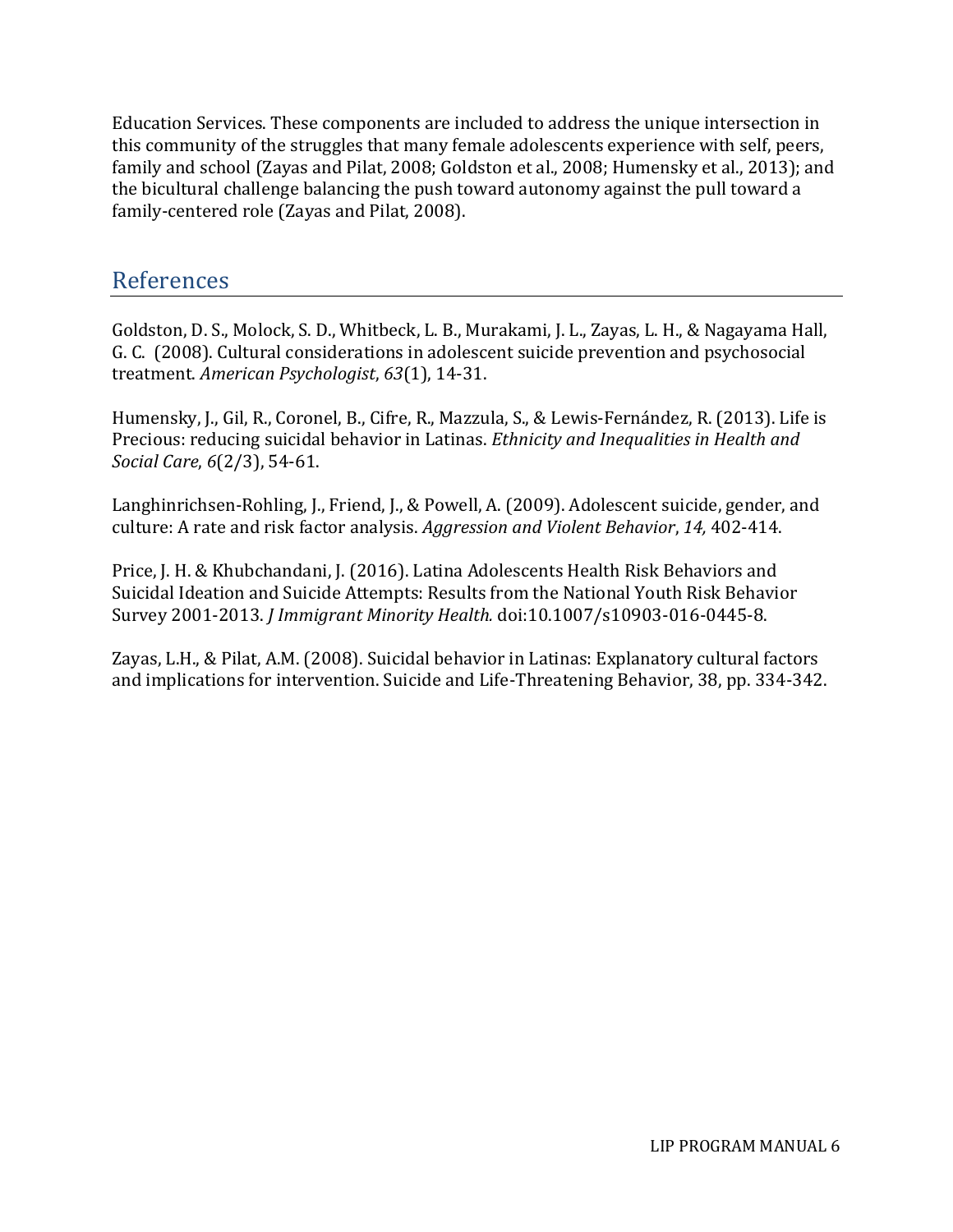Education Services. These components are included to address the unique intersection in this community of the struggles that many female adolescents experience with self, peers, family and school (Zayas and Pilat, 2008; Goldston et al., 2008; Humensky et al., 2013); and the bicultural challenge balancing the push toward autonomy against the pull toward a family-centered role (Zayas and Pilat, 2008).

## References

Goldston, D. S., Molock, S. D., Whitbeck, L. B., Murakami, J. L., Zayas, L. H., & Nagayama Hall, G. C. (2008). Cultural considerations in adolescent suicide prevention and psychosocial treatment. *American Psychologist*, *63*(1), 14-31.

Humensky, J., Gil, R., Coronel, B., Cifre, R., Mazzula, S., & Lewis-Fernández, R. (2013). Life is Precious: reducing suicidal behavior in Latinas. *Ethnicity and Inequalities in Health and Social Care*, *6*(2/3), 54-61.

Langhinrichsen-Rohling, J., Friend, J., & Powell, A. (2009). Adolescent suicide, gender, and culture: A rate and risk factor analysis. *Aggression and Violent Behavior*, *14,* 402-414.

Price, J. H. & Khubchandani, J. (2016). Latina Adolescents Health Risk Behaviors and Suicidal Ideation and Suicide Attempts: Results from the National Youth Risk Behavior Survey 2001-2013. *J Immigrant Minority Health.* doi:10.1007/s10903-016-0445-8.

Zayas, L.H., & Pilat, A.M. (2008). Suicidal behavior in Latinas: Explanatory cultural factors and implications for intervention. Suicide and Life-Threatening Behavior, 38, pp. 334-342.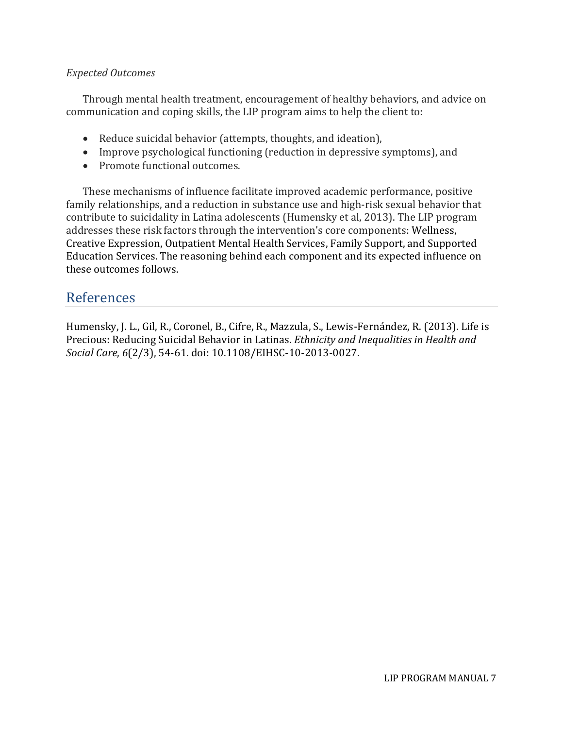*Expected Outcomes*

Through mental health treatment, encouragement of healthy behaviors, and advice on communication and coping skills, the LIP program aims to help the client to:

- Reduce suicidal behavior (attempts, thoughts, and ideation),
- Improve psychological functioning (reduction in depressive symptoms), and
- Promote functional outcomes.

These mechanisms of influence facilitate improved academic performance, positive family relationships, and a reduction in substance use and high-risk sexual behavior that contribute to suicidality in Latina adolescents (Humensky et al, 2013). The LIP program addresses these risk factors through the intervention's core components: Wellness, Creative Expression, Outpatient Mental Health Services, Family Support, and Supported Education Services. The reasoning behind each component and its expected influence on these outcomes follows.

## References

Humensky, J. L., Gil, R., Coronel, B., Cifre, R., Mazzula, S., Lewis-Fernández, R. (2013). Life is Precious: Reducing Suicidal Behavior in Latinas. *Ethnicity and Inequalities in Health and Social Care*, *6*(2/3), 54-61. doi: 10.1108/EIHSC-10-2013-0027.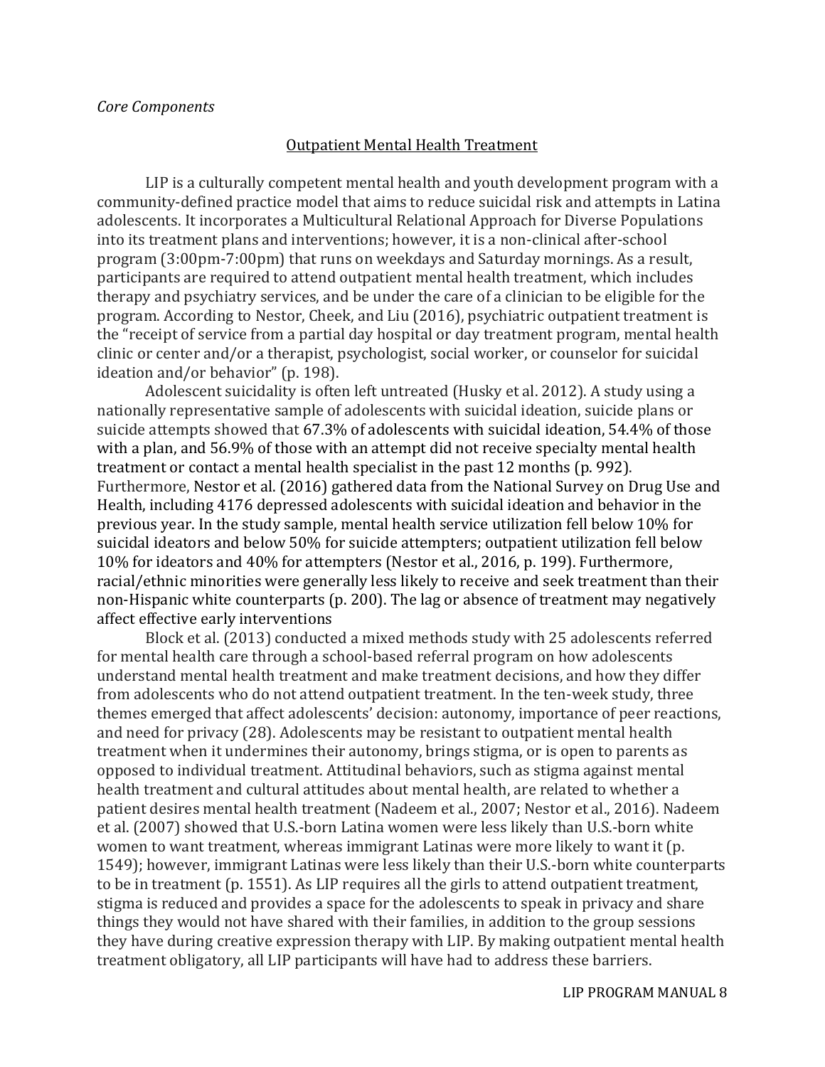*Core Components*

## Outpatient Mental Health Treatment

LIP is a culturally competent mental health and youth development program with a community-defined practice model that aims to reduce suicidal risk and attempts in Latina adolescents. It incorporates a Multicultural Relational Approach for Diverse Populations into its treatment plans and interventions; however, it is a non-clinical after-school program (3:00pm-7:00pm) that runs on weekdays and Saturday mornings. As a result, participants are required to attend outpatient mental health treatment, which includes therapy and psychiatry services, and be under the care of a clinician to be eligible for the program. According to Nestor, Cheek, and Liu (2016), psychiatric outpatient treatment is the "receipt of service from a partial day hospital or day treatment program, mental health clinic or center and/or a therapist, psychologist, social worker, or counselor for suicidal ideation and/or behavior" (p. 198).

Adolescent suicidality is often left untreated (Husky et al. 2012). A study using a nationally representative sample of adolescents with suicidal ideation, suicide plans or suicide attempts showed that 67.3% of adolescents with suicidal ideation, 54.4% of those with a plan, and 56.9% of those with an attempt did not receive specialty mental health treatment or contact a mental health specialist in the past 12 months (p. 992). Furthermore, Nestor et al. (2016) gathered data from the National Survey on Drug Use and Health, including 4176 depressed adolescents with suicidal ideation and behavior in the previous year. In the study sample, mental health service utilization fell below 10% for suicidal ideators and below 50% for suicide attempters; outpatient utilization fell below 10% for ideators and 40% for attempters (Nestor et al., 2016, p. 199). Furthermore, racial/ethnic minorities were generally less likely to receive and seek treatment than their non-Hispanic white counterparts (p. 200). The lag or absence of treatment may negatively affect effective early interventions

Block et al. (2013) conducted a mixed methods study with 25 adolescents referred for mental health care through a school-based referral program on how adolescents understand mental health treatment and make treatment decisions, and how they differ from adolescents who do not attend outpatient treatment. In the ten-week study, three themes emerged that affect adolescents' decision: autonomy, importance of peer reactions, and need for privacy (28). Adolescents may be resistant to outpatient mental health treatment when it undermines their autonomy, brings stigma, or is open to parents as opposed to individual treatment. Attitudinal behaviors, such as stigma against mental health treatment and cultural attitudes about mental health, are related to whether a patient desires mental health treatment (Nadeem et al., 2007; Nestor et al., 2016). Nadeem et al. (2007) showed that U.S.-born Latina women were less likely than U.S.-born white women to want treatment, whereas immigrant Latinas were more likely to want it (p. 1549); however, immigrant Latinas were less likely than their U.S.-born white counterparts to be in treatment (p. 1551). As LIP requires all the girls to attend outpatient treatment, stigma is reduced and provides a space for the adolescents to speak in privacy and share things they would not have shared with their families, in addition to the group sessions they have during creative expression therapy with LIP. By making outpatient mental health treatment obligatory, all LIP participants will have had to address these barriers.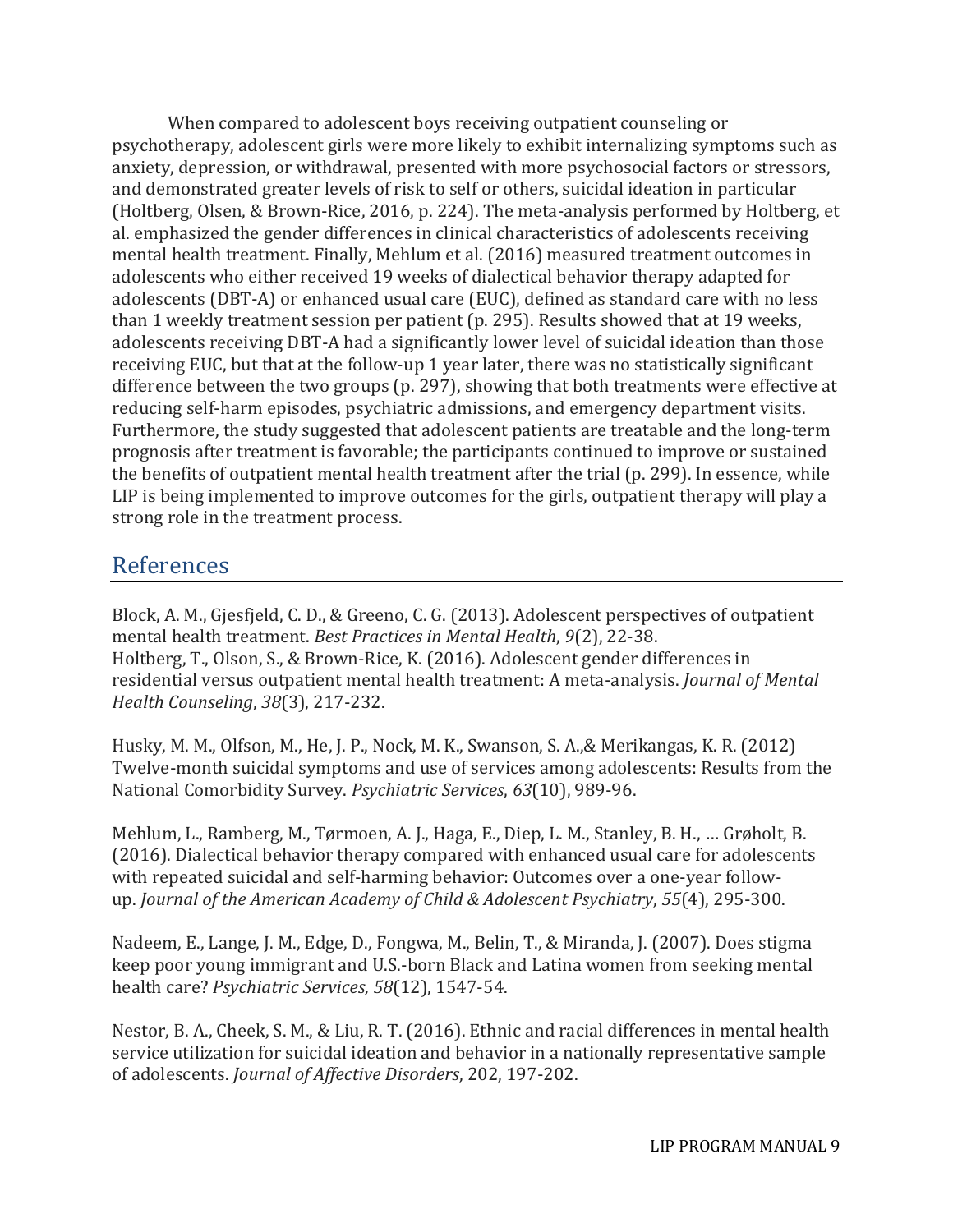When compared to adolescent boys receiving outpatient counseling or psychotherapy, adolescent girls were more likely to exhibit internalizing symptoms such as anxiety, depression, or withdrawal, presented with more psychosocial factors or stressors, and demonstrated greater levels of risk to self or others, suicidal ideation in particular (Holtberg, Olsen, & Brown-Rice, 2016, p. 224). The meta-analysis performed by Holtberg, et al. emphasized the gender differences in clinical characteristics of adolescents receiving mental health treatment. Finally, Mehlum et al. (2016) measured treatment outcomes in adolescents who either received 19 weeks of dialectical behavior therapy adapted for adolescents (DBT-A) or enhanced usual care (EUC), defined as standard care with no less than 1 weekly treatment session per patient (p. 295). Results showed that at 19 weeks, adolescents receiving DBT-A had a significantly lower level of suicidal ideation than those receiving EUC, but that at the follow-up 1 year later, there was no statistically significant difference between the two groups (p. 297), showing that both treatments were effective at reducing self-harm episodes, psychiatric admissions, and emergency department visits. Furthermore, the study suggested that adolescent patients are treatable and the long-term prognosis after treatment is favorable; the participants continued to improve or sustained the benefits of outpatient mental health treatment after the trial (p. 299). In essence, while LIP is being implemented to improve outcomes for the girls, outpatient therapy will play a strong role in the treatment process.

## References

Block, A. M., Gjesfjeld, C. D., & Greeno, C. G. (2013). Adolescent perspectives of outpatient mental health treatment. *Best Practices in Mental Health*, *9*(2), 22-38.
Holtberg, T., Olson, S., & Brown-Rice, K. (2016). Adolescent gender differences in residential versus outpatient mental health treatment: A meta-analysis. *Journal of Mental Health Counseling*, *38*(3), 217-232.

Husky, M. M., Olfson, M., He, J. P., Nock, M. K., Swanson, S. A.,& Merikangas, K. R. (2012) Twelve-month suicidal symptoms and use of services among adolescents: Results from the National Comorbidity Survey. *Psychiatric Services*, *63*(10), 989-96.

Mehlum, L., Ramberg, M., Tørmoen, A. J., Haga, E., Diep, L. M., Stanley, B. H., … Grøholt, B. (2016). Dialectical behavior therapy compared with enhanced usual care for adolescents with repeated suicidal and self-harming behavior: Outcomes over a one-year follow-up. *Journal of the American Academy of Child & Adolescent Psychiatry*, *55*(4), 295-300.

Nadeem, E., Lange, J. M., Edge, D., Fongwa, M., Belin, T., & Miranda, J. (2007). Does stigma keep poor young immigrant and U.S.-born Black and Latina women from seeking mental health care? *Psychiatric Services, 58*(12), 1547-54.

Nestor, B. A., Cheek, S. M., & Liu, R. T. (2016). Ethnic and racial differences in mental health service utilization for suicidal ideation and behavior in a nationally representative sample of adolescents. *Journal of Affective Disorders*, 202, 197-202.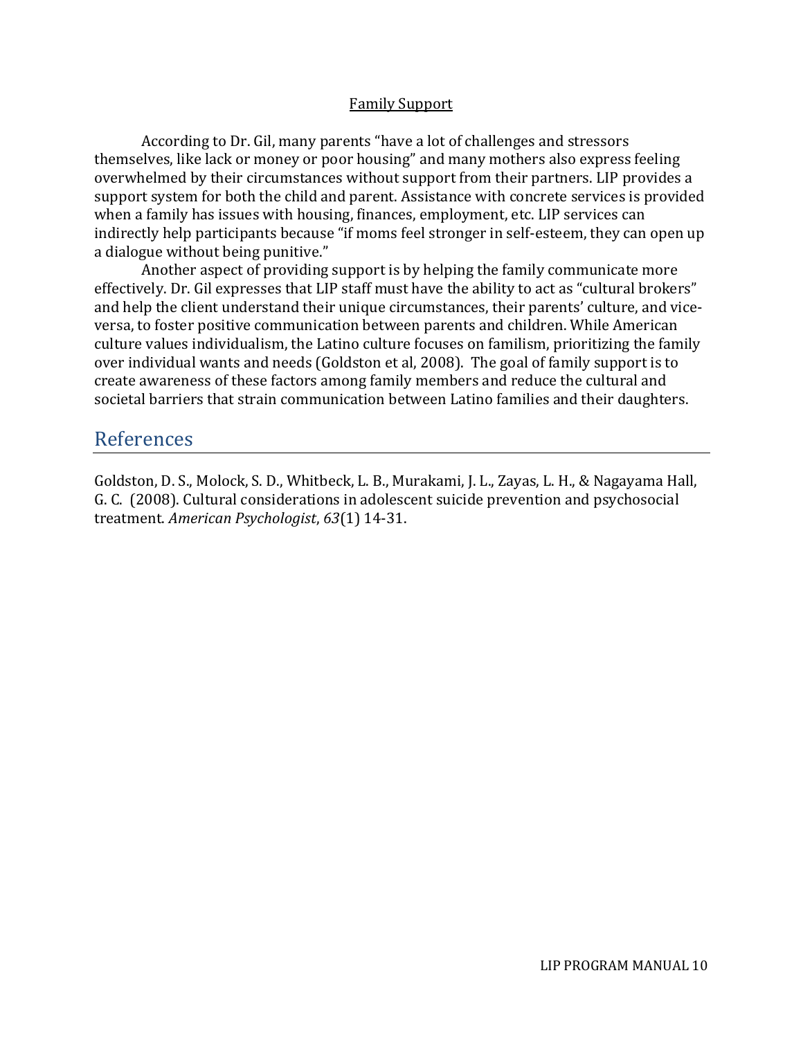<u>Family Support</u>

According to Dr. Gil, many parents "have a lot of challenges and stressors themselves, like lack or money or poor housing" and many mothers also express feeling overwhelmed by their circumstances without support from their partners. LIP provides a support system for both the child and parent. Assistance with concrete services is provided when a family has issues with housing, finances, employment, etc. LIP services can indirectly help participants because "if moms feel stronger in self-esteem, they can open up a dialogue without being punitive."

Another aspect of providing support is by helping the family communicate more effectively. Dr. Gil expresses that LIP staff must have the ability to act as "cultural brokers" and help the client understand their unique circumstances, their parents' culture, and vice-versa, to foster positive communication between parents and children. While American culture values individualism, the Latino culture focuses on familism, prioritizing the family over individual wants and needs (Goldston et al, 2008). The goal of family support is to create awareness of these factors among family members and reduce the cultural and societal barriers that strain communication between Latino families and their daughters.

## References

Goldston, D. S., Molock, S. D., Whitbeck, L. B., Murakami, J. L., Zayas, L. H., & Nagayama Hall, G. C. (2008). Cultural considerations in adolescent suicide prevention and psychosocial treatment. *American Psychologist*, *63*(1) 14-31.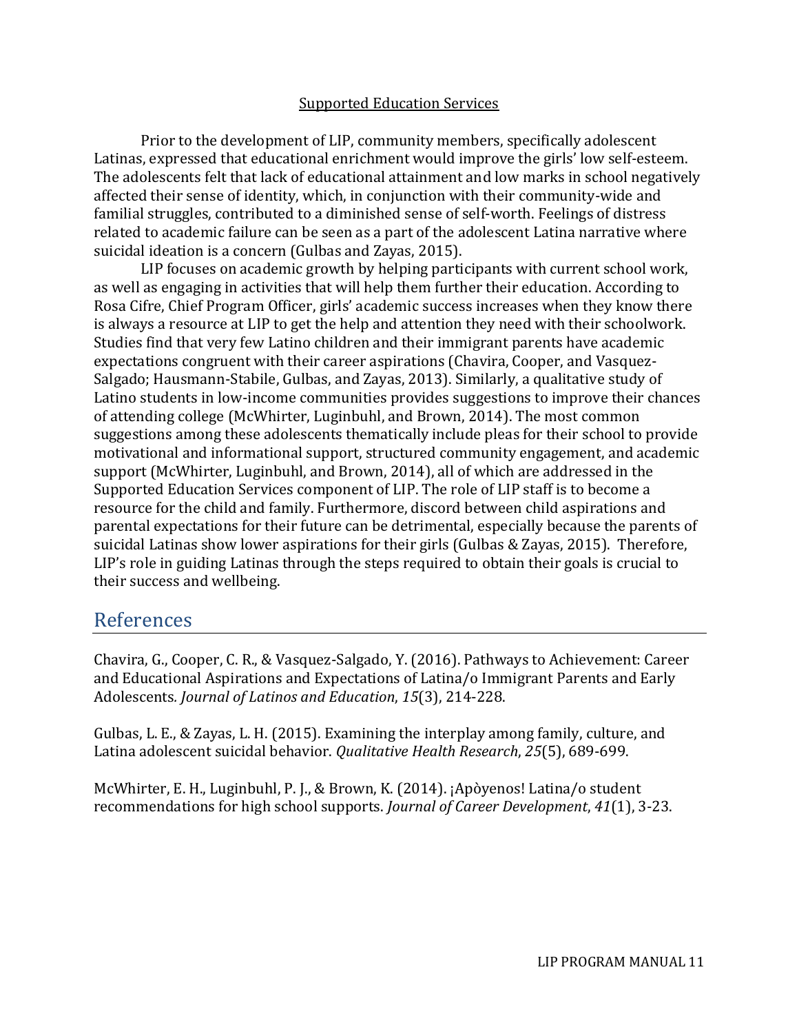## Supported Education Services

Prior to the development of LIP, community members, specifically adolescent Latinas, expressed that educational enrichment would improve the girls' low self-esteem. The adolescents felt that lack of educational attainment and low marks in school negatively affected their sense of identity, which, in conjunction with their community-wide and familial struggles, contributed to a diminished sense of self-worth. Feelings of distress related to academic failure can be seen as a part of the adolescent Latina narrative where suicidal ideation is a concern (Gulbas and Zayas, 2015).

LIP focuses on academic growth by helping participants with current school work, as well as engaging in activities that will help them further their education. According to Rosa Cifre, Chief Program Officer, girls' academic success increases when they know there is always a resource at LIP to get the help and attention they need with their schoolwork. Studies find that very few Latino children and their immigrant parents have academic expectations congruent with their career aspirations (Chavira, Cooper, and Vasquez-Salgado; Hausmann-Stabile, Gulbas, and Zayas, 2013). Similarly, a qualitative study of Latino students in low-income communities provides suggestions to improve their chances of attending college (McWhirter, Luginbuhl, and Brown, 2014). The most common suggestions among these adolescents thematically include pleas for their school to provide motivational and informational support, structured community engagement, and academic support (McWhirter, Luginbuhl, and Brown, 2014), all of which are addressed in the Supported Education Services component of LIP. The role of LIP staff is to become a resource for the child and family. Furthermore, discord between child aspirations and parental expectations for their future can be detrimental, especially because the parents of suicidal Latinas show lower aspirations for their girls (Gulbas & Zayas, 2015). Therefore, LIP's role in guiding Latinas through the steps required to obtain their goals is crucial to their success and wellbeing.

# References

Chavira, G., Cooper, C. R., & Vasquez-Salgado, Y. (2016). Pathways to Achievement: Career and Educational Aspirations and Expectations of Latina/o Immigrant Parents and Early Adolescents. *Journal of Latinos and Education*, *15*(3), 214-228.

Gulbas, L. E., & Zayas, L. H. (2015). Examining the interplay among family, culture, and Latina adolescent suicidal behavior. *Qualitative Health Research*, *25*(5), 689-699.

McWhirter, E. H., Luginbuhl, P. J., & Brown, K. (2014). ¡Apòyenos! Latina/o student recommendations for high school supports. *Journal of Career Development*, *41*(1), 3-23.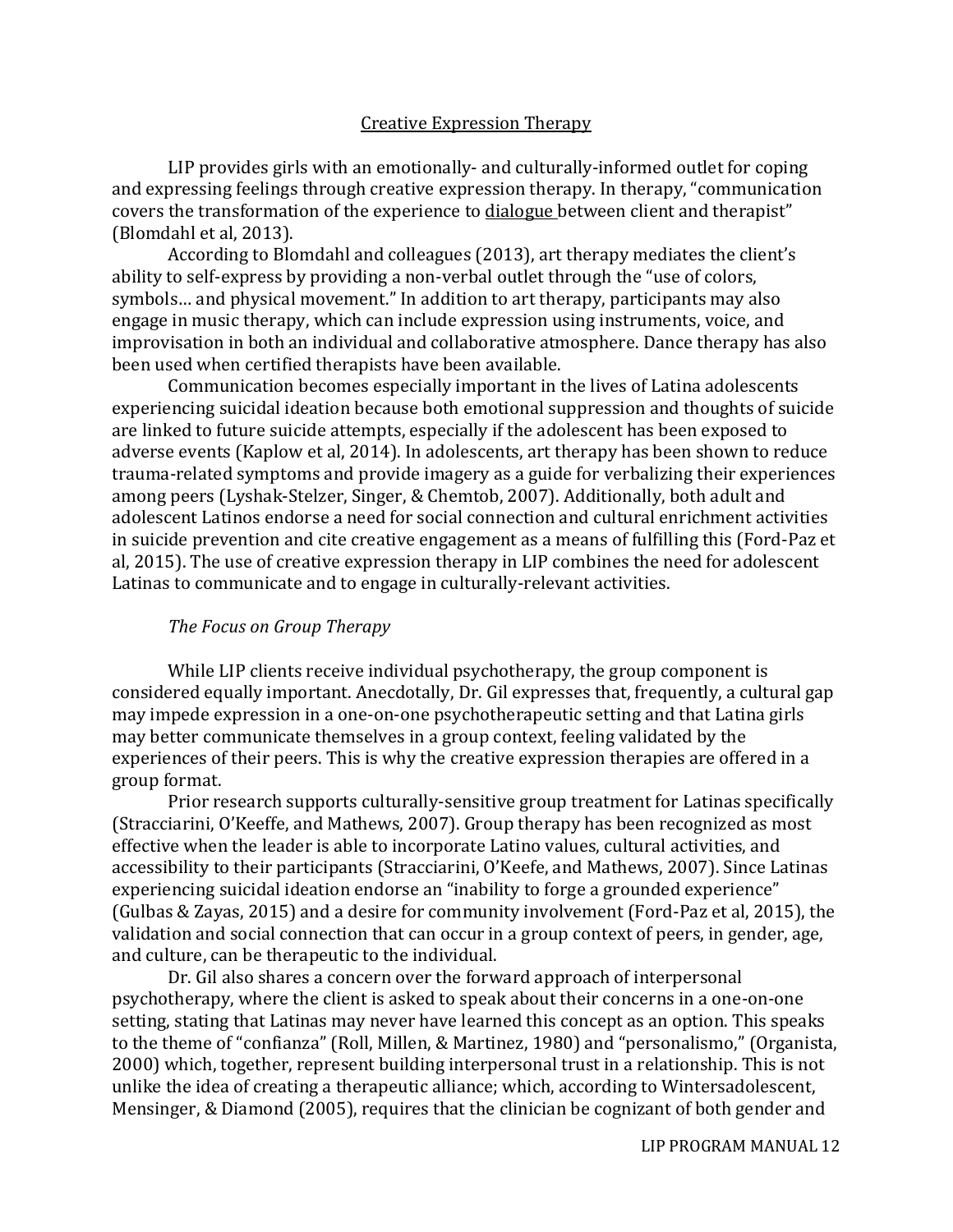## Creative Expression Therapy

LIP provides girls with an emotionally- and culturally-informed outlet for coping and expressing feelings through creative expression therapy. In therapy, "communication covers the transformation of the experience to dialogue between client and therapist" (Blomdahl et al, 2013).

According to Blomdahl and colleagues (2013), art therapy mediates the client's ability to self-express by providing a non-verbal outlet through the "use of colors, symbols… and physical movement." In addition to art therapy, participants may also engage in music therapy, which can include expression using instruments, voice, and improvisation in both an individual and collaborative atmosphere. Dance therapy has also been used when certified therapists have been available.

Communication becomes especially important in the lives of Latina adolescents experiencing suicidal ideation because both emotional suppression and thoughts of suicide are linked to future suicide attempts, especially if the adolescent has been exposed to adverse events (Kaplow et al, 2014). In adolescents, art therapy has been shown to reduce trauma-related symptoms and provide imagery as a guide for verbalizing their experiences among peers (Lyshak-Stelzer, Singer, & Chemtob, 2007). Additionally, both adult and adolescent Latinos endorse a need for social connection and cultural enrichment activities in suicide prevention and cite creative engagement as a means of fulfilling this (Ford-Paz et al, 2015). The use of creative expression therapy in LIP combines the need for adolescent Latinas to communicate and to engage in culturally-relevant activities.

### *The Focus on Group Therapy*

While LIP clients receive individual psychotherapy, the group component is considered equally important. Anecdotally, Dr. Gil expresses that, frequently, a cultural gap may impede expression in a one-on-one psychotherapeutic setting and that Latina girls may better communicate themselves in a group context, feeling validated by the experiences of their peers. This is why the creative expression therapies are offered in a group format.

Prior research supports culturally-sensitive group treatment for Latinas specifically (Stracciarini, O'Keeffe, and Mathews, 2007). Group therapy has been recognized as most effective when the leader is able to incorporate Latino values, cultural activities, and accessibility to their participants (Stracciarini, O'Keefe, and Mathews, 2007). Since Latinas experiencing suicidal ideation endorse an "inability to forge a grounded experience" (Gulbas & Zayas, 2015) and a desire for community involvement (Ford-Paz et al, 2015), the validation and social connection that can occur in a group context of peers, in gender, age, and culture, can be therapeutic to the individual.

Dr. Gil also shares a concern over the forward approach of interpersonal psychotherapy, where the client is asked to speak about their concerns in a one-on-one setting, stating that Latinas may never have learned this concept as an option. This speaks to the theme of "confianza" (Roll, Millen, & Martinez, 1980) and "personalismo," (Organista, 2000) which, together, represent building interpersonal trust in a relationship. This is not unlike the idea of creating a therapeutic alliance; which, according to Wintersadolescent, Mensinger, & Diamond (2005), requires that the clinician be cognizant of both gender and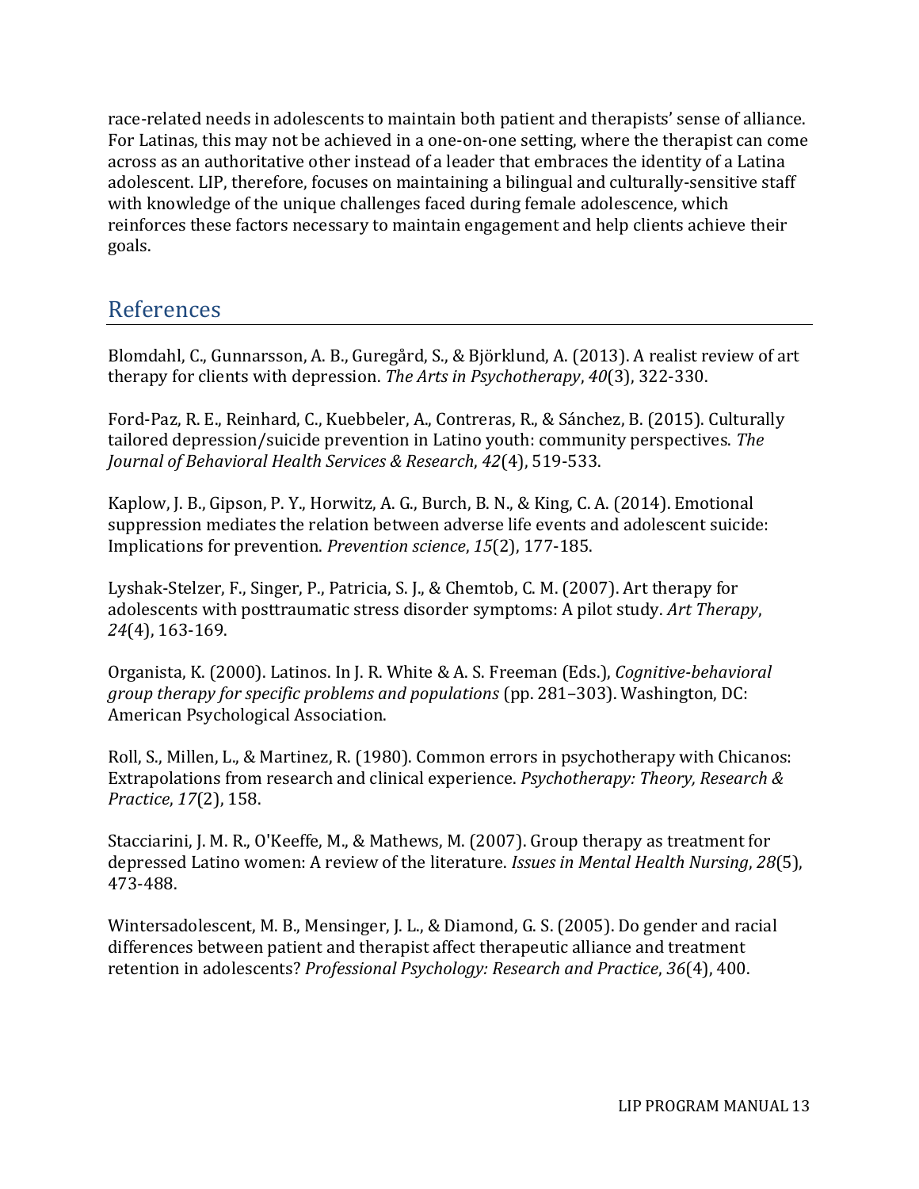race-related needs in adolescents to maintain both patient and therapists' sense of alliance. For Latinas, this may not be achieved in a one-on-one setting, where the therapist can come across as an authoritative other instead of a leader that embraces the identity of a Latina adolescent. LIP, therefore, focuses on maintaining a bilingual and culturally-sensitive staff with knowledge of the unique challenges faced during female adolescence, which reinforces these factors necessary to maintain engagement and help clients achieve their goals.

## References

Blomdahl, C., Gunnarsson, A. B., Guregård, S., & Björklund, A. (2013). A realist review of art therapy for clients with depression. *The Arts in Psychotherapy*, *40*(3), 322-330.

Ford-Paz, R. E., Reinhard, C., Kuebbeler, A., Contreras, R., & Sánchez, B. (2015). Culturally tailored depression/suicide prevention in Latino youth: community perspectives. *The Journal of Behavioral Health Services & Research*, *42*(4), 519-533.

Kaplow, J. B., Gipson, P. Y., Horwitz, A. G., Burch, B. N., & King, C. A. (2014). Emotional suppression mediates the relation between adverse life events and adolescent suicide: Implications for prevention. *Prevention science*, *15*(2), 177-185.

Lyshak-Stelzer, F., Singer, P., Patricia, S. J., & Chemtob, C. M. (2007). Art therapy for adolescents with posttraumatic stress disorder symptoms: A pilot study. *Art Therapy*, *24*(4), 163-169.

Organista, K. (2000). Latinos. In J. R. White & A. S. Freeman (Eds.), *Cognitive-behavioral group therapy for specific problems and populations* (pp. 281–303). Washington, DC: American Psychological Association.

Roll, S., Millen, L., & Martinez, R. (1980). Common errors in psychotherapy with Chicanos: Extrapolations from research and clinical experience. *Psychotherapy: Theory, Research & Practice*, *17*(2), 158.

Stacciarini, J. M. R., O'Keeffe, M., & Mathews, M. (2007). Group therapy as treatment for depressed Latino women: A review of the literature. *Issues in Mental Health Nursing*, *28*(5), 473-488.

Wintersadolescent, M. B., Mensinger, J. L., & Diamond, G. S. (2005). Do gender and racial differences between patient and therapist affect therapeutic alliance and treatment retention in adolescents? *Professional Psychology: Research and Practice*, *36*(4), 400.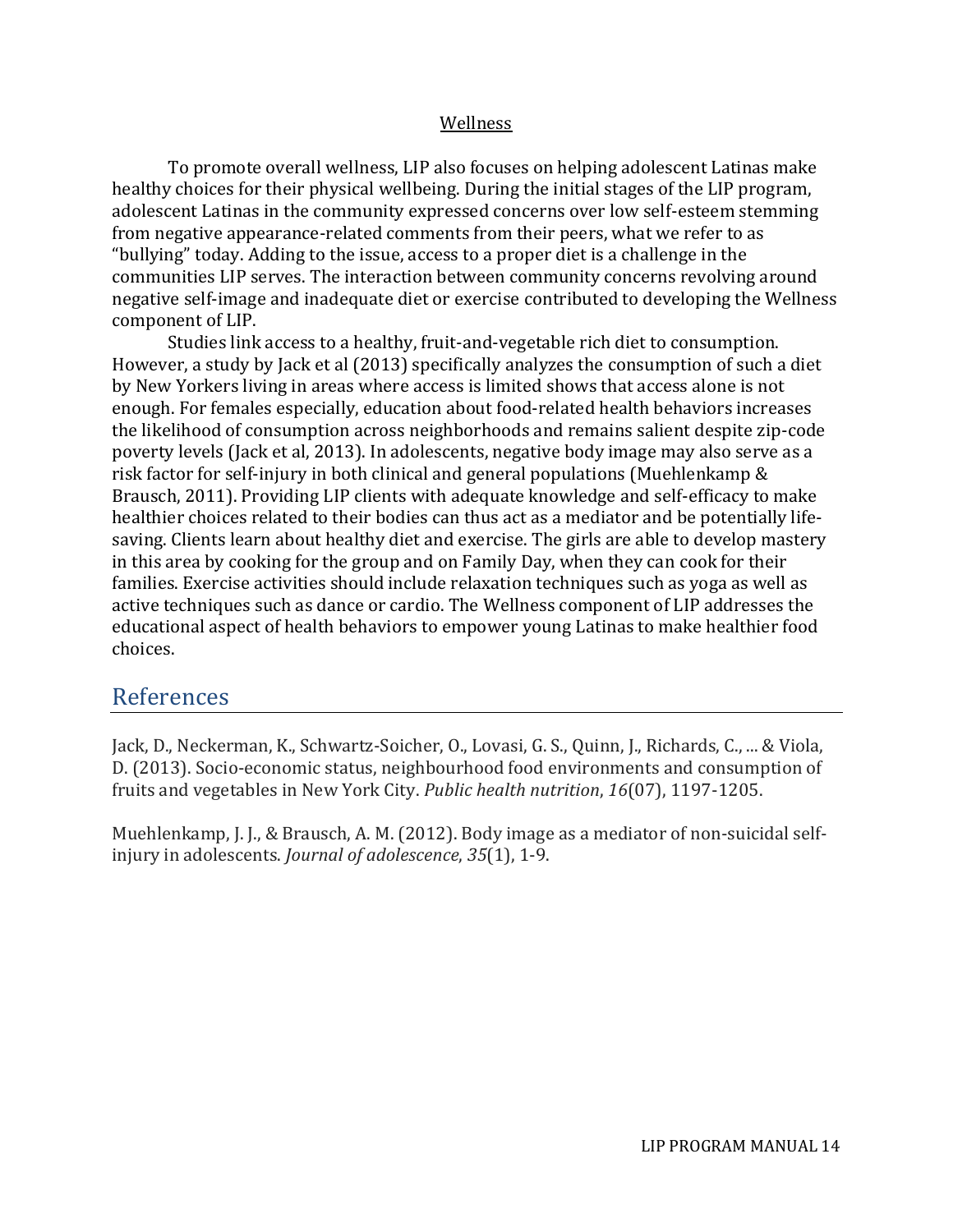## Wellness

To promote overall wellness, LIP also focuses on helping adolescent Latinas make healthy choices for their physical wellbeing. During the initial stages of the LIP program, adolescent Latinas in the community expressed concerns over low self-esteem stemming from negative appearance-related comments from their peers, what we refer to as "bullying" today. Adding to the issue, access to a proper diet is a challenge in the communities LIP serves. The interaction between community concerns revolving around negative self-image and inadequate diet or exercise contributed to developing the Wellness component of LIP.

Studies link access to a healthy, fruit-and-vegetable rich diet to consumption. However, a study by Jack et al (2013) specifically analyzes the consumption of such a diet by New Yorkers living in areas where access is limited shows that access alone is not enough. For females especially, education about food-related health behaviors increases the likelihood of consumption across neighborhoods and remains salient despite zip-code poverty levels (Jack et al, 2013). In adolescents, negative body image may also serve as a risk factor for self-injury in both clinical and general populations (Muehlenkamp & Brausch, 2011). Providing LIP clients with adequate knowledge and self-efficacy to make healthier choices related to their bodies can thus act as a mediator and be potentially life-saving. Clients learn about healthy diet and exercise. The girls are able to develop mastery in this area by cooking for the group and on Family Day, when they can cook for their families. Exercise activities should include relaxation techniques such as yoga as well as active techniques such as dance or cardio. The Wellness component of LIP addresses the educational aspect of health behaviors to empower young Latinas to make healthier food choices.

# References

Jack, D., Neckerman, K., Schwartz-Soicher, O., Lovasi, G. S., Quinn, J., Richards, C., ... & Viola, D. (2013). Socio-economic status, neighbourhood food environments and consumption of fruits and vegetables in New York City. *Public health nutrition*, *16*(07), 1197-1205.

Muehlenkamp, J. J., & Brausch, A. M. (2012). Body image as a mediator of non-suicidal self-injury in adolescents. *Journal of adolescence*, *35*(1), 1-9.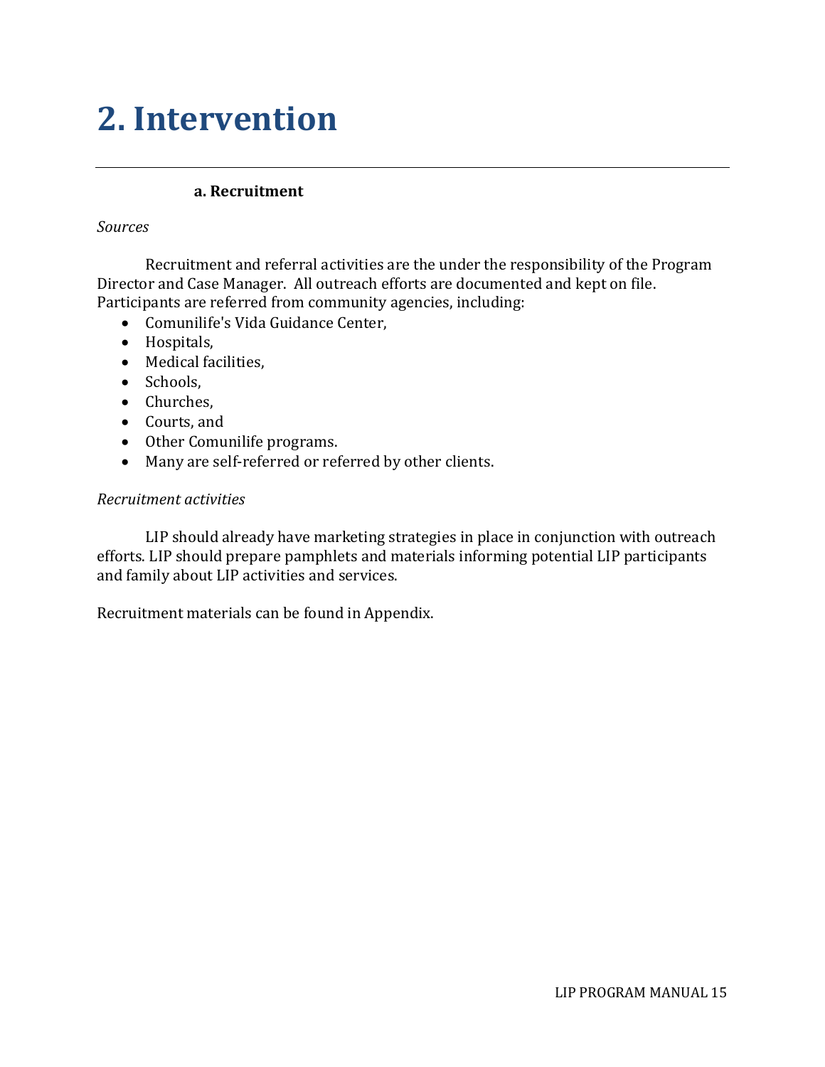# 2. Intervention

---

### a. Recruitment

*Sources*

Recruitment and referral activities are the under the responsibility of the Program Director and Case Manager. All outreach efforts are documented and kept on file. Participants are referred from community agencies, including:

- Comunilife's Vida Guidance Center,
- Hospitals,
- Medical facilities,
- Schools,
- Churches,
- Courts, and
- Other Comunilife programs.
- Many are self-referred or referred by other clients.

*Recruitment activities*

LIP should already have marketing strategies in place in conjunction with outreach efforts. LIP should prepare pamphlets and materials informing potential LIP participants and family about LIP activities and services.

Recruitment materials can be found in Appendix.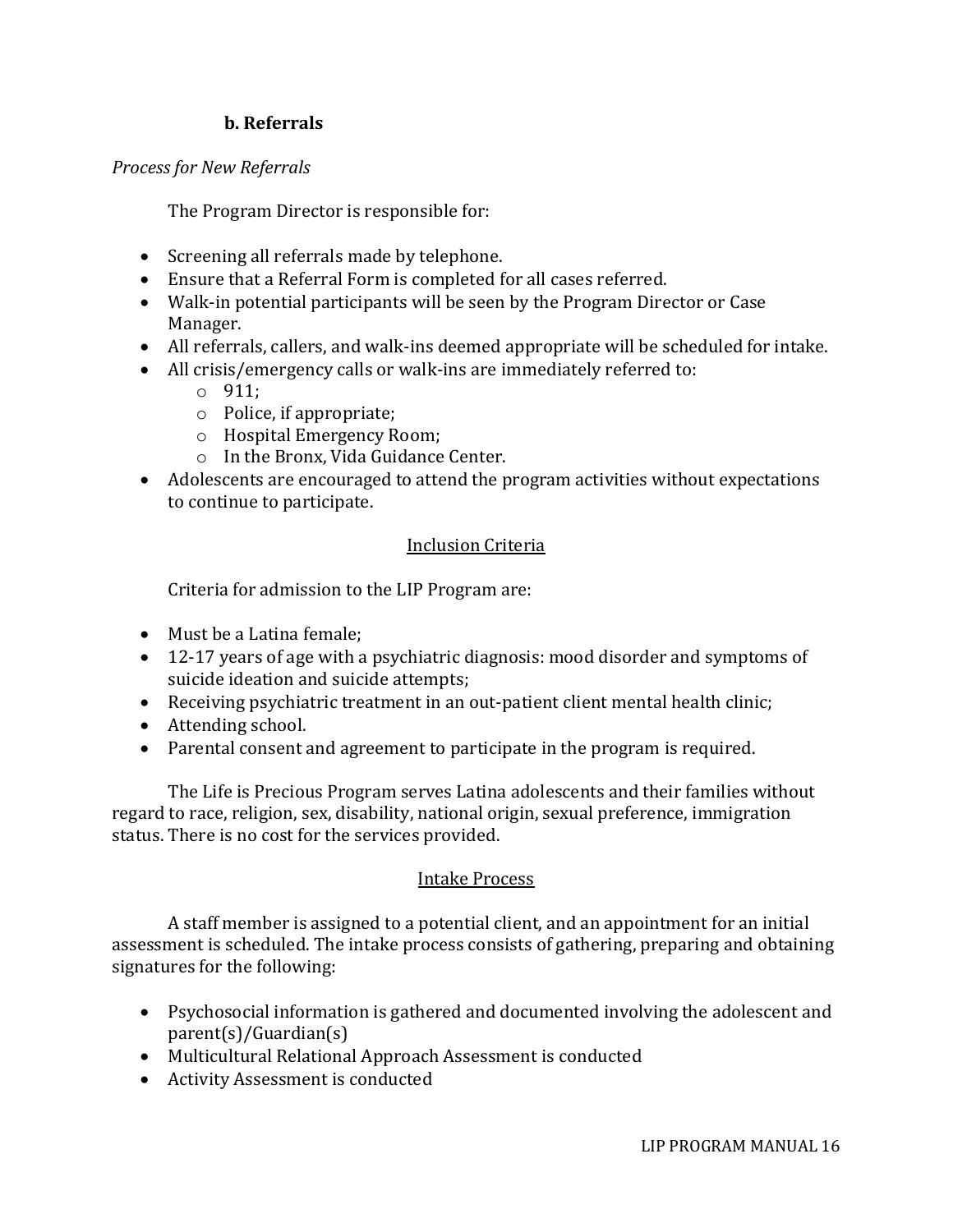### b. Referrals

*Process for New Referrals*

The Program Director is responsible for:

- Screening all referrals made by telephone.
- Ensure that a Referral Form is completed for all cases referred.
- Walk-in potential participants will be seen by the Program Director or Case Manager.
- All referrals, callers, and walk-ins deemed appropriate will be scheduled for intake.
- All crisis/emergency calls or walk-ins are immediately referred to:
  - 911;
  - Police, if appropriate;
  - Hospital Emergency Room;
  - In the Bronx, Vida Guidance Center.
- Adolescents are encouraged to attend the program activities without expectations to continue to participate.

<u>Inclusion Criteria</u>

Criteria for admission to the LIP Program are:

- Must be a Latina female;
- 12-17 years of age with a psychiatric diagnosis: mood disorder and symptoms of suicide ideation and suicide attempts;
- Receiving psychiatric treatment in an out-patient client mental health clinic;
- Attending school.
- Parental consent and agreement to participate in the program is required.

The Life is Precious Program serves Latina adolescents and their families without regard to race, religion, sex, disability, national origin, sexual preference, immigration status. There is no cost for the services provided.

<u>Intake Process</u>

A staff member is assigned to a potential client, and an appointment for an initial assessment is scheduled. The intake process consists of gathering, preparing and obtaining signatures for the following:

- Psychosocial information is gathered and documented involving the adolescent and parent(s)/Guardian(s)
- Multicultural Relational Approach Assessment is conducted
- Activity Assessment is conducted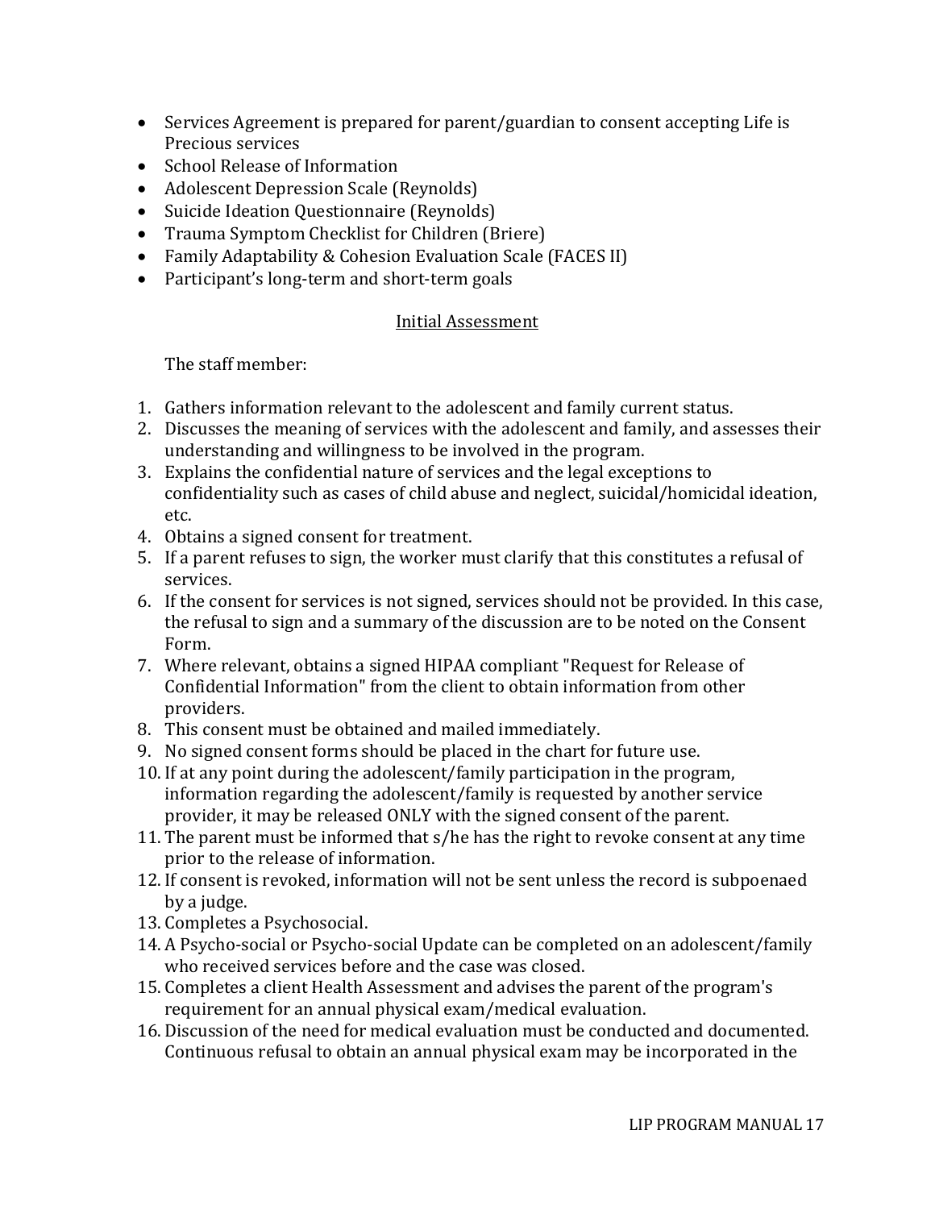- Services Agreement is prepared for parent/guardian to consent accepting Life is Precious services
- School Release of Information
- Adolescent Depression Scale (Reynolds)
- Suicide Ideation Questionnaire (Reynolds)
- Trauma Symptom Checklist for Children (Briere)
- Family Adaptability & Cohesion Evaluation Scale (FACES II)
- Participant's long-term and short-term goals

## Initial Assessment

The staff member:

1. Gathers information relevant to the adolescent and family current status.
2. Discusses the meaning of services with the adolescent and family, and assesses their understanding and willingness to be involved in the program.
3. Explains the confidential nature of services and the legal exceptions to confidentiality such as cases of child abuse and neglect, suicidal/homicidal ideation, etc.
4. Obtains a signed consent for treatment.
5. If a parent refuses to sign, the worker must clarify that this constitutes a refusal of services.
6. If the consent for services is not signed, services should not be provided. In this case, the refusal to sign and a summary of the discussion are to be noted on the Consent Form.
7. Where relevant, obtains a signed HIPAA compliant "Request for Release of Confidential Information" from the client to obtain information from other providers.
8. This consent must be obtained and mailed immediately.
9. No signed consent forms should be placed in the chart for future use.
10. If at any point during the adolescent/family participation in the program, information regarding the adolescent/family is requested by another service provider, it may be released ONLY with the signed consent of the parent.
11. The parent must be informed that s/he has the right to revoke consent at any time prior to the release of information.
12. If consent is revoked, information will not be sent unless the record is subpoenaed by a judge.
13. Completes a Psychosocial.
14. A Psycho-social or Psycho-social Update can be completed on an adolescent/family who received services before and the case was closed.
15. Completes a client Health Assessment and advises the parent of the program's requirement for an annual physical exam/medical evaluation.
16. Discussion of the need for medical evaluation must be conducted and documented. Continuous refusal to obtain an annual physical exam may be incorporated in the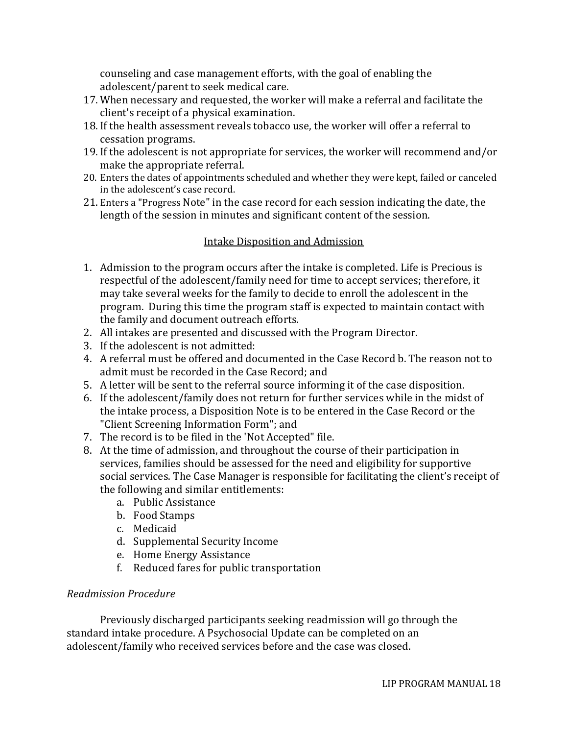counseling and case management efforts, with the goal of enabling the adolescent/parent to seek medical care.

17. When necessary and requested, the worker will make a referral and facilitate the client's receipt of a physical examination.
18. If the health assessment reveals tobacco use, the worker will offer a referral to cessation programs.
19. If the adolescent is not appropriate for services, the worker will recommend and/or make the appropriate referral.
20. Enters the dates of appointments scheduled and whether they were kept, failed or canceled in the adolescent's case record.
21. Enters a "Progress Note" in the case record for each session indicating the date, the length of the session in minutes and significant content of the session.

<u>Intake Disposition and Admission</u>

1. Admission to the program occurs after the intake is completed. Life is Precious is respectful of the adolescent/family need for time to accept services; therefore, it may take several weeks for the family to decide to enroll the adolescent in the program. During this time the program staff is expected to maintain contact with the family and document outreach efforts.
2. All intakes are presented and discussed with the Program Director.
3. If the adolescent is not admitted:
4. A referral must be offered and documented in the Case Record b. The reason not to admit must be recorded in the Case Record; and
5. A letter will be sent to the referral source informing it of the case disposition.
6. If the adolescent/family does not return for further services while in the midst of the intake process, a Disposition Note is to be entered in the Case Record or the "Client Screening Information Form"; and
7. The record is to be filed in the 'Not Accepted" file.
8. At the time of admission, and throughout the course of their participation in services, families should be assessed for the need and eligibility for supportive social services. The Case Manager is responsible for facilitating the client's receipt of the following and similar entitlements:
    a. Public Assistance
    b. Food Stamps
    c. Medicaid
    d. Supplemental Security Income
    e. Home Energy Assistance
    f. Reduced fares for public transportation

*Readmission Procedure*

Previously discharged participants seeking readmission will go through the standard intake procedure. A Psychosocial Update can be completed on an adolescent/family who received services before and the case was closed.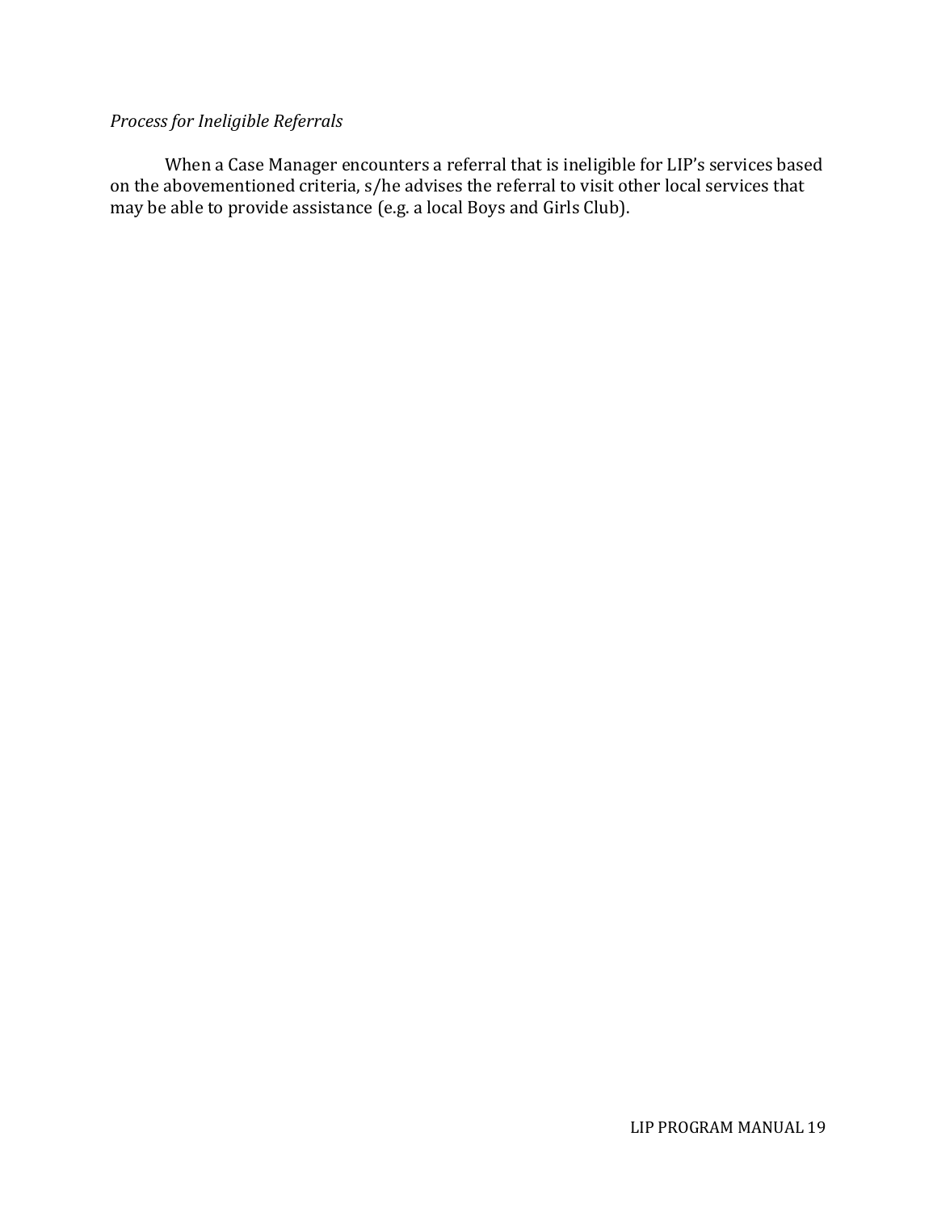*Process for Ineligible Referrals*

When a Case Manager encounters a referral that is ineligible for LIP's services based on the abovementioned criteria, s/he advises the referral to visit other local services that may be able to provide assistance (e.g. a local Boys and Girls Club).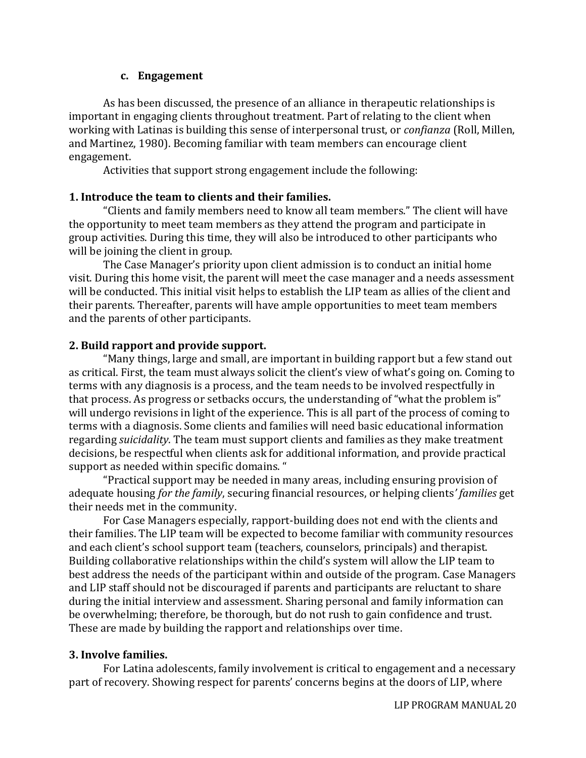### c. Engagement

As has been discussed, the presence of an alliance in therapeutic relationships is important in engaging clients throughout treatment. Part of relating to the client when working with Latinas is building this sense of interpersonal trust, or *confianza* (Roll, Millen, and Martinez, 1980). Becoming familiar with team members can encourage client engagement.

Activities that support strong engagement include the following:

**1. Introduce the team to clients and their families.**

"Clients and family members need to know all team members." The client will have the opportunity to meet team members as they attend the program and participate in group activities. During this time, they will also be introduced to other participants who will be joining the client in group.

The Case Manager's priority upon client admission is to conduct an initial home visit. During this home visit, the parent will meet the case manager and a needs assessment will be conducted. This initial visit helps to establish the LIP team as allies of the client and their parents. Thereafter, parents will have ample opportunities to meet team members and the parents of other participants.

**2. Build rapport and provide support.**

"Many things, large and small, are important in building rapport but a few stand out as critical. First, the team must always solicit the client's view of what's going on. Coming to terms with any diagnosis is a process, and the team needs to be involved respectfully in that process. As progress or setbacks occurs, the understanding of "what the problem is" will undergo revisions in light of the experience. This is all part of the process of coming to terms with a diagnosis. Some clients and families will need basic educational information regarding *suicidality*. The team must support clients and families as they make treatment decisions, be respectful when clients ask for additional information, and provide practical support as needed within specific domains. "

"Practical support may be needed in many areas, including ensuring provision of adequate housing *for the family*, securing financial resources, or helping clients*' families* get their needs met in the community.

For Case Managers especially, rapport-building does not end with the clients and their families. The LIP team will be expected to become familiar with community resources and each client's school support team (teachers, counselors, principals) and therapist. Building collaborative relationships within the child's system will allow the LIP team to best address the needs of the participant within and outside of the program. Case Managers and LIP staff should not be discouraged if parents and participants are reluctant to share during the initial interview and assessment. Sharing personal and family information can be overwhelming; therefore, be thorough, but do not rush to gain confidence and trust. These are made by building the rapport and relationships over time.

**3. Involve families.**

For Latina adolescents, family involvement is critical to engagement and a necessary part of recovery. Showing respect for parents' concerns begins at the doors of LIP, where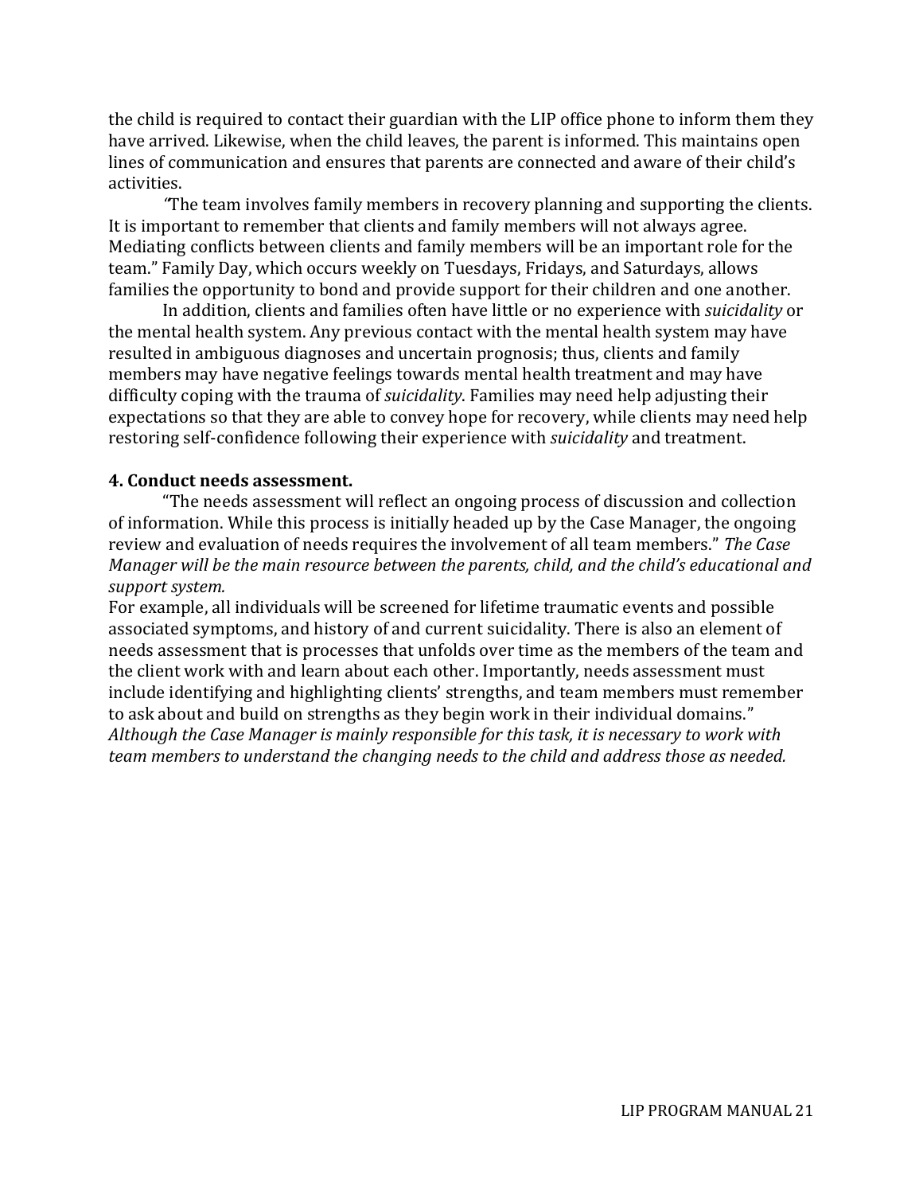the child is required to contact their guardian with the LIP office phone to inform them they have arrived. Likewise, when the child leaves, the parent is informed. This maintains open lines of communication and ensures that parents are connected and aware of their child's activities.

*"*The team involves family members in recovery planning and supporting the clients. It is important to remember that clients and family members will not always agree. Mediating conflicts between clients and family members will be an important role for the team." Family Day, which occurs weekly on Tuesdays, Fridays, and Saturdays, allows families the opportunity to bond and provide support for their children and one another.

In addition, clients and families often have little or no experience with *suicidality* or the mental health system. Any previous contact with the mental health system may have resulted in ambiguous diagnoses and uncertain prognosis; thus, clients and family members may have negative feelings towards mental health treatment and may have difficulty coping with the trauma of *suicidality*. Families may need help adjusting their expectations so that they are able to convey hope for recovery, while clients may need help restoring self-confidence following their experience with *suicidality* and treatment.

**4. Conduct needs assessment.**

"The needs assessment will reflect an ongoing process of discussion and collection of information. While this process is initially headed up by the Case Manager, the ongoing review and evaluation of needs requires the involvement of all team members." *The Case Manager will be the main resource between the parents, child, and the child's educational and support system.*

For example, all individuals will be screened for lifetime traumatic events and possible associated symptoms, and history of and current suicidality. There is also an element of needs assessment that is processes that unfolds over time as the members of the team and the client work with and learn about each other. Importantly, needs assessment must include identifying and highlighting clients' strengths, and team members must remember to ask about and build on strengths as they begin work in their individual domains." *Although the Case Manager is mainly responsible for this task, it is necessary to work with team members to understand the changing needs to the child and address those as needed.*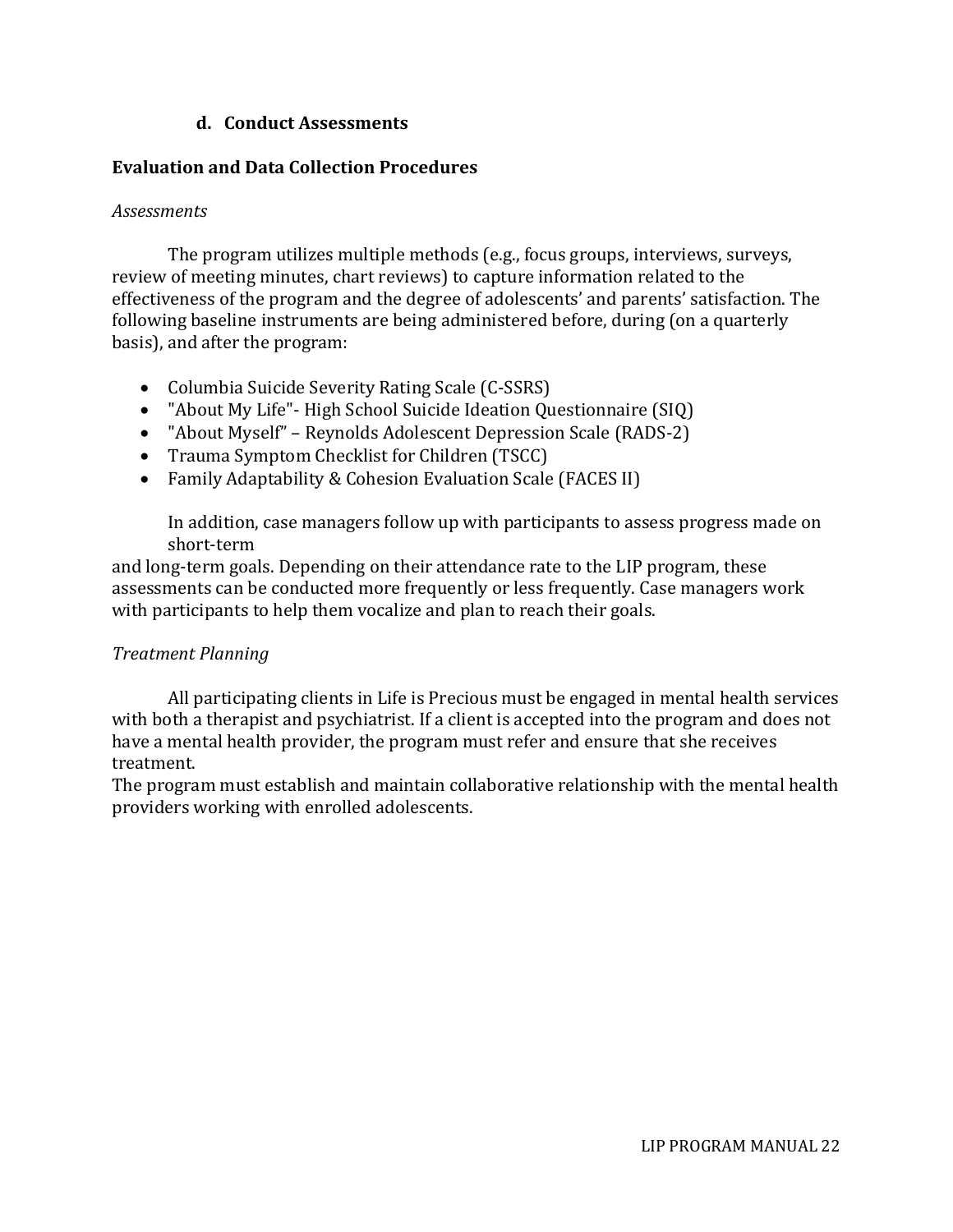### d. Conduct Assessments

## Evaluation and Data Collection Procedures

*Assessments*

The program utilizes multiple methods (e.g., focus groups, interviews, surveys, review of meeting minutes, chart reviews) to capture information related to the effectiveness of the program and the degree of adolescents' and parents' satisfaction. The following baseline instruments are being administered before, during (on a quarterly basis), and after the program:

- Columbia Suicide Severity Rating Scale (C-SSRS)
- "About My Life"- High School Suicide Ideation Questionnaire (SIQ)
- "About Myself" – Reynolds Adolescent Depression Scale (RADS-2)
- Trauma Symptom Checklist for Children (TSCC)
- Family Adaptability & Cohesion Evaluation Scale (FACES II)

In addition, case managers follow up with participants to assess progress made on short-term and long-term goals. Depending on their attendance rate to the LIP program, these assessments can be conducted more frequently or less frequently. Case managers work with participants to help them vocalize and plan to reach their goals.

*Treatment Planning*

All participating clients in Life is Precious must be engaged in mental health services with both a therapist and psychiatrist. If a client is accepted into the program and does not have a mental health provider, the program must refer and ensure that she receives treatment.

The program must establish and maintain collaborative relationship with the mental health providers working with enrolled adolescents.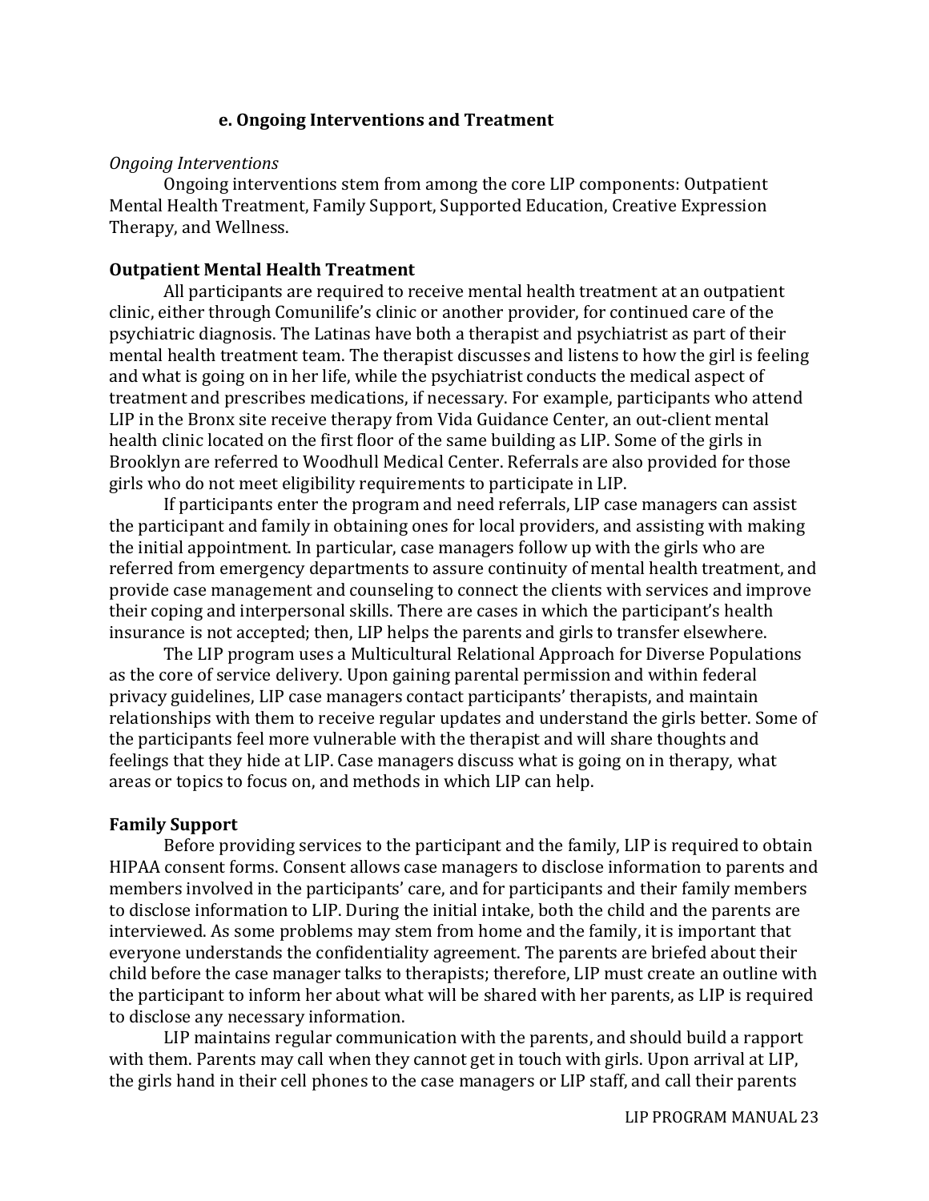### e. Ongoing Interventions and Treatment

*Ongoing Interventions*

Ongoing interventions stem from among the core LIP components: Outpatient Mental Health Treatment, Family Support, Supported Education, Creative Expression Therapy, and Wellness.

**Outpatient Mental Health Treatment**

All participants are required to receive mental health treatment at an outpatient clinic, either through Comunilife's clinic or another provider, for continued care of the psychiatric diagnosis. The Latinas have both a therapist and psychiatrist as part of their mental health treatment team. The therapist discusses and listens to how the girl is feeling and what is going on in her life, while the psychiatrist conducts the medical aspect of treatment and prescribes medications, if necessary. For example, participants who attend LIP in the Bronx site receive therapy from Vida Guidance Center, an out-client mental health clinic located on the first floor of the same building as LIP. Some of the girls in Brooklyn are referred to Woodhull Medical Center. Referrals are also provided for those girls who do not meet eligibility requirements to participate in LIP.

If participants enter the program and need referrals, LIP case managers can assist the participant and family in obtaining ones for local providers, and assisting with making the initial appointment. In particular, case managers follow up with the girls who are referred from emergency departments to assure continuity of mental health treatment, and provide case management and counseling to connect the clients with services and improve their coping and interpersonal skills. There are cases in which the participant's health insurance is not accepted; then, LIP helps the parents and girls to transfer elsewhere.

The LIP program uses a Multicultural Relational Approach for Diverse Populations as the core of service delivery. Upon gaining parental permission and within federal privacy guidelines, LIP case managers contact participants' therapists, and maintain relationships with them to receive regular updates and understand the girls better. Some of the participants feel more vulnerable with the therapist and will share thoughts and feelings that they hide at LIP. Case managers discuss what is going on in therapy, what areas or topics to focus on, and methods in which LIP can help.

**Family Support**

Before providing services to the participant and the family, LIP is required to obtain HIPAA consent forms. Consent allows case managers to disclose information to parents and members involved in the participants' care, and for participants and their family members to disclose information to LIP. During the initial intake, both the child and the parents are interviewed. As some problems may stem from home and the family, it is important that everyone understands the confidentiality agreement. The parents are briefed about their child before the case manager talks to therapists; therefore, LIP must create an outline with the participant to inform her about what will be shared with her parents, as LIP is required to disclose any necessary information.

LIP maintains regular communication with the parents, and should build a rapport with them. Parents may call when they cannot get in touch with girls. Upon arrival at LIP, the girls hand in their cell phones to the case managers or LIP staff, and call their parents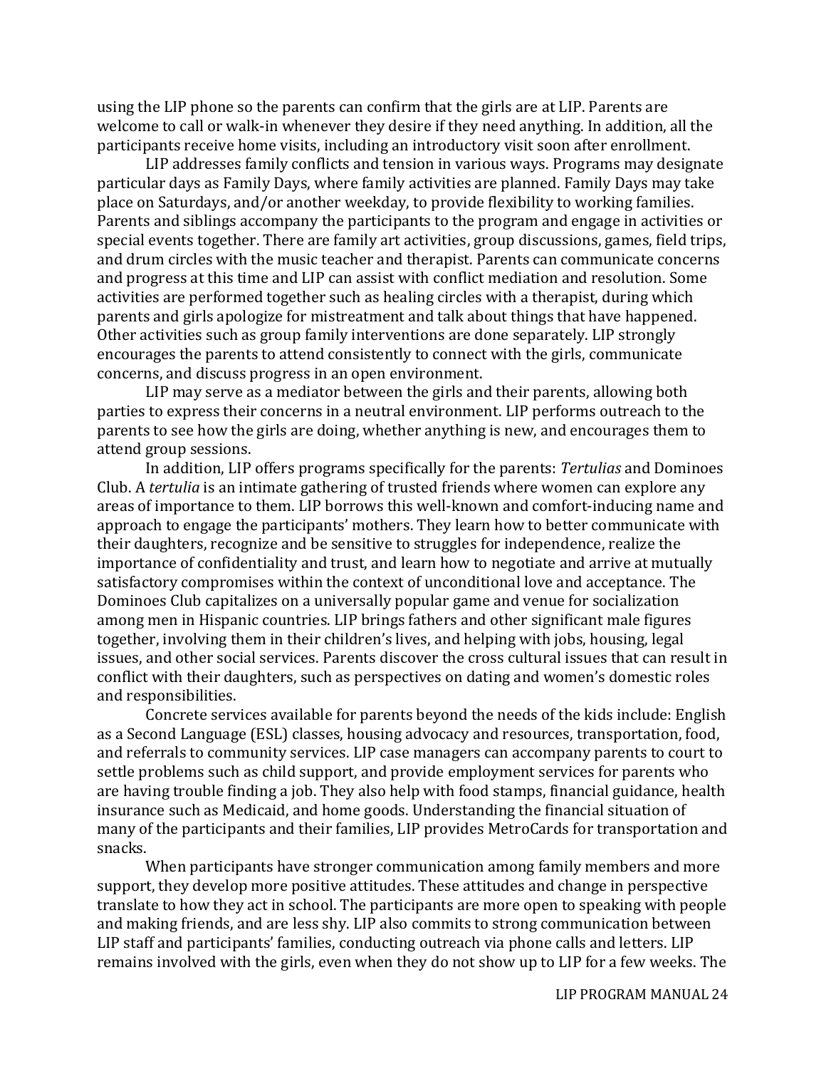using the LIP phone so the parents can confirm that the girls are at LIP. Parents are welcome to call or walk-in whenever they desire if they need anything. In addition, all the participants receive home visits, including an introductory visit soon after enrollment.

LIP addresses family conflicts and tension in various ways. Programs may designate particular days as Family Days, where family activities are planned. Family Days may take place on Saturdays, and/or another weekday, to provide flexibility to working families. Parents and siblings accompany the participants to the program and engage in activities or special events together. There are family art activities, group discussions, games, field trips, and drum circles with the music teacher and therapist. Parents can communicate concerns and progress at this time and LIP can assist with conflict mediation and resolution. Some activities are performed together such as healing circles with a therapist, during which parents and girls apologize for mistreatment and talk about things that have happened. Other activities such as group family interventions are done separately. LIP strongly encourages the parents to attend consistently to connect with the girls, communicate concerns, and discuss progress in an open environment.

LIP may serve as a mediator between the girls and their parents, allowing both parties to express their concerns in a neutral environment. LIP performs outreach to the parents to see how the girls are doing, whether anything is new, and encourages them to attend group sessions.

In addition, LIP offers programs specifically for the parents: *Tertulias* and Dominoes Club. A *tertulia* is an intimate gathering of trusted friends where women can explore any areas of importance to them. LIP borrows this well-known and comfort-inducing name and approach to engage the participants' mothers. They learn how to better communicate with their daughters, recognize and be sensitive to struggles for independence, realize the importance of confidentiality and trust, and learn how to negotiate and arrive at mutually satisfactory compromises within the context of unconditional love and acceptance. The Dominoes Club capitalizes on a universally popular game and venue for socialization among men in Hispanic countries. LIP brings fathers and other significant male figures together, involving them in their children's lives, and helping with jobs, housing, legal issues, and other social services. Parents discover the cross cultural issues that can result in conflict with their daughters, such as perspectives on dating and women's domestic roles and responsibilities.

Concrete services available for parents beyond the needs of the kids include: English as a Second Language (ESL) classes, housing advocacy and resources, transportation, food, and referrals to community services. LIP case managers can accompany parents to court to settle problems such as child support, and provide employment services for parents who are having trouble finding a job. They also help with food stamps, financial guidance, health insurance such as Medicaid, and home goods. Understanding the financial situation of many of the participants and their families, LIP provides MetroCards for transportation and snacks.

When participants have stronger communication among family members and more support, they develop more positive attitudes. These attitudes and change in perspective translate to how they act in school. The participants are more open to speaking with people and making friends, and are less shy. LIP also commits to strong communication between LIP staff and participants' families, conducting outreach via phone calls and letters. LIP remains involved with the girls, even when they do not show up to LIP for a few weeks. The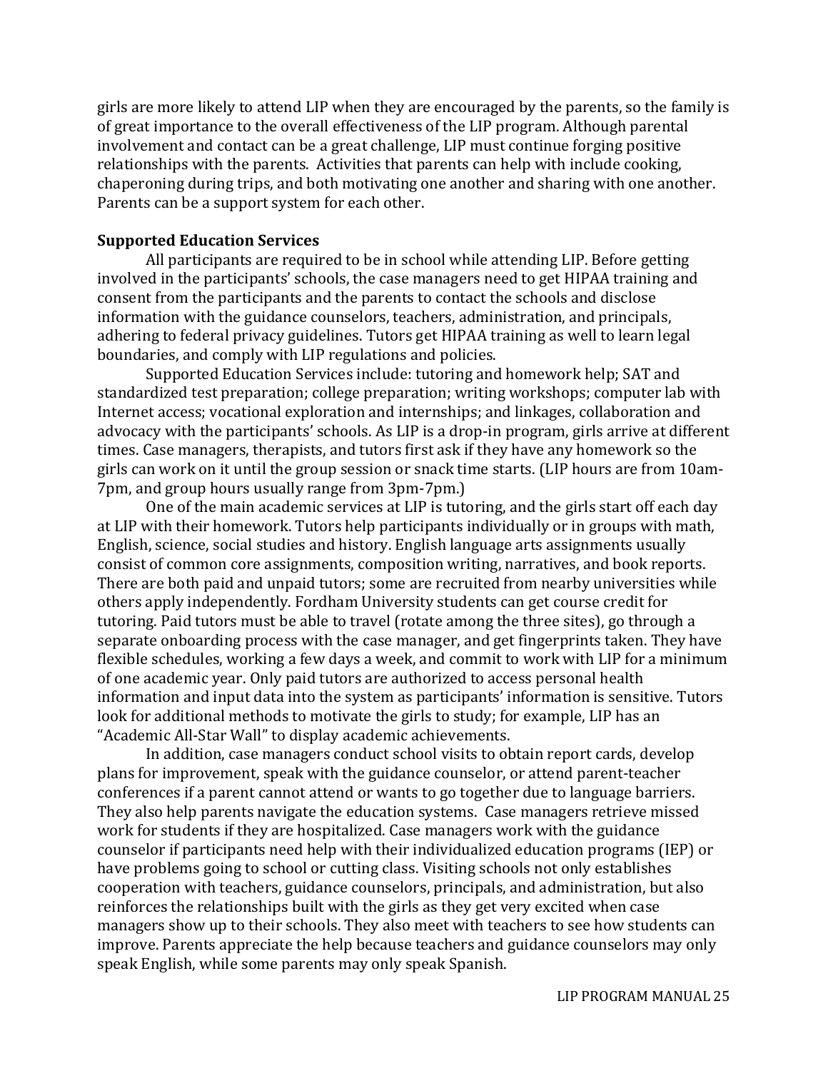girls are more likely to attend LIP when they are encouraged by the parents, so the family is of great importance to the overall effectiveness of the LIP program. Although parental involvement and contact can be a great challenge, LIP must continue forging positive relationships with the parents. Activities that parents can help with include cooking, chaperoning during trips, and both motivating one another and sharing with one another. Parents can be a support system for each other.

**Supported Education Services**

All participants are required to be in school while attending LIP. Before getting involved in the participants' schools, the case managers need to get HIPAA training and consent from the participants and the parents to contact the schools and disclose information with the guidance counselors, teachers, administration, and principals, adhering to federal privacy guidelines. Tutors get HIPAA training as well to learn legal boundaries, and comply with LIP regulations and policies.

Supported Education Services include: tutoring and homework help; SAT and standardized test preparation; college preparation; writing workshops; computer lab with Internet access; vocational exploration and internships; and linkages, collaboration and advocacy with the participants' schools. As LIP is a drop-in program, girls arrive at different times. Case managers, therapists, and tutors first ask if they have any homework so the girls can work on it until the group session or snack time starts. (LIP hours are from 10am-7pm, and group hours usually range from 3pm-7pm.)

One of the main academic services at LIP is tutoring, and the girls start off each day at LIP with their homework. Tutors help participants individually or in groups with math, English, science, social studies and history. English language arts assignments usually consist of common core assignments, composition writing, narratives, and book reports. There are both paid and unpaid tutors; some are recruited from nearby universities while others apply independently. Fordham University students can get course credit for tutoring. Paid tutors must be able to travel (rotate among the three sites), go through a separate onboarding process with the case manager, and get fingerprints taken. They have flexible schedules, working a few days a week, and commit to work with LIP for a minimum of one academic year. Only paid tutors are authorized to access personal health information and input data into the system as participants' information is sensitive. Tutors look for additional methods to motivate the girls to study; for example, LIP has an "Academic All-Star Wall" to display academic achievements.

In addition, case managers conduct school visits to obtain report cards, develop plans for improvement, speak with the guidance counselor, or attend parent-teacher conferences if a parent cannot attend or wants to go together due to language barriers. They also help parents navigate the education systems. Case managers retrieve missed work for students if they are hospitalized. Case managers work with the guidance counselor if participants need help with their individualized education programs (IEP) or have problems going to school or cutting class. Visiting schools not only establishes cooperation with teachers, guidance counselors, principals, and administration, but also reinforces the relationships built with the girls as they get very excited when case managers show up to their schools. They also meet with teachers to see how students can improve. Parents appreciate the help because teachers and guidance counselors may only speak English, while some parents may only speak Spanish.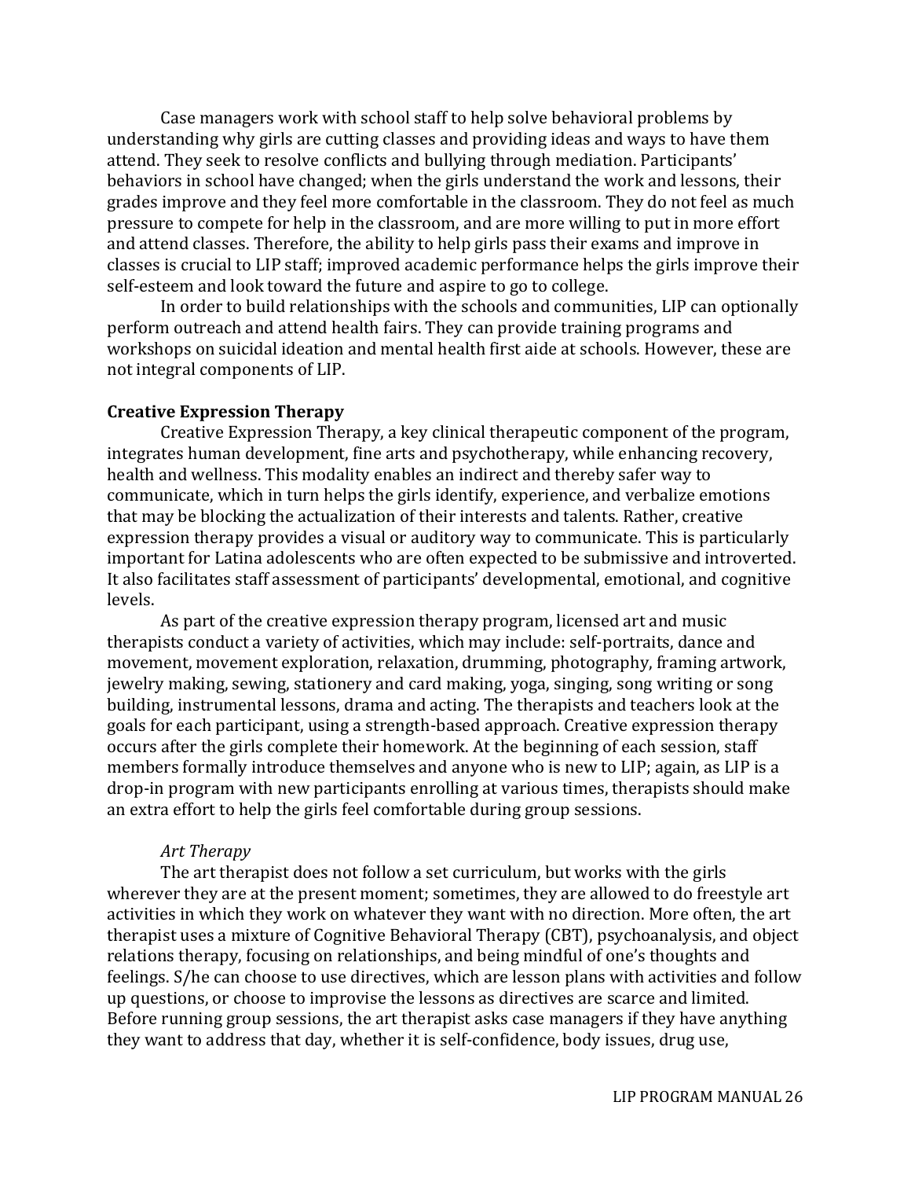Case managers work with school staff to help solve behavioral problems by understanding why girls are cutting classes and providing ideas and ways to have them attend. They seek to resolve conflicts and bullying through mediation. Participants' behaviors in school have changed; when the girls understand the work and lessons, their grades improve and they feel more comfortable in the classroom. They do not feel as much pressure to compete for help in the classroom, and are more willing to put in more effort and attend classes. Therefore, the ability to help girls pass their exams and improve in classes is crucial to LIP staff; improved academic performance helps the girls improve their self-esteem and look toward the future and aspire to go to college.

In order to build relationships with the schools and communities, LIP can optionally perform outreach and attend health fairs. They can provide training programs and workshops on suicidal ideation and mental health first aide at schools. However, these are not integral components of LIP.

**Creative Expression Therapy**

Creative Expression Therapy, a key clinical therapeutic component of the program, integrates human development, fine arts and psychotherapy, while enhancing recovery, health and wellness. This modality enables an indirect and thereby safer way to communicate, which in turn helps the girls identify, experience, and verbalize emotions that may be blocking the actualization of their interests and talents. Rather, creative expression therapy provides a visual or auditory way to communicate. This is particularly important for Latina adolescents who are often expected to be submissive and introverted. It also facilitates staff assessment of participants' developmental, emotional, and cognitive levels.

As part of the creative expression therapy program, licensed art and music therapists conduct a variety of activities, which may include: self-portraits, dance and movement, movement exploration, relaxation, drumming, photography, framing artwork, jewelry making, sewing, stationery and card making, yoga, singing, song writing or song building, instrumental lessons, drama and acting. The therapists and teachers look at the goals for each participant, using a strength-based approach. Creative expression therapy occurs after the girls complete their homework. At the beginning of each session, staff members formally introduce themselves and anyone who is new to LIP; again, as LIP is a drop-in program with new participants enrolling at various times, therapists should make an extra effort to help the girls feel comfortable during group sessions.

*Art Therapy*

The art therapist does not follow a set curriculum, but works with the girls wherever they are at the present moment; sometimes, they are allowed to do freestyle art activities in which they work on whatever they want with no direction. More often, the art therapist uses a mixture of Cognitive Behavioral Therapy (CBT), psychoanalysis, and object relations therapy, focusing on relationships, and being mindful of one's thoughts and feelings. S/he can choose to use directives, which are lesson plans with activities and follow up questions, or choose to improvise the lessons as directives are scarce and limited. Before running group sessions, the art therapist asks case managers if they have anything they want to address that day, whether it is self-confidence, body issues, drug use,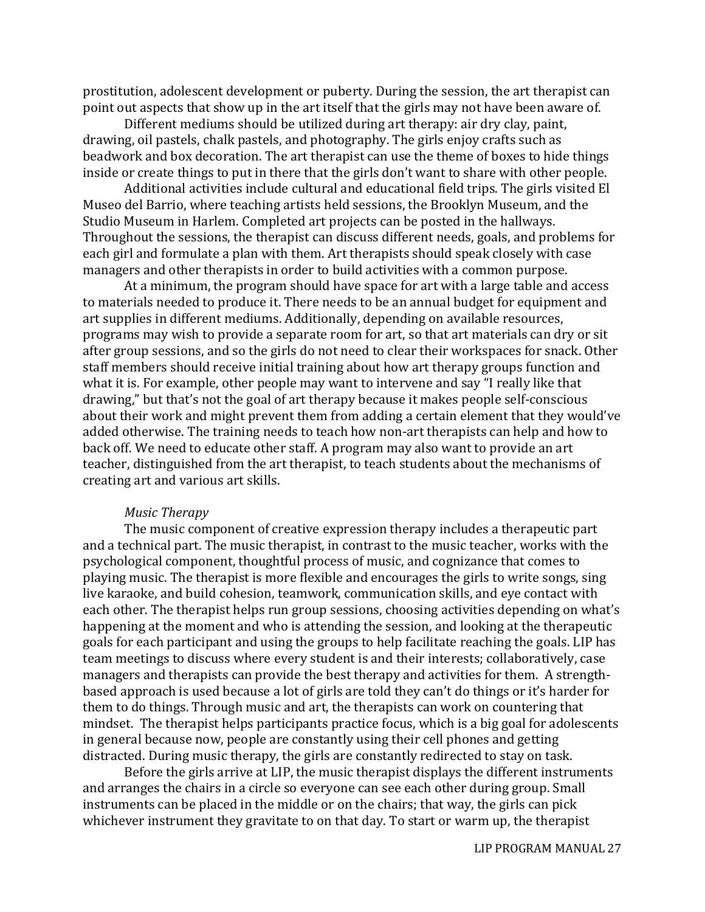prostitution, adolescent development or puberty. During the session, the art therapist can point out aspects that show up in the art itself that the girls may not have been aware of.

Different mediums should be utilized during art therapy: air dry clay, paint, drawing, oil pastels, chalk pastels, and photography. The girls enjoy crafts such as beadwork and box decoration. The art therapist can use the theme of boxes to hide things inside or create things to put in there that the girls don't want to share with other people.

Additional activities include cultural and educational field trips. The girls visited El Museo del Barrio, where teaching artists held sessions, the Brooklyn Museum, and the Studio Museum in Harlem. Completed art projects can be posted in the hallways. Throughout the sessions, the therapist can discuss different needs, goals, and problems for each girl and formulate a plan with them. Art therapists should speak closely with case managers and other therapists in order to build activities with a common purpose.

At a minimum, the program should have space for art with a large table and access to materials needed to produce it. There needs to be an annual budget for equipment and art supplies in different mediums. Additionally, depending on available resources, programs may wish to provide a separate room for art, so that art materials can dry or sit after group sessions, and so the girls do not need to clear their workspaces for snack. Other staff members should receive initial training about how art therapy groups function and what it is. For example, other people may want to intervene and say "I really like that drawing," but that's not the goal of art therapy because it makes people self-conscious about their work and might prevent them from adding a certain element that they would've added otherwise. The training needs to teach how non-art therapists can help and how to back off. We need to educate other staff. A program may also want to provide an art teacher, distinguished from the art therapist, to teach students about the mechanisms of creating art and various art skills.

*Music Therapy*

The music component of creative expression therapy includes a therapeutic part and a technical part. The music therapist, in contrast to the music teacher, works with the psychological component, thoughtful process of music, and cognizance that comes to playing music. The therapist is more flexible and encourages the girls to write songs, sing live karaoke, and build cohesion, teamwork, communication skills, and eye contact with each other. The therapist helps run group sessions, choosing activities depending on what's happening at the moment and who is attending the session, and looking at the therapeutic goals for each participant and using the groups to help facilitate reaching the goals. LIP has team meetings to discuss where every student is and their interests; collaboratively, case managers and therapists can provide the best therapy and activities for them. A strength-based approach is used because a lot of girls are told they can't do things or it's harder for them to do things. Through music and art, the therapists can work on countering that mindset. The therapist helps participants practice focus, which is a big goal for adolescents in general because now, people are constantly using their cell phones and getting distracted. During music therapy, the girls are constantly redirected to stay on task.

Before the girls arrive at LIP, the music therapist displays the different instruments and arranges the chairs in a circle so everyone can see each other during group. Small instruments can be placed in the middle or on the chairs; that way, the girls can pick whichever instrument they gravitate to on that day. To start or warm up, the therapist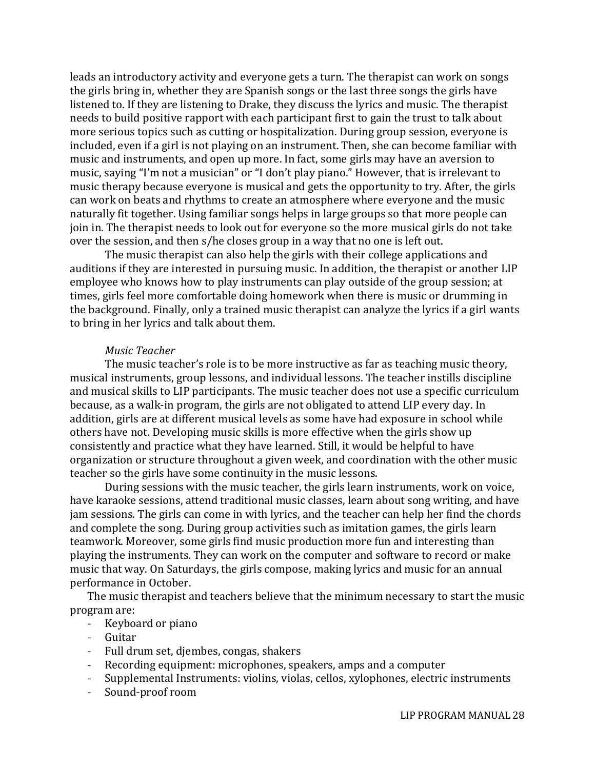leads an introductory activity and everyone gets a turn. The therapist can work on songs the girls bring in, whether they are Spanish songs or the last three songs the girls have listened to. If they are listening to Drake, they discuss the lyrics and music. The therapist needs to build positive rapport with each participant first to gain the trust to talk about more serious topics such as cutting or hospitalization. During group session, everyone is included, even if a girl is not playing on an instrument. Then, she can become familiar with music and instruments, and open up more. In fact, some girls may have an aversion to music, saying "I'm not a musician" or "I don't play piano." However, that is irrelevant to music therapy because everyone is musical and gets the opportunity to try. After, the girls can work on beats and rhythms to create an atmosphere where everyone and the music naturally fit together. Using familiar songs helps in large groups so that more people can join in. The therapist needs to look out for everyone so the more musical girls do not take over the session, and then s/he closes group in a way that no one is left out.

The music therapist can also help the girls with their college applications and auditions if they are interested in pursuing music. In addition, the therapist or another LIP employee who knows how to play instruments can play outside of the group session; at times, girls feel more comfortable doing homework when there is music or drumming in the background. Finally, only a trained music therapist can analyze the lyrics if a girl wants to bring in her lyrics and talk about them.

*Music Teacher*

The music teacher's role is to be more instructive as far as teaching music theory, musical instruments, group lessons, and individual lessons. The teacher instills discipline and musical skills to LIP participants. The music teacher does not use a specific curriculum because, as a walk-in program, the girls are not obligated to attend LIP every day. In addition, girls are at different musical levels as some have had exposure in school while others have not. Developing music skills is more effective when the girls show up consistently and practice what they have learned. Still, it would be helpful to have organization or structure throughout a given week, and coordination with the other music teacher so the girls have some continuity in the music lessons.

During sessions with the music teacher, the girls learn instruments, work on voice, have karaoke sessions, attend traditional music classes, learn about song writing, and have jam sessions. The girls can come in with lyrics, and the teacher can help her find the chords and complete the song. During group activities such as imitation games, the girls learn teamwork. Moreover, some girls find music production more fun and interesting than playing the instruments. They can work on the computer and software to record or make music that way. On Saturdays, the girls compose, making lyrics and music for an annual performance in October.

The music therapist and teachers believe that the minimum necessary to start the music program are:

- Keyboard or piano
- Guitar
- Full drum set, djembes, congas, shakers
- Recording equipment: microphones, speakers, amps and a computer
- Supplemental Instruments: violins, violas, cellos, xylophones, electric instruments
- Sound-proof room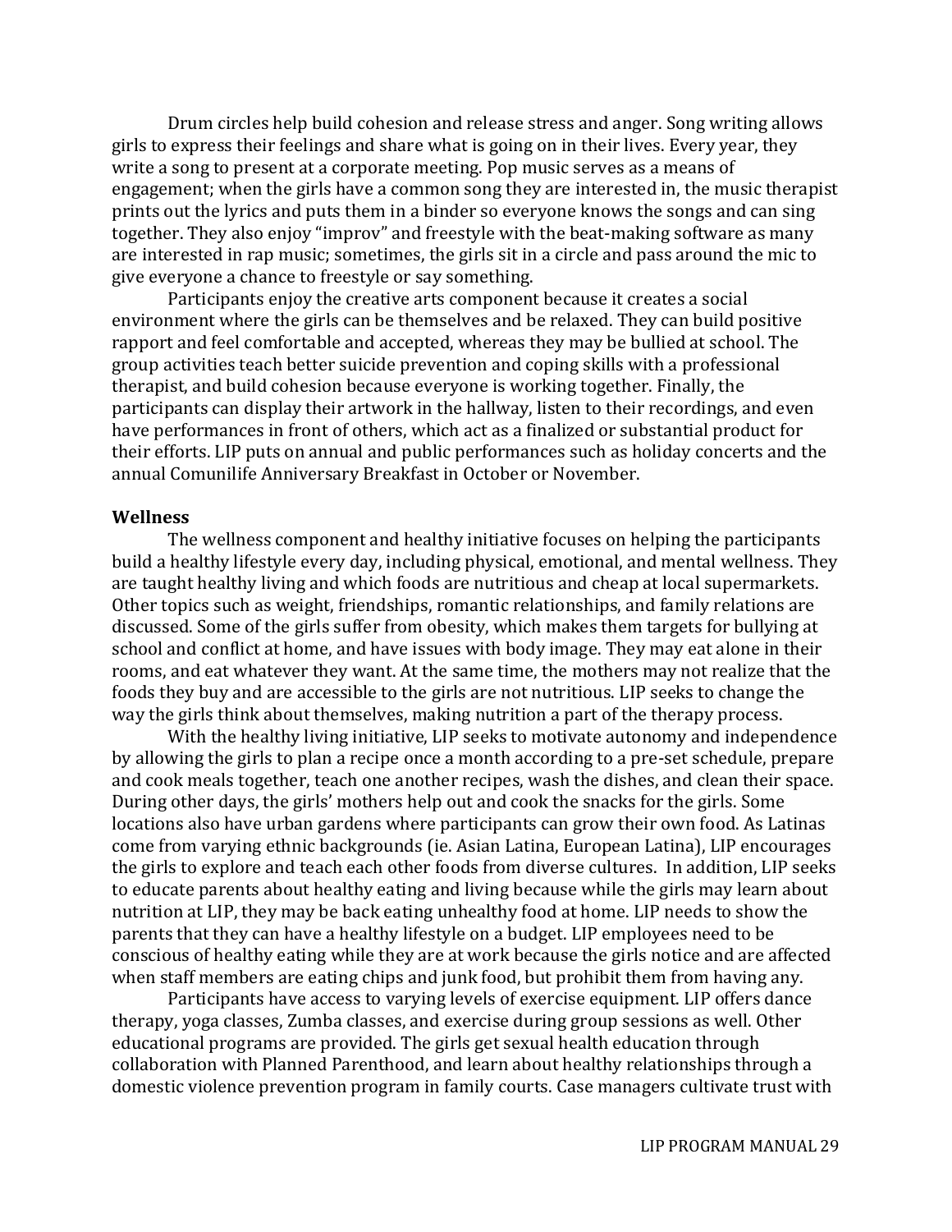Drum circles help build cohesion and release stress and anger. Song writing allows girls to express their feelings and share what is going on in their lives. Every year, they write a song to present at a corporate meeting. Pop music serves as a means of engagement; when the girls have a common song they are interested in, the music therapist prints out the lyrics and puts them in a binder so everyone knows the songs and can sing together. They also enjoy "improv" and freestyle with the beat-making software as many are interested in rap music; sometimes, the girls sit in a circle and pass around the mic to give everyone a chance to freestyle or say something.

Participants enjoy the creative arts component because it creates a social environment where the girls can be themselves and be relaxed. They can build positive rapport and feel comfortable and accepted, whereas they may be bullied at school. The group activities teach better suicide prevention and coping skills with a professional therapist, and build cohesion because everyone is working together. Finally, the participants can display their artwork in the hallway, listen to their recordings, and even have performances in front of others, which act as a finalized or substantial product for their efforts. LIP puts on annual and public performances such as holiday concerts and the annual Comunilife Anniversary Breakfast in October or November.

**Wellness**

The wellness component and healthy initiative focuses on helping the participants build a healthy lifestyle every day, including physical, emotional, and mental wellness. They are taught healthy living and which foods are nutritious and cheap at local supermarkets. Other topics such as weight, friendships, romantic relationships, and family relations are discussed. Some of the girls suffer from obesity, which makes them targets for bullying at school and conflict at home, and have issues with body image. They may eat alone in their rooms, and eat whatever they want. At the same time, the mothers may not realize that the foods they buy and are accessible to the girls are not nutritious. LIP seeks to change the way the girls think about themselves, making nutrition a part of the therapy process.

With the healthy living initiative, LIP seeks to motivate autonomy and independence by allowing the girls to plan a recipe once a month according to a pre-set schedule, prepare and cook meals together, teach one another recipes, wash the dishes, and clean their space. During other days, the girls' mothers help out and cook the snacks for the girls. Some locations also have urban gardens where participants can grow their own food. As Latinas come from varying ethnic backgrounds (ie. Asian Latina, European Latina), LIP encourages the girls to explore and teach each other foods from diverse cultures. In addition, LIP seeks to educate parents about healthy eating and living because while the girls may learn about nutrition at LIP, they may be back eating unhealthy food at home. LIP needs to show the parents that they can have a healthy lifestyle on a budget. LIP employees need to be conscious of healthy eating while they are at work because the girls notice and are affected when staff members are eating chips and junk food, but prohibit them from having any.

Participants have access to varying levels of exercise equipment. LIP offers dance therapy, yoga classes, Zumba classes, and exercise during group sessions as well. Other educational programs are provided. The girls get sexual health education through collaboration with Planned Parenthood, and learn about healthy relationships through a domestic violence prevention program in family courts. Case managers cultivate trust with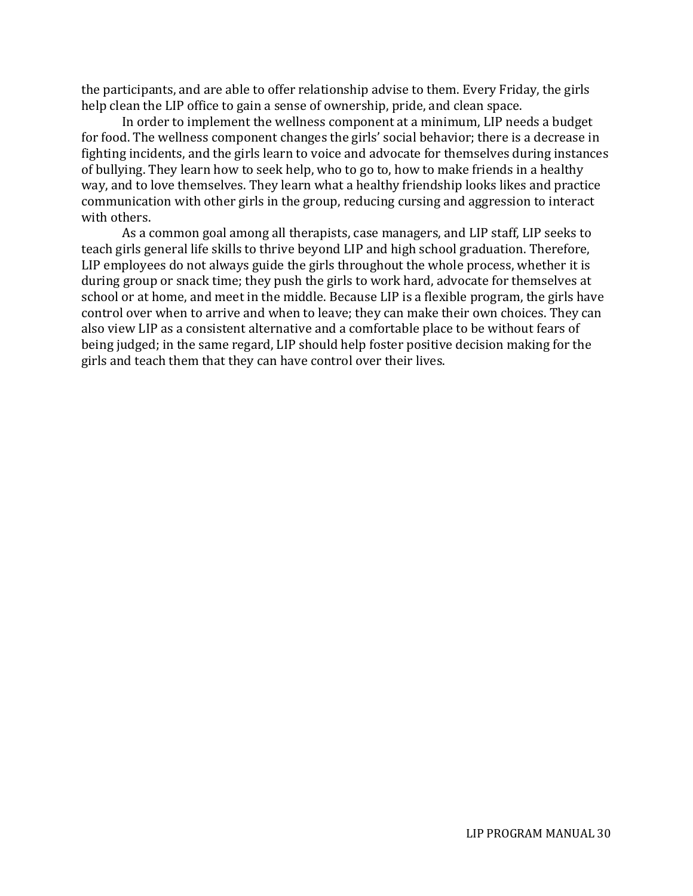the participants, and are able to offer relationship advise to them. Every Friday, the girls help clean the LIP office to gain a sense of ownership, pride, and clean space.

In order to implement the wellness component at a minimum, LIP needs a budget for food. The wellness component changes the girls' social behavior; there is a decrease in fighting incidents, and the girls learn to voice and advocate for themselves during instances of bullying. They learn how to seek help, who to go to, how to make friends in a healthy way, and to love themselves. They learn what a healthy friendship looks likes and practice communication with other girls in the group, reducing cursing and aggression to interact with others.

As a common goal among all therapists, case managers, and LIP staff, LIP seeks to teach girls general life skills to thrive beyond LIP and high school graduation. Therefore, LIP employees do not always guide the girls throughout the whole process, whether it is during group or snack time; they push the girls to work hard, advocate for themselves at school or at home, and meet in the middle. Because LIP is a flexible program, the girls have control over when to arrive and when to leave; they can make their own choices. They can also view LIP as a consistent alternative and a comfortable place to be without fears of being judged; in the same regard, LIP should help foster positive decision making for the girls and teach them that they can have control over their lives.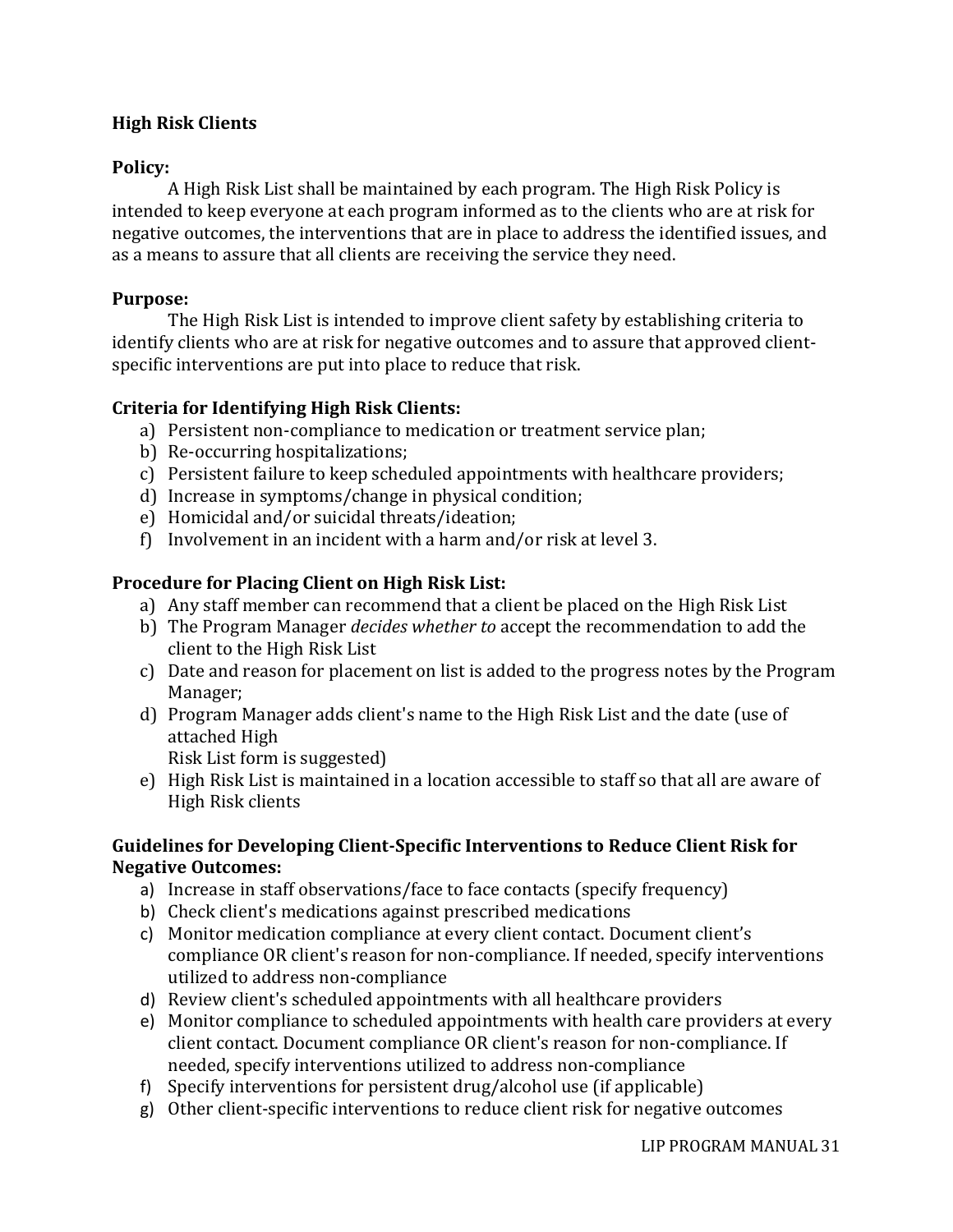## High Risk Clients

**Policy:**

A High Risk List shall be maintained by each program. The High Risk Policy is intended to keep everyone at each program informed as to the clients who are at risk for negative outcomes, the interventions that are in place to address the identified issues, and as a means to assure that all clients are receiving the service they need.

**Purpose:**

The High Risk List is intended to improve client safety by establishing criteria to identify clients who are at risk for negative outcomes and to assure that approved client-specific interventions are put into place to reduce that risk.

**Criteria for Identifying High Risk Clients:**

a) Persistent non-compliance to medication or treatment service plan;
b) Re-occurring hospitalizations;
c) Persistent failure to keep scheduled appointments with healthcare providers;
d) Increase in symptoms/change in physical condition;
e) Homicidal and/or suicidal threats/ideation;
f) Involvement in an incident with a harm and/or risk at level 3.

**Procedure for Placing Client on High Risk List:**

a) Any staff member can recommend that a client be placed on the High Risk List
b) The Program Manager *decides whether to* accept the recommendation to add the client to the High Risk List
c) Date and reason for placement on list is added to the progress notes by the Program Manager;
d) Program Manager adds client's name to the High Risk List and the date (use of attached High Risk List form is suggested)
e) High Risk List is maintained in a location accessible to staff so that all are aware of High Risk clients

**Guidelines for Developing Client-Specific Interventions to Reduce Client Risk for Negative Outcomes:**

a) Increase in staff observations/face to face contacts (specify frequency)
b) Check client's medications against prescribed medications
c) Monitor medication compliance at every client contact. Document client's compliance OR client's reason for non-compliance. If needed, specify interventions utilized to address non-compliance
d) Review client's scheduled appointments with all healthcare providers
e) Monitor compliance to scheduled appointments with health care providers at every client contact. Document compliance OR client's reason for non-compliance. If needed, specify interventions utilized to address non-compliance
f) Specify interventions for persistent drug/alcohol use (if applicable)
g) Other client-specific interventions to reduce client risk for negative outcomes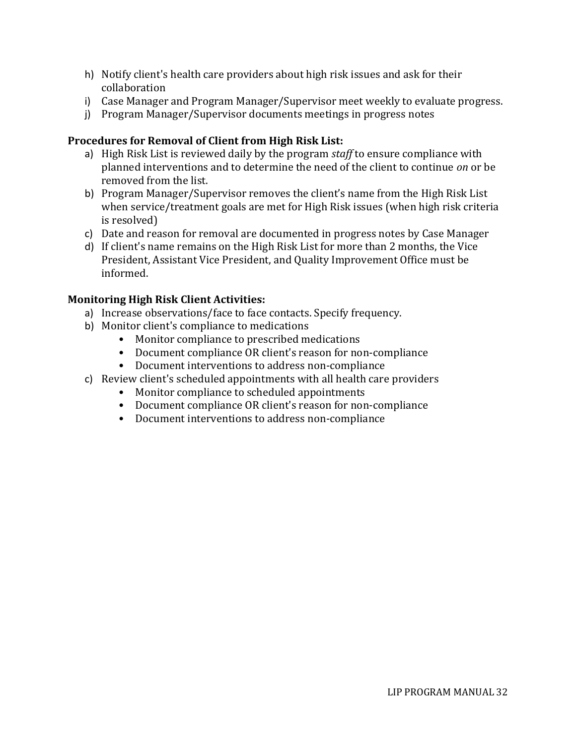h) Notify client's health care providers about high risk issues and ask for their collaboration
i) Case Manager and Program Manager/Supervisor meet weekly to evaluate progress.
j) Program Manager/Supervisor documents meetings in progress notes

**Procedures for Removal of Client from High Risk List:**

a) High Risk List is reviewed daily by the program *staff* to ensure compliance with planned interventions and to determine the need of the client to continue *on* or be removed from the list.
b) Program Manager/Supervisor removes the client's name from the High Risk List when service/treatment goals are met for High Risk issues (when high risk criteria is resolved)
c) Date and reason for removal are documented in progress notes by Case Manager
d) If client's name remains on the High Risk List for more than 2 months, the Vice President, Assistant Vice President, and Quality Improvement Office must be informed.

**Monitoring High Risk Client Activities:**

a) Increase observations/face to face contacts. Specify frequency.
b) Monitor client's compliance to medications
    - Monitor compliance to prescribed medications
    - Document compliance OR client's reason for non-compliance
    - Document interventions to address non-compliance
c) Review client's scheduled appointments with all health care providers
    - Monitor compliance to scheduled appointments
    - Document compliance OR client's reason for non-compliance
    - Document interventions to address non-compliance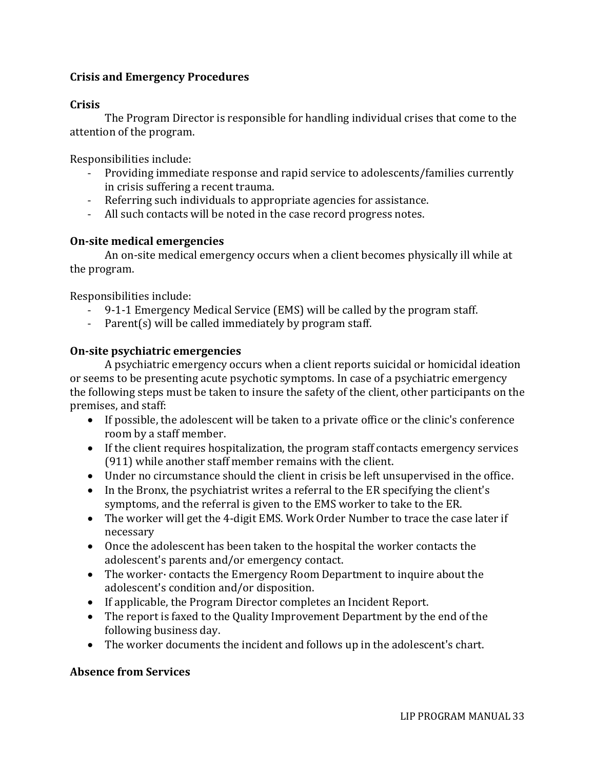## Crisis and Emergency Procedures

### Crisis

The Program Director is responsible for handling individual crises that come to the attention of the program.

Responsibilities include:

- Providing immediate response and rapid service to adolescents/families currently in crisis suffering a recent trauma.
- Referring such individuals to appropriate agencies for assistance.
- All such contacts will be noted in the case record progress notes.

### On-site medical emergencies

An on-site medical emergency occurs when a client becomes physically ill while at the program.

Responsibilities include:

- 9-1-1 Emergency Medical Service (EMS) will be called by the program staff.
- Parent(s) will be called immediately by program staff.

### On-site psychiatric emergencies

A psychiatric emergency occurs when a client reports suicidal or homicidal ideation or seems to be presenting acute psychotic symptoms. In case of a psychiatric emergency the following steps must be taken to insure the safety of the client, other participants on the premises, and staff:

- If possible, the adolescent will be taken to a private office or the clinic's conference room by a staff member.
- If the client requires hospitalization, the program staff contacts emergency services (911) while another staff member remains with the client.
- Under no circumstance should the client in crisis be left unsupervised in the office.
- In the Bronx, the psychiatrist writes a referral to the ER specifying the client's symptoms, and the referral is given to the EMS worker to take to the ER.
- The worker will get the 4-digit EMS. Work Order Number to trace the case later if necessary
- Once the adolescent has been taken to the hospital the worker contacts the adolescent's parents and/or emergency contact.
- The worker· contacts the Emergency Room Department to inquire about the adolescent's condition and/or disposition.
- If applicable, the Program Director completes an Incident Report.
- The report is faxed to the Quality Improvement Department by the end of the following business day.
- The worker documents the incident and follows up in the adolescent's chart.

### Absence from Services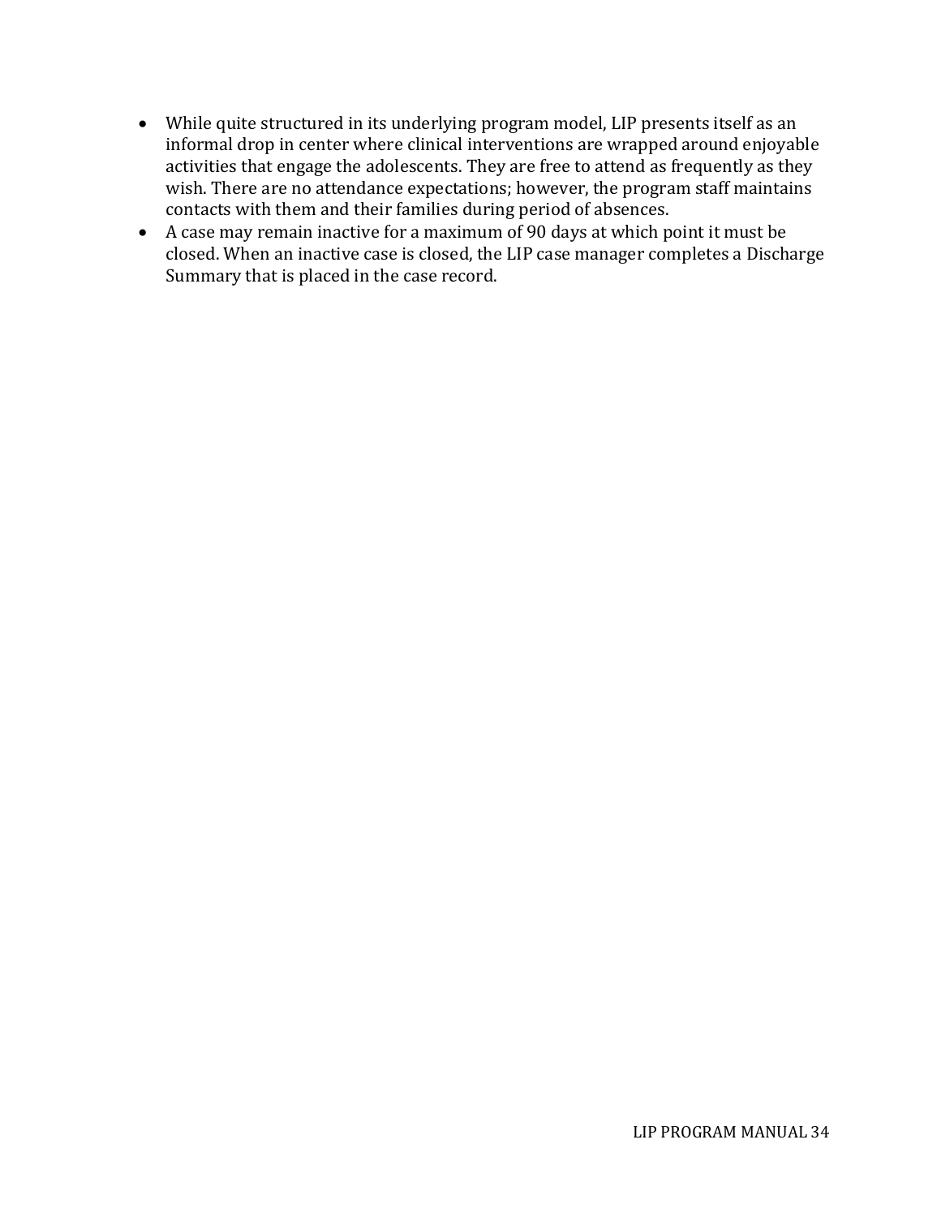- While quite structured in its underlying program model, LIP presents itself as an informal drop in center where clinical interventions are wrapped around enjoyable activities that engage the adolescents. They are free to attend as frequently as they wish. There are no attendance expectations; however, the program staff maintains contacts with them and their families during period of absences.
- A case may remain inactive for a maximum of 90 days at which point it must be closed. When an inactive case is closed, the LIP case manager completes a Discharge Summary that is placed in the case record.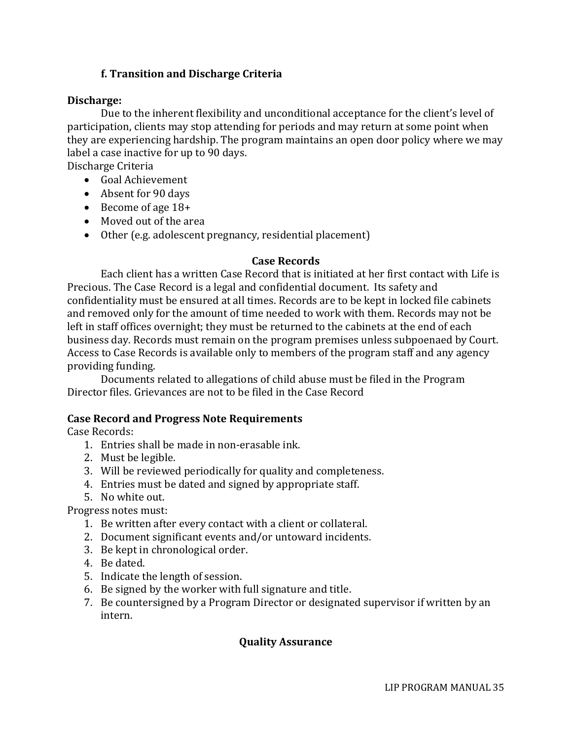### f. Transition and Discharge Criteria

**Discharge:**

Due to the inherent flexibility and unconditional acceptance for the client's level of participation, clients may stop attending for periods and may return at some point when they are experiencing hardship. The program maintains an open door policy where we may label a case inactive for up to 90 days.

Discharge Criteria

- Goal Achievement
- Absent for 90 days
- Become of age 18+
- Moved out of the area
- Other (e.g. adolescent pregnancy, residential placement)

**Case Records**

Each client has a written Case Record that is initiated at her first contact with Life is Precious. The Case Record is a legal and confidential document. Its safety and confidentiality must be ensured at all times. Records are to be kept in locked file cabinets and removed only for the amount of time needed to work with them. Records may not be left in staff offices overnight; they must be returned to the cabinets at the end of each business day. Records must remain on the program premises unless subpoenaed by Court. Access to Case Records is available only to members of the program staff and any agency providing funding.

Documents related to allegations of child abuse must be filed in the Program Director files. Grievances are not to be filed in the Case Record

**Case Record and Progress Note Requirements**

Case Records:

1. Entries shall be made in non-erasable ink.
2. Must be legible.
3. Will be reviewed periodically for quality and completeness.
4. Entries must be dated and signed by appropriate staff.
5. No white out.

Progress notes must:

1. Be written after every contact with a client or collateral.
2. Document significant events and/or untoward incidents.
3. Be kept in chronological order.
4. Be dated.
5. Indicate the length of session.
6. Be signed by the worker with full signature and title.
7. Be countersigned by a Program Director or designated supervisor if written by an intern.

**Quality Assurance**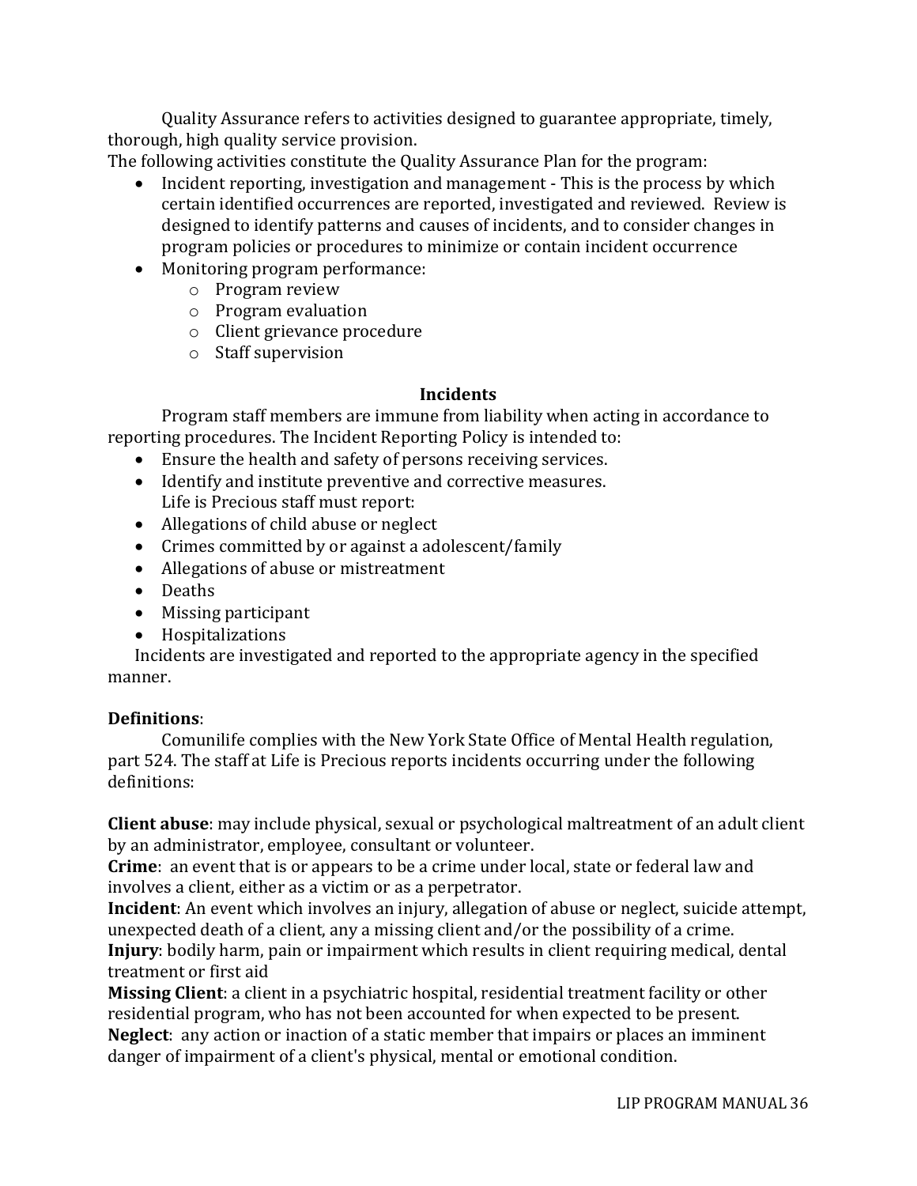Quality Assurance refers to activities designed to guarantee appropriate, timely, thorough, high quality service provision.

The following activities constitute the Quality Assurance Plan for the program:

- Incident reporting, investigation and management - This is the process by which certain identified occurrences are reported, investigated and reviewed. Review is designed to identify patterns and causes of incidents, and to consider changes in program policies or procedures to minimize or contain incident occurrence
- Monitoring program performance:
  - Program review
  - Program evaluation
  - Client grievance procedure
  - Staff supervision

## Incidents

Program staff members are immune from liability when acting in accordance to reporting procedures. The Incident Reporting Policy is intended to:

- Ensure the health and safety of persons receiving services.
- Identify and institute preventive and corrective measures.

Life is Precious staff must report:

- Allegations of child abuse or neglect
- Crimes committed by or against a adolescent/family
- Allegations of abuse or mistreatment
- Deaths
- Missing participant
- Hospitalizations

Incidents are investigated and reported to the appropriate agency in the specified manner.

**Definitions**:

Comunilife complies with the New York State Office of Mental Health regulation, part 524. The staff at Life is Precious reports incidents occurring under the following definitions:

**Client abuse**: may include physical, sexual or psychological maltreatment of an adult client by an administrator, employee, consultant or volunteer.

**Crime**: an event that is or appears to be a crime under local, state or federal law and involves a client, either as a victim or as a perpetrator.

**Incident**: An event which involves an injury, allegation of abuse or neglect, suicide attempt, unexpected death of a client, any a missing client and/or the possibility of a crime.

**Injury**: bodily harm, pain or impairment which results in client requiring medical, dental treatment or first aid

**Missing Client**: a client in a psychiatric hospital, residential treatment facility or other residential program, who has not been accounted for when expected to be present.

**Neglect**: any action or inaction of a static member that impairs or places an imminent danger of impairment of a client's physical, mental or emotional condition.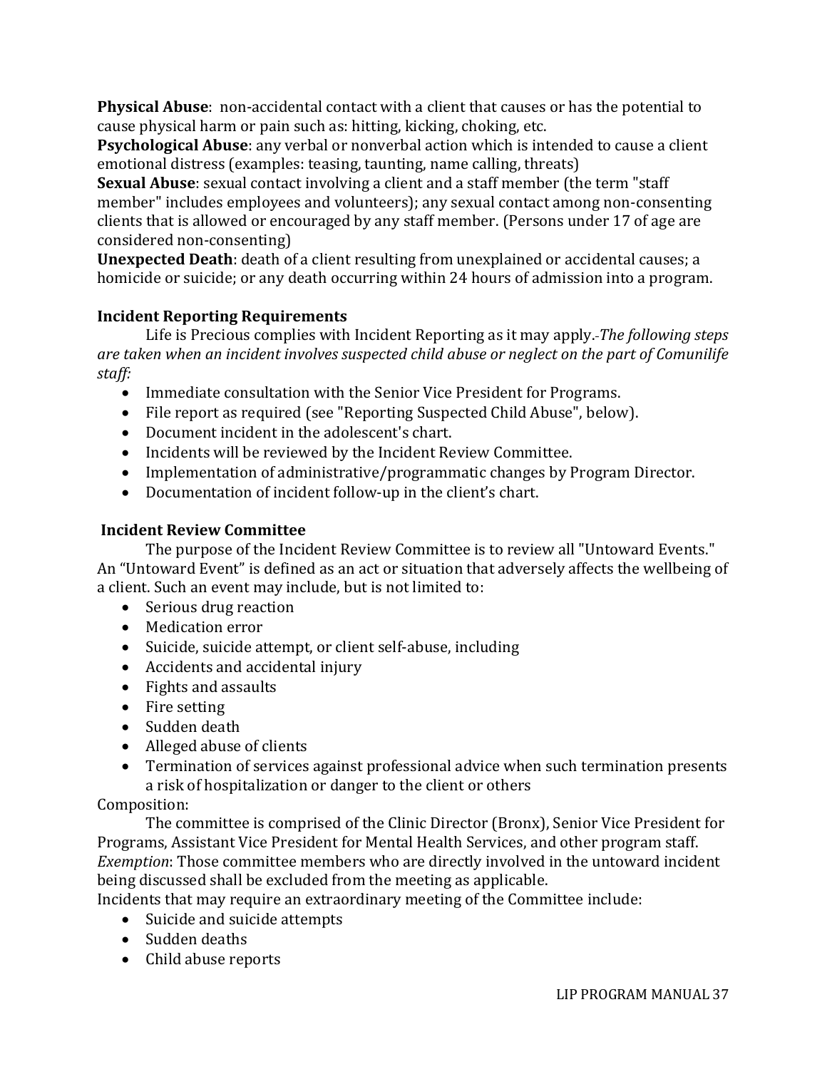**Physical Abuse**: non-accidental contact with a client that causes or has the potential to cause physical harm or pain such as: hitting, kicking, choking, etc.
**Psychological Abuse**: any verbal or nonverbal action which is intended to cause a client emotional distress (examples: teasing, taunting, name calling, threats)
**Sexual Abuse**: sexual contact involving a client and a staff member (the term "staff member" includes employees and volunteers); any sexual contact among non-consenting clients that is allowed or encouraged by any staff member. (Persons under 17 of age are considered non-consenting)
**Unexpected Death**: death of a client resulting from unexplained or accidental causes; a homicide or suicide; or any death occurring within 24 hours of admission into a program.

**Incident Reporting Requirements**

Life is Precious complies with Incident Reporting as it may apply.-*The following steps are taken when an incident involves suspected child abuse or neglect on the part of Comunilife staff:*

- Immediate consultation with the Senior Vice President for Programs.
- File report as required (see "Reporting Suspected Child Abuse", below).
- Document incident in the adolescent's chart.
- Incidents will be reviewed by the Incident Review Committee.
- Implementation of administrative/programmatic changes by Program Director.
- Documentation of incident follow-up in the client's chart.

**Incident Review Committee**

The purpose of the Incident Review Committee is to review all "Untoward Events." An "Untoward Event" is defined as an act or situation that adversely affects the wellbeing of a client. Such an event may include, but is not limited to:

- Serious drug reaction
- Medication error
- Suicide, suicide attempt, or client self-abuse, including
- Accidents and accidental injury
- Fights and assaults
- Fire setting
- Sudden death
- Alleged abuse of clients
- Termination of services against professional advice when such termination presents a risk of hospitalization or danger to the client or others

Composition:

The committee is comprised of the Clinic Director (Bronx), Senior Vice President for Programs, Assistant Vice President for Mental Health Services, and other program staff.
*Exemption*: Those committee members who are directly involved in the untoward incident being discussed shall be excluded from the meeting as applicable.
Incidents that may require an extraordinary meeting of the Committee include:

- Suicide and suicide attempts
- Sudden deaths
- Child abuse reports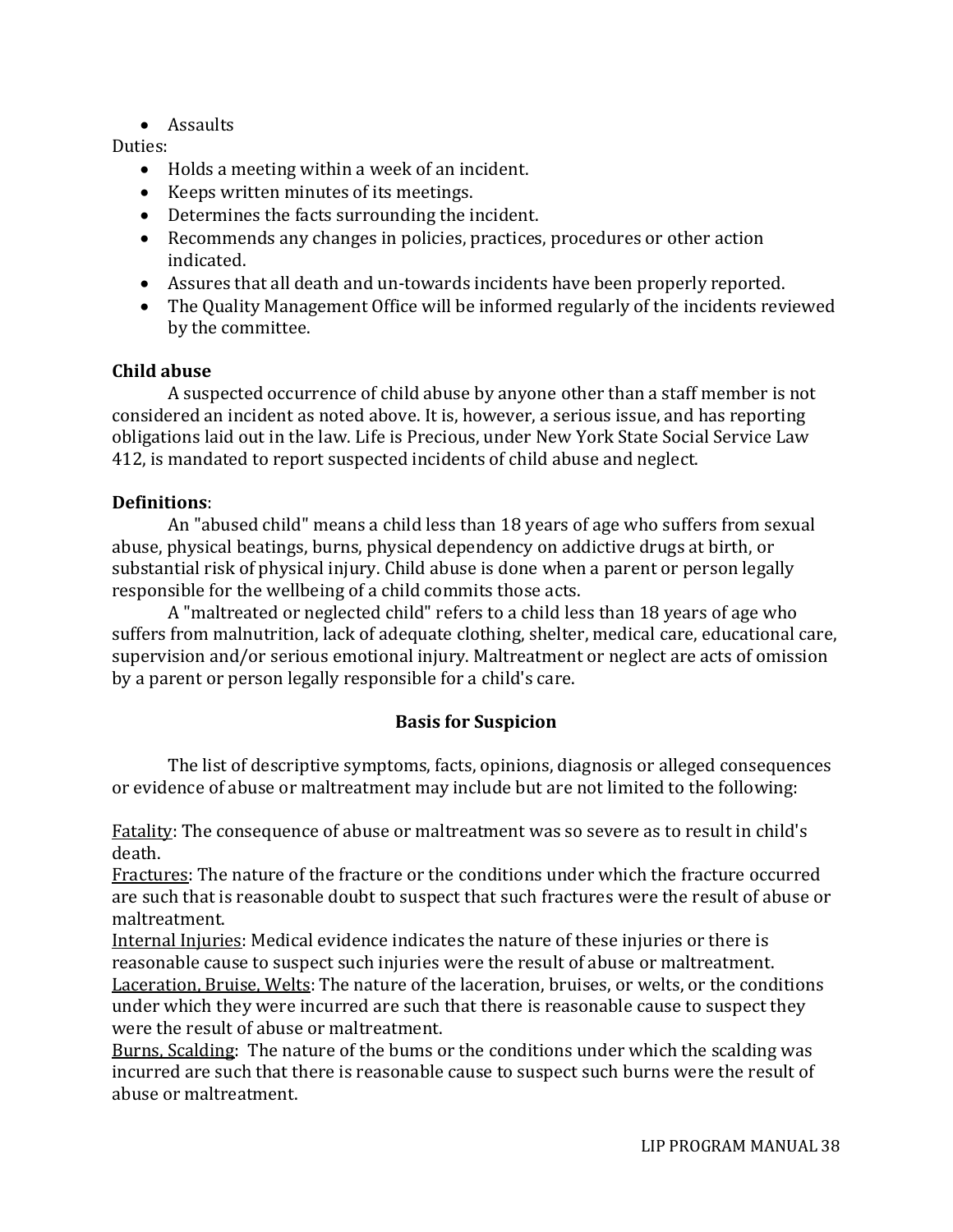- Assaults

Duties:

- Holds a meeting within a week of an incident.
- Keeps written minutes of its meetings.
- Determines the facts surrounding the incident.
- Recommends any changes in policies, practices, procedures or other action indicated.
- Assures that all death and un-towards incidents have been properly reported.
- The Quality Management Office will be informed regularly of the incidents reviewed by the committee.

**Child abuse**

A suspected occurrence of child abuse by anyone other than a staff member is not considered an incident as noted above. It is, however, a serious issue, and has reporting obligations laid out in the law. Life is Precious, under New York State Social Service Law 412, is mandated to report suspected incidents of child abuse and neglect.

**Definitions**:

An "abused child" means a child less than 18 years of age who suffers from sexual abuse, physical beatings, burns, physical dependency on addictive drugs at birth, or substantial risk of physical injury. Child abuse is done when a parent or person legally responsible for the wellbeing of a child commits those acts.

A "maltreated or neglected child" refers to a child less than 18 years of age who suffers from malnutrition, lack of adequate clothing, shelter, medical care, educational care, supervision and/or serious emotional injury. Maltreatment or neglect are acts of omission by a parent or person legally responsible for a child's care.

**Basis for Suspicion**

The list of descriptive symptoms, facts, opinions, diagnosis or alleged consequences or evidence of abuse or maltreatment may include but are not limited to the following:

Fatality: The consequence of abuse or maltreatment was so severe as to result in child's death.
Fractures: The nature of the fracture or the conditions under which the fracture occurred are such that is reasonable doubt to suspect that such fractures were the result of abuse or maltreatment.
Internal Injuries: Medical evidence indicates the nature of these injuries or there is reasonable cause to suspect such injuries were the result of abuse or maltreatment.
Laceration, Bruise, Welts: The nature of the laceration, bruises, or welts, or the conditions under which they were incurred are such that there is reasonable cause to suspect they were the result of abuse or maltreatment.
Burns, Scalding: The nature of the bums or the conditions under which the scalding was incurred are such that there is reasonable cause to suspect such burns were the result of abuse or maltreatment.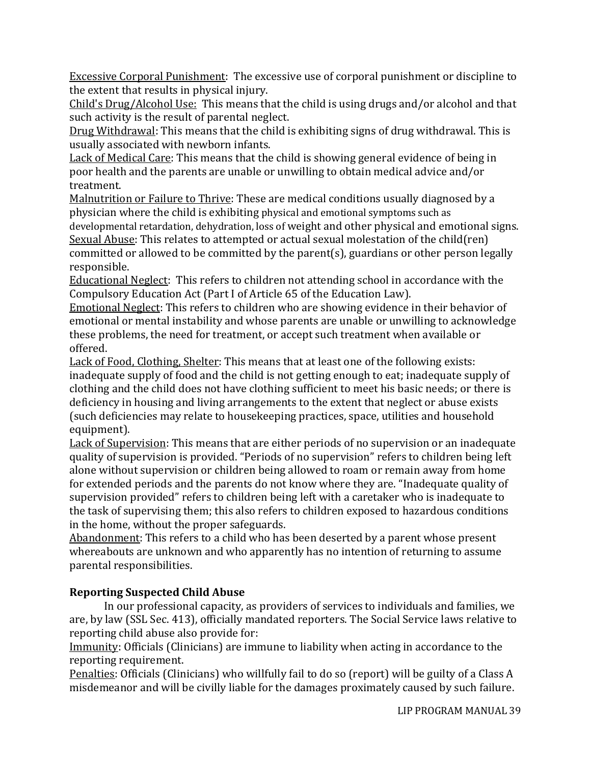Excessive Corporal Punishment: The excessive use of corporal punishment or discipline to the extent that results in physical injury.

Child's Drug/Alcohol Use: This means that the child is using drugs and/or alcohol and that such activity is the result of parental neglect.

Drug Withdrawal: This means that the child is exhibiting signs of drug withdrawal. This is usually associated with newborn infants.

Lack of Medical Care: This means that the child is showing general evidence of being in poor health and the parents are unable or unwilling to obtain medical advice and/or treatment.

Malnutrition or Failure to Thrive: These are medical conditions usually diagnosed by a physician where the child is exhibiting physical and emotional symptoms such as developmental retardation, dehydration, loss of weight and other physical and emotional signs.

Sexual Abuse: This relates to attempted or actual sexual molestation of the child(ren) committed or allowed to be committed by the parent(s), guardians or other person legally responsible.

Educational Neglect: This refers to children not attending school in accordance with the Compulsory Education Act (Part I of Article 65 of the Education Law).

Emotional Neglect: This refers to children who are showing evidence in their behavior of emotional or mental instability and whose parents are unable or unwilling to acknowledge these problems, the need for treatment, or accept such treatment when available or offered.

Lack of Food, Clothing, Shelter: This means that at least one of the following exists: inadequate supply of food and the child is not getting enough to eat; inadequate supply of clothing and the child does not have clothing sufficient to meet his basic needs; or there is deficiency in housing and living arrangements to the extent that neglect or abuse exists (such deficiencies may relate to housekeeping practices, space, utilities and household equipment).

Lack of Supervision: This means that are either periods of no supervision or an inadequate quality of supervision is provided. "Periods of no supervision" refers to children being left alone without supervision or children being allowed to roam or remain away from home for extended periods and the parents do not know where they are. "Inadequate quality of supervision provided" refers to children being left with a caretaker who is inadequate to the task of supervising them; this also refers to children exposed to hazardous conditions in the home, without the proper safeguards.

Abandonment: This refers to a child who has been deserted by a parent whose present whereabouts are unknown and who apparently has no intention of returning to assume parental responsibilities.

### Reporting Suspected Child Abuse

In our professional capacity, as providers of services to individuals and families, we are, by law (SSL Sec. 413), officially mandated reporters. The Social Service laws relative to reporting child abuse also provide for:

Immunity: Officials (Clinicians) are immune to liability when acting in accordance to the reporting requirement.

Penalties: Officials (Clinicians) who willfully fail to do so (report) will be guilty of a Class A misdemeanor and will be civilly liable for the damages proximately caused by such failure.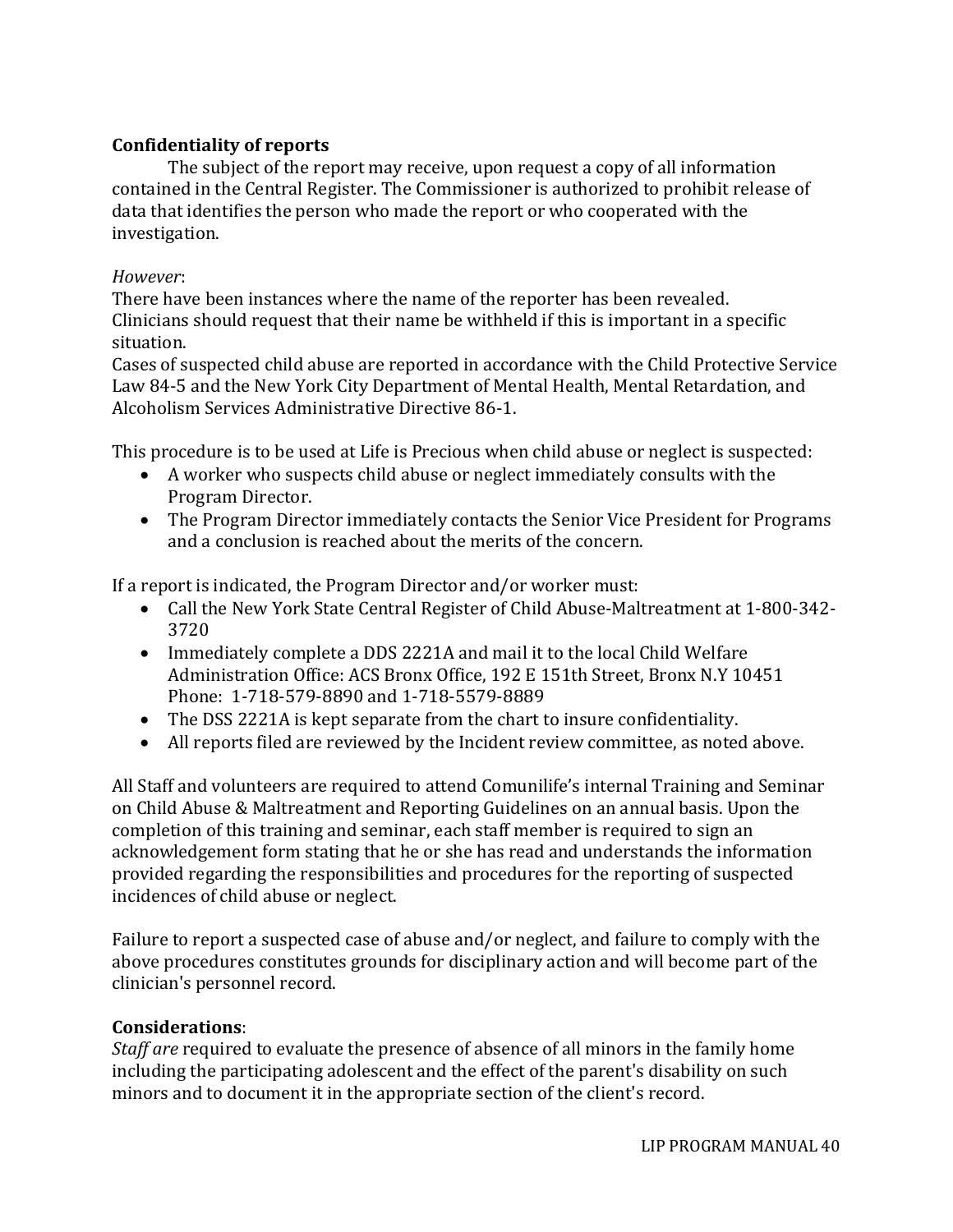**Confidentiality of reports**

The subject of the report may receive, upon request a copy of all information contained in the Central Register. The Commissioner is authorized to prohibit release of data that identifies the person who made the report or who cooperated with the investigation.

*However*:

There have been instances where the name of the reporter has been revealed. Clinicians should request that their name be withheld if this is important in a specific situation.

Cases of suspected child abuse are reported in accordance with the Child Protective Service Law 84-5 and the New York City Department of Mental Health, Mental Retardation, and Alcoholism Services Administrative Directive 86-1.

This procedure is to be used at Life is Precious when child abuse or neglect is suspected:

- A worker who suspects child abuse or neglect immediately consults with the Program Director.
- The Program Director immediately contacts the Senior Vice President for Programs and a conclusion is reached about the merits of the concern.

If a report is indicated, the Program Director and/or worker must:

- Call the New York State Central Register of Child Abuse-Maltreatment at 1-800-342-3720
- Immediately complete a DDS 2221A and mail it to the local Child Welfare Administration Office: ACS Bronx Office, 192 E 151th Street, Bronx N.Y 10451 Phone: 1-718-579-8890 and 1-718-5579-8889
- The DSS 2221A is kept separate from the chart to insure confidentiality.
- All reports filed are reviewed by the Incident review committee, as noted above.

All Staff and volunteers are required to attend Comunilife's internal Training and Seminar on Child Abuse & Maltreatment and Reporting Guidelines on an annual basis. Upon the completion of this training and seminar, each staff member is required to sign an acknowledgement form stating that he or she has read and understands the information provided regarding the responsibilities and procedures for the reporting of suspected incidences of child abuse or neglect.

Failure to report a suspected case of abuse and/or neglect, and failure to comply with the above procedures constitutes grounds for disciplinary action and will become part of the clinician's personnel record.

**Considerations**:

*Staff are* required to evaluate the presence of absence of all minors in the family home including the participating adolescent and the effect of the parent's disability on such minors and to document it in the appropriate section of the client's record.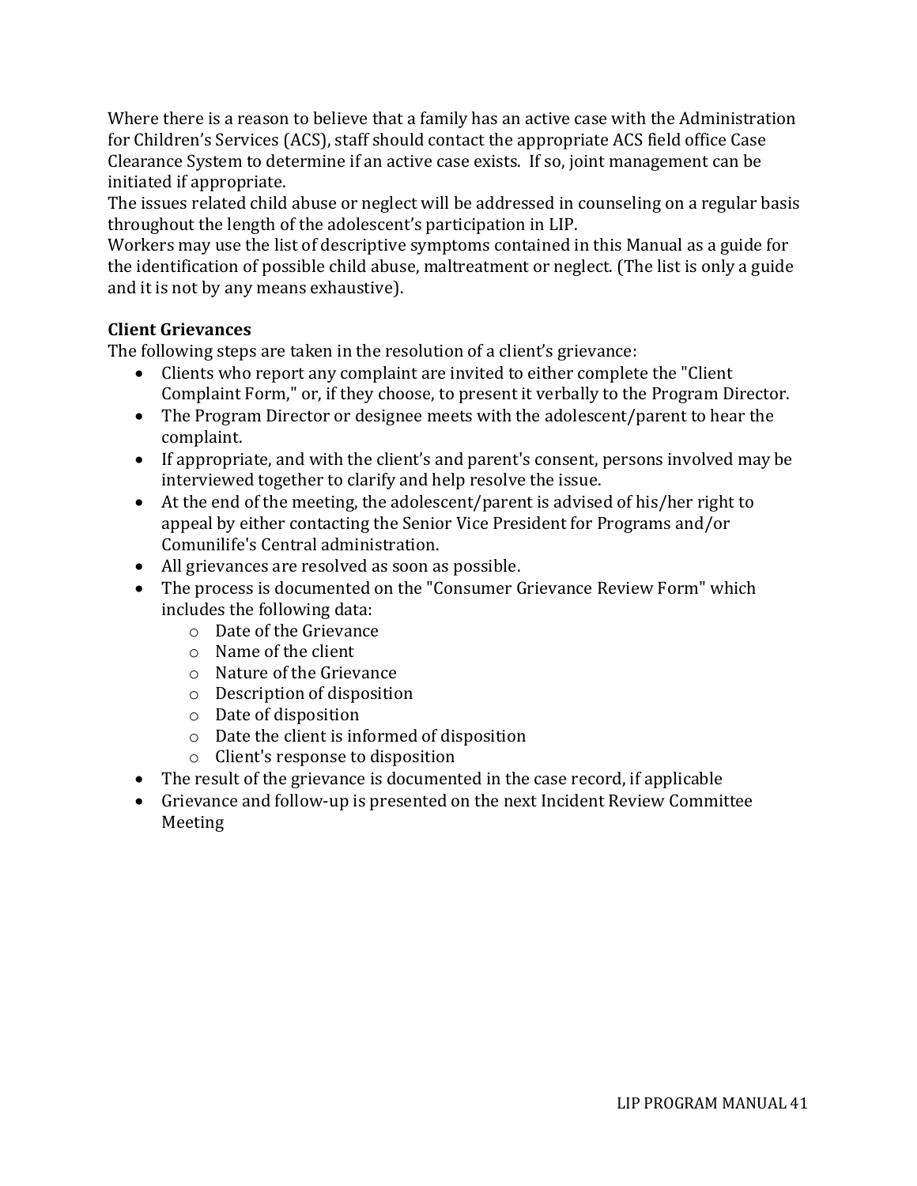Where there is a reason to believe that a family has an active case with the Administration for Children's Services (ACS), staff should contact the appropriate ACS field office Case Clearance System to determine if an active case exists. If so, joint management can be initiated if appropriate.

The issues related child abuse or neglect will be addressed in counseling on a regular basis throughout the length of the adolescent's participation in LIP.

Workers may use the list of descriptive symptoms contained in this Manual as a guide for the identification of possible child abuse, maltreatment or neglect. (The list is only a guide and it is not by any means exhaustive).

**Client Grievances**

The following steps are taken in the resolution of a client's grievance:

- Clients who report any complaint are invited to either complete the "Client Complaint Form," or, if they choose, to present it verbally to the Program Director.
- The Program Director or designee meets with the adolescent/parent to hear the complaint.
- If appropriate, and with the client's and parent's consent, persons involved may be interviewed together to clarify and help resolve the issue.
- At the end of the meeting, the adolescent/parent is advised of his/her right to appeal by either contacting the Senior Vice President for Programs and/or Comunilife's Central administration.
- All grievances are resolved as soon as possible.
- The process is documented on the "Consumer Grievance Review Form" which includes the following data:
  - Date of the Grievance
  - Name of the client
  - Nature of the Grievance
  - Description of disposition
  - Date of disposition
  - Date the client is informed of disposition
  - Client's response to disposition
- The result of the grievance is documented in the case record, if applicable
- Grievance and follow-up is presented on the next Incident Review Committee Meeting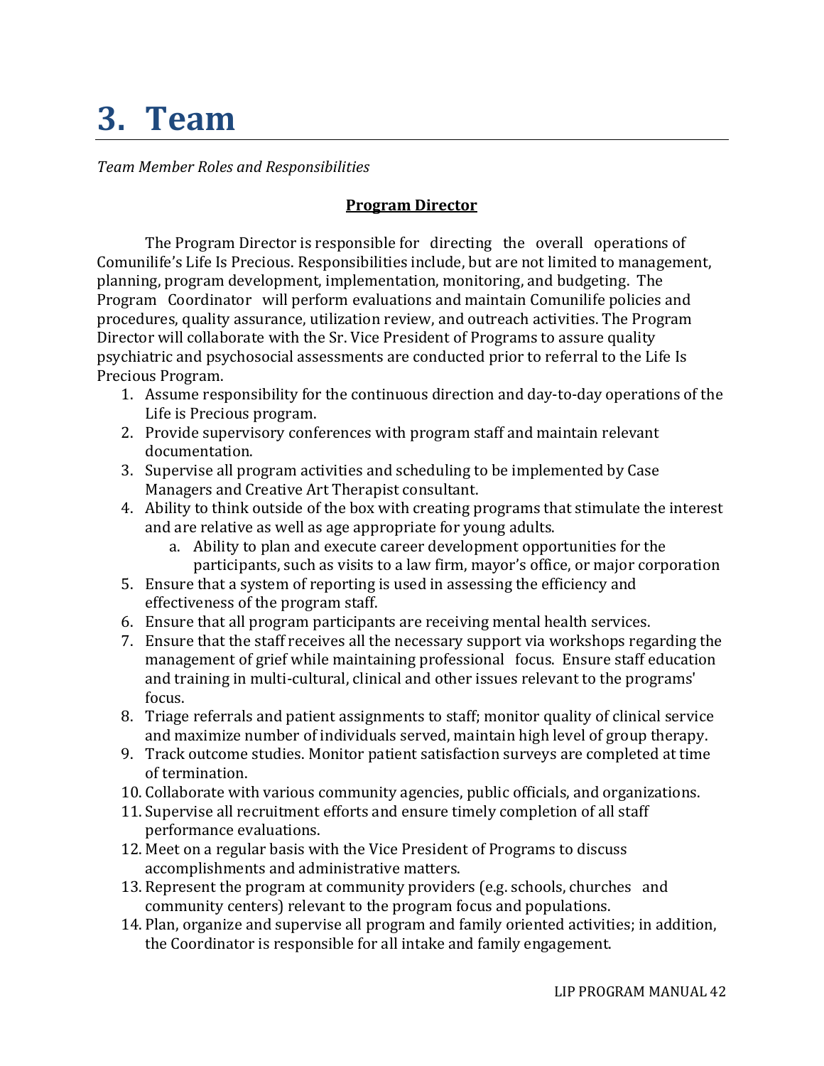# 3. Team

*Team Member Roles and Responsibilities*

**Program Director**

The Program Director is responsible for directing the overall operations of Comunilife's Life Is Precious. Responsibilities include, but are not limited to management, planning, program development, implementation, monitoring, and budgeting. The Program Coordinator will perform evaluations and maintain Comunilife policies and procedures, quality assurance, utilization review, and outreach activities. The Program Director will collaborate with the Sr. Vice President of Programs to assure quality psychiatric and psychosocial assessments are conducted prior to referral to the Life Is Precious Program.

1. Assume responsibility for the continuous direction and day-to-day operations of the Life is Precious program.
2. Provide supervisory conferences with program staff and maintain relevant documentation.
3. Supervise all program activities and scheduling to be implemented by Case Managers and Creative Art Therapist consultant.
4. Ability to think outside of the box with creating programs that stimulate the interest and are relative as well as age appropriate for young adults.
    a. Ability to plan and execute career development opportunities for the participants, such as visits to a law firm, mayor's office, or major corporation
5. Ensure that a system of reporting is used in assessing the efficiency and effectiveness of the program staff.
6. Ensure that all program participants are receiving mental health services.
7. Ensure that the staff receives all the necessary support via workshops regarding the management of grief while maintaining professional focus. Ensure staff education and training in multi-cultural, clinical and other issues relevant to the programs' focus.
8. Triage referrals and patient assignments to staff; monitor quality of clinical service and maximize number of individuals served, maintain high level of group therapy.
9. Track outcome studies. Monitor patient satisfaction surveys are completed at time of termination.
10. Collaborate with various community agencies, public officials, and organizations.
11. Supervise all recruitment efforts and ensure timely completion of all staff performance evaluations.
12. Meet on a regular basis with the Vice President of Programs to discuss accomplishments and administrative matters.
13. Represent the program at community providers (e.g. schools, churches and community centers) relevant to the program focus and populations.
14. Plan, organize and supervise all program and family oriented activities; in addition, the Coordinator is responsible for all intake and family engagement.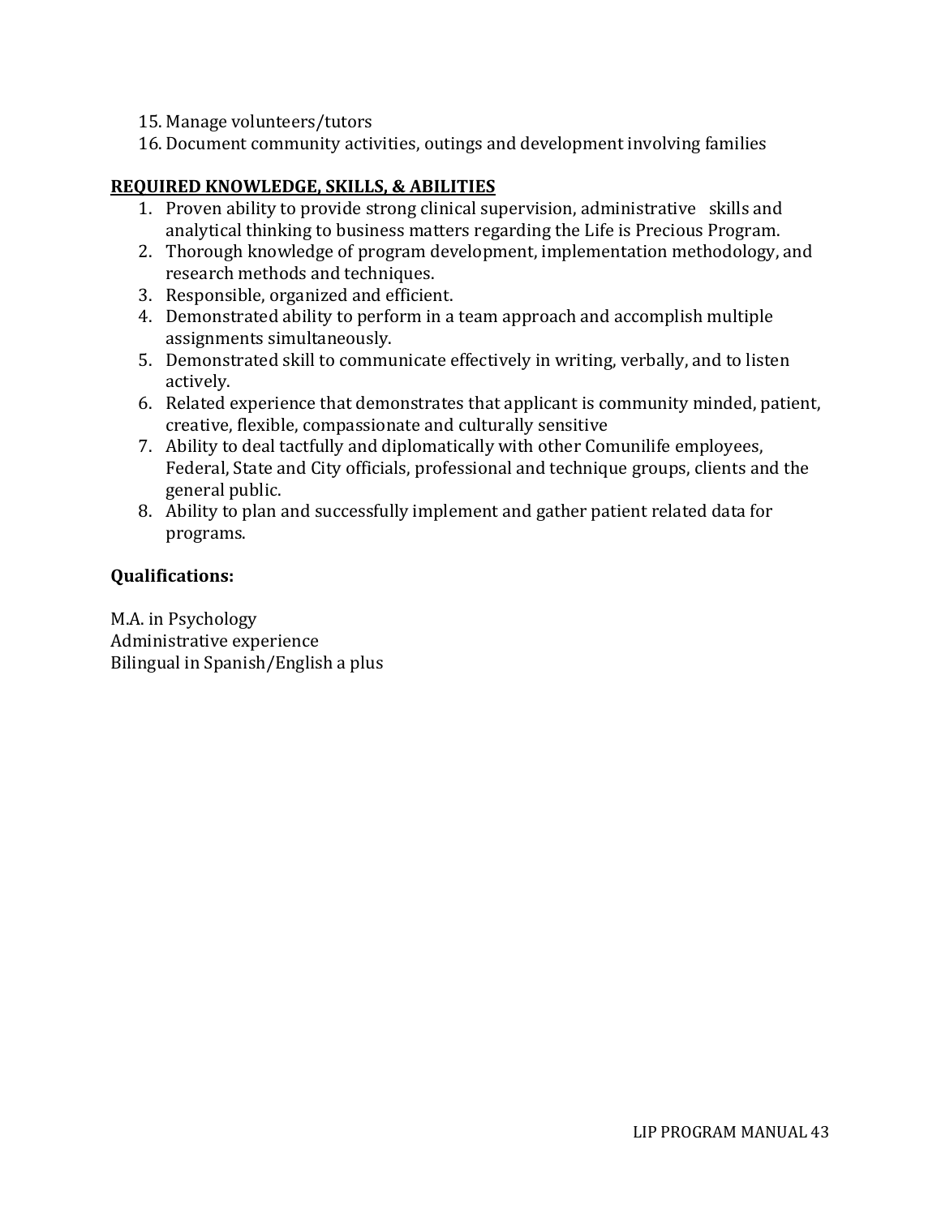15. Manage volunteers/tutors
16. Document community activities, outings and development involving families

**REQUIRED KNOWLEDGE, SKILLS, & ABILITIES**

1. Proven ability to provide strong clinical supervision, administrative skills and analytical thinking to business matters regarding the Life is Precious Program.
2. Thorough knowledge of program development, implementation methodology, and research methods and techniques.
3. Responsible, organized and efficient.
4. Demonstrated ability to perform in a team approach and accomplish multiple assignments simultaneously.
5. Demonstrated skill to communicate effectively in writing, verbally, and to listen actively.
6. Related experience that demonstrates that applicant is community minded, patient, creative, flexible, compassionate and culturally sensitive
7. Ability to deal tactfully and diplomatically with other Comunilife employees, Federal, State and City officials, professional and technique groups, clients and the general public.
8. Ability to plan and successfully implement and gather patient related data for programs.

**Qualifications:**

M.A. in Psychology
Administrative experience
Bilingual in Spanish/English a plus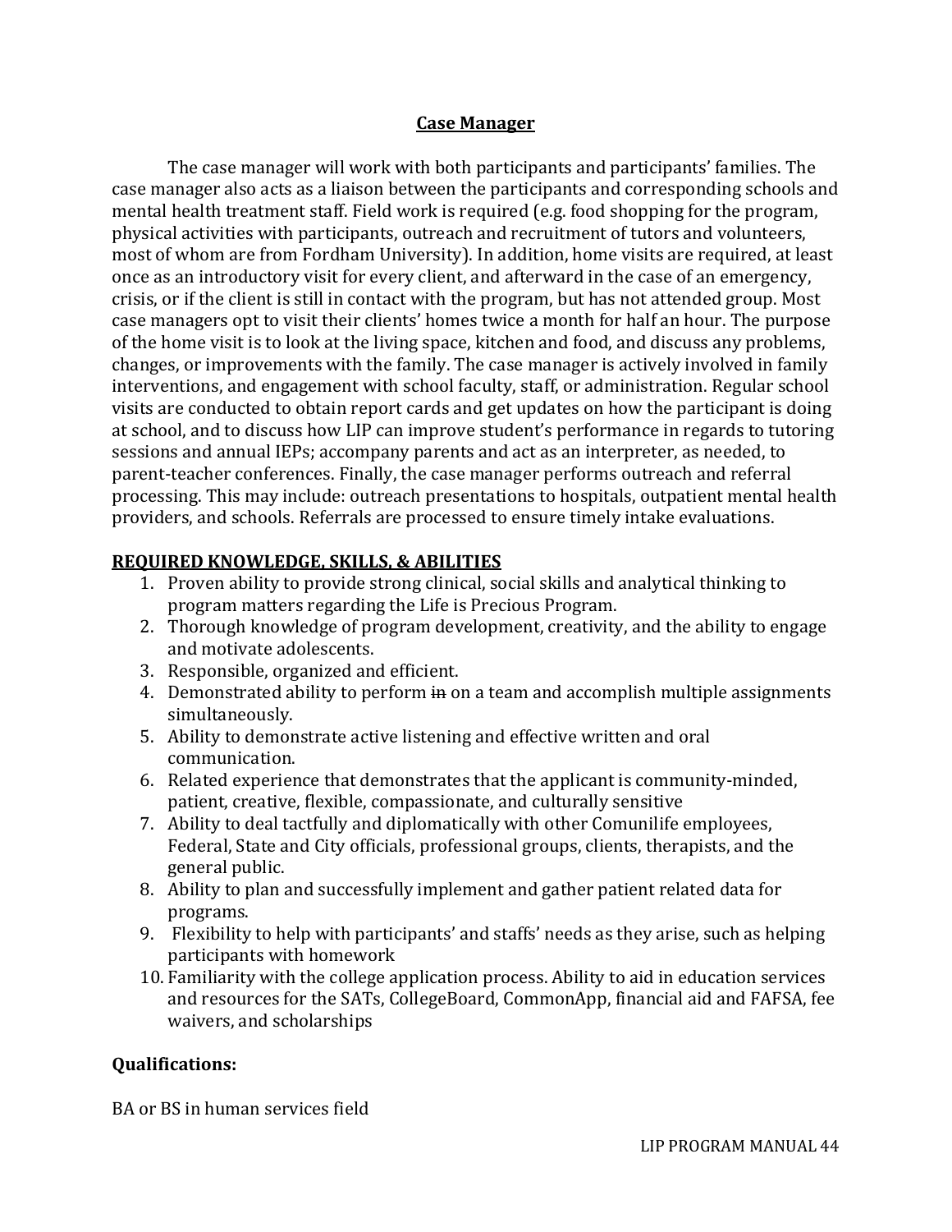## Case Manager

The case manager will work with both participants and participants' families. The case manager also acts as a liaison between the participants and corresponding schools and mental health treatment staff. Field work is required (e.g. food shopping for the program, physical activities with participants, outreach and recruitment of tutors and volunteers, most of whom are from Fordham University). In addition, home visits are required, at least once as an introductory visit for every client, and afterward in the case of an emergency, crisis, or if the client is still in contact with the program, but has not attended group. Most case managers opt to visit their clients' homes twice a month for half an hour. The purpose of the home visit is to look at the living space, kitchen and food, and discuss any problems, changes, or improvements with the family. The case manager is actively involved in family interventions, and engagement with school faculty, staff, or administration. Regular school visits are conducted to obtain report cards and get updates on how the participant is doing at school, and to discuss how LIP can improve student's performance in regards to tutoring sessions and annual IEPs; accompany parents and act as an interpreter, as needed, to parent-teacher conferences. Finally, the case manager performs outreach and referral processing. This may include: outreach presentations to hospitals, outpatient mental health providers, and schools. Referrals are processed to ensure timely intake evaluations.

**REQUIRED KNOWLEDGE, SKILLS, & ABILITIES**

1. Proven ability to provide strong clinical, social skills and analytical thinking to program matters regarding the Life is Precious Program.
2. Thorough knowledge of program development, creativity, and the ability to engage and motivate adolescents.
3. Responsible, organized and efficient.
4. Demonstrated ability to perform ~~in~~ on a team and accomplish multiple assignments simultaneously.
5. Ability to demonstrate active listening and effective written and oral communication.
6. Related experience that demonstrates that the applicant is community-minded, patient, creative, flexible, compassionate, and culturally sensitive
7. Ability to deal tactfully and diplomatically with other Comunilife employees, Federal, State and City officials, professional groups, clients, therapists, and the general public.
8. Ability to plan and successfully implement and gather patient related data for programs.
9. Flexibility to help with participants' and staffs' needs as they arise, such as helping participants with homework
10. Familiarity with the college application process. Ability to aid in education services and resources for the SATs, CollegeBoard, CommonApp, financial aid and FAFSA, fee waivers, and scholarships

**Qualifications:**

BA or BS in human services field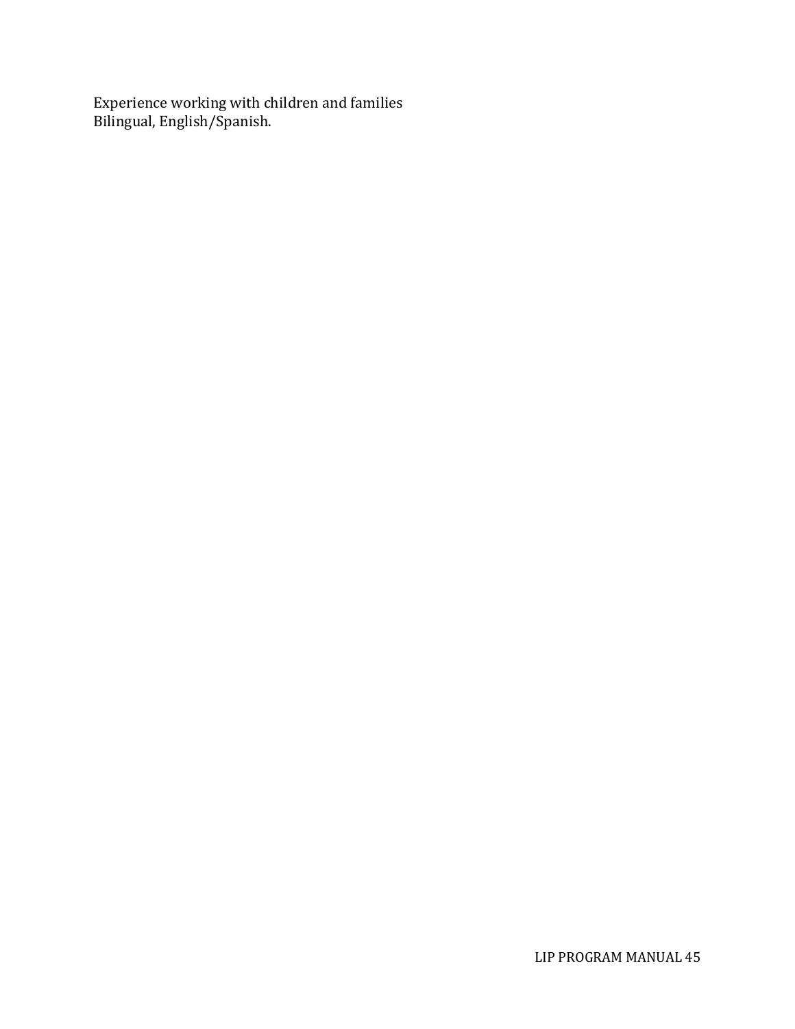Experience working with children and families
Bilingual, English/Spanish.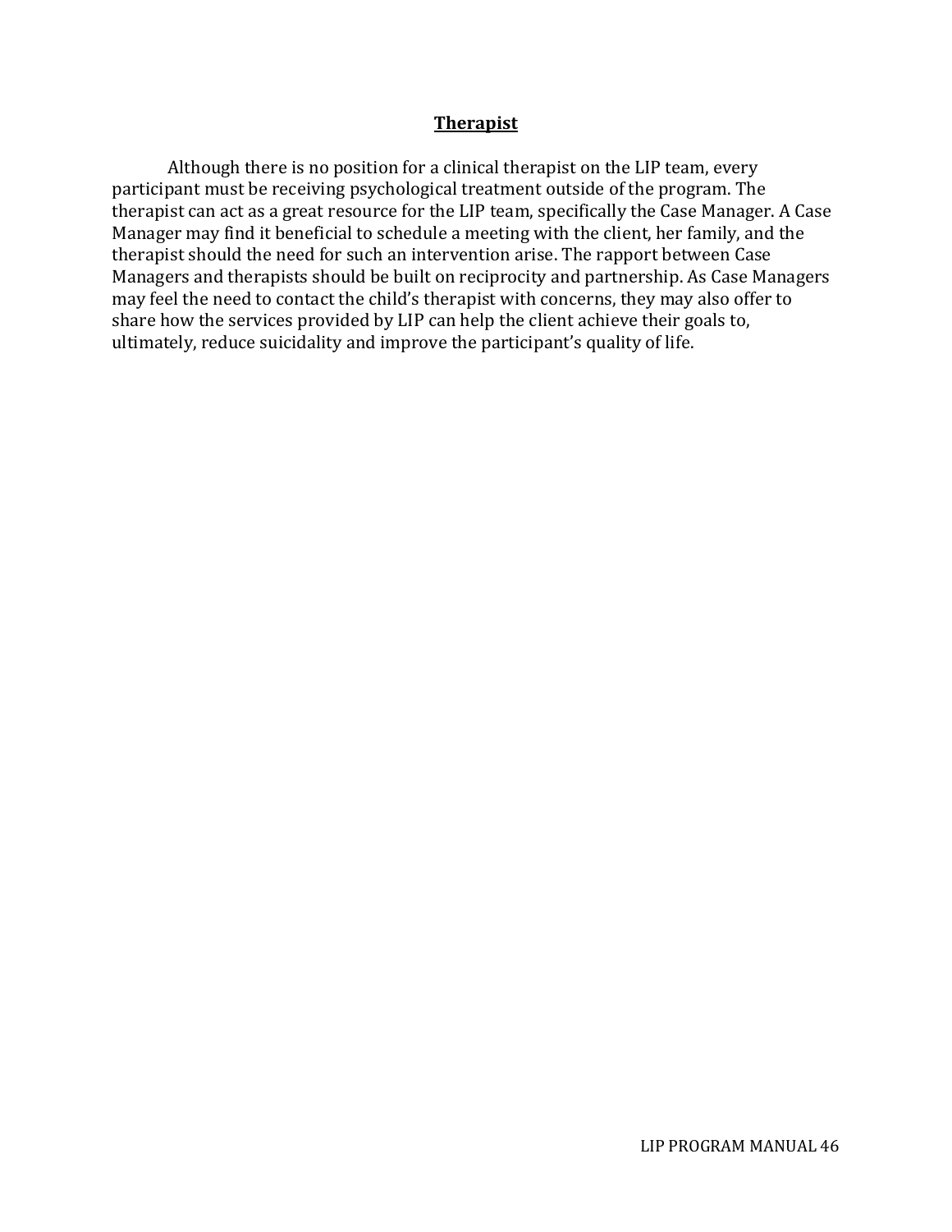## Therapist

Although there is no position for a clinical therapist on the LIP team, every participant must be receiving psychological treatment outside of the program. The therapist can act as a great resource for the LIP team, specifically the Case Manager. A Case Manager may find it beneficial to schedule a meeting with the client, her family, and the therapist should the need for such an intervention arise. The rapport between Case Managers and therapists should be built on reciprocity and partnership. As Case Managers may feel the need to contact the child's therapist with concerns, they may also offer to share how the services provided by LIP can help the client achieve their goals to, ultimately, reduce suicidality and improve the participant's quality of life.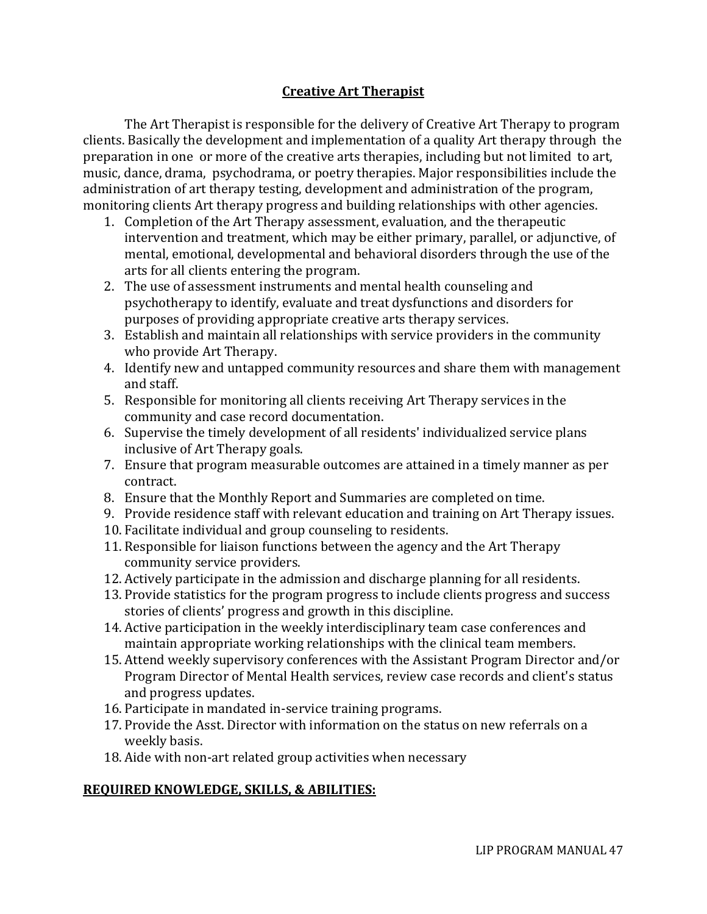## Creative Art Therapist

The Art Therapist is responsible for the delivery of Creative Art Therapy to program clients. Basically the development and implementation of a quality Art therapy through the preparation in one or more of the creative arts therapies, including but not limited to art, music, dance, drama, psychodrama, or poetry therapies. Major responsibilities include the administration of art therapy testing, development and administration of the program, monitoring clients Art therapy progress and building relationships with other agencies.

1. Completion of the Art Therapy assessment, evaluation, and the therapeutic intervention and treatment, which may be either primary, parallel, or adjunctive, of mental, emotional, developmental and behavioral disorders through the use of the arts for all clients entering the program.
2. The use of assessment instruments and mental health counseling and psychotherapy to identify, evaluate and treat dysfunctions and disorders for purposes of providing appropriate creative arts therapy services.
3. Establish and maintain all relationships with service providers in the community who provide Art Therapy.
4. Identify new and untapped community resources and share them with management and staff.
5. Responsible for monitoring all clients receiving Art Therapy services in the community and case record documentation.
6. Supervise the timely development of all residents' individualized service plans inclusive of Art Therapy goals.
7. Ensure that program measurable outcomes are attained in a timely manner as per contract.
8. Ensure that the Monthly Report and Summaries are completed on time.
9. Provide residence staff with relevant education and training on Art Therapy issues.
10. Facilitate individual and group counseling to residents.
11. Responsible for liaison functions between the agency and the Art Therapy community service providers.
12. Actively participate in the admission and discharge planning for all residents.
13. Provide statistics for the program progress to include clients progress and success stories of clients' progress and growth in this discipline.
14. Active participation in the weekly interdisciplinary team case conferences and maintain appropriate working relationships with the clinical team members.
15. Attend weekly supervisory conferences with the Assistant Program Director and/or Program Director of Mental Health services, review case records and client's status and progress updates.
16. Participate in mandated in-service training programs.
17. Provide the Asst. Director with information on the status on new referrals on a weekly basis.
18. Aide with non-art related group activities when necessary

**REQUIRED KNOWLEDGE, SKILLS, & ABILITIES:**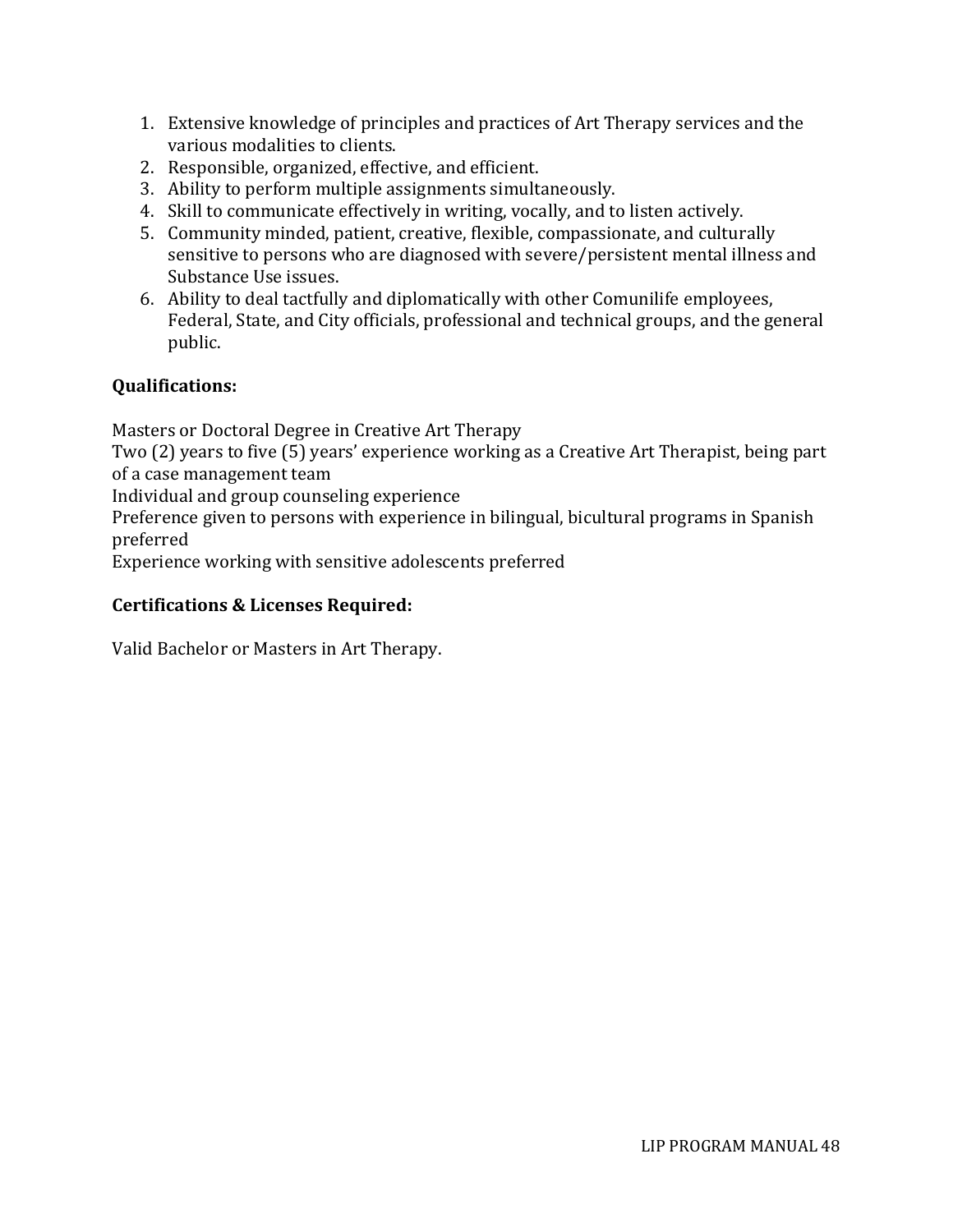1. Extensive knowledge of principles and practices of Art Therapy services and the various modalities to clients.
2. Responsible, organized, effective, and efficient.
3. Ability to perform multiple assignments simultaneously.
4. Skill to communicate effectively in writing, vocally, and to listen actively.
5. Community minded, patient, creative, flexible, compassionate, and culturally sensitive to persons who are diagnosed with severe/persistent mental illness and Substance Use issues.
6. Ability to deal tactfully and diplomatically with other Comunilife employees, Federal, State, and City officials, professional and technical groups, and the general public.

**Qualifications:**

Masters or Doctoral Degree in Creative Art Therapy
Two (2) years to five (5) years' experience working as a Creative Art Therapist, being part of a case management team
Individual and group counseling experience
Preference given to persons with experience in bilingual, bicultural programs in Spanish preferred
Experience working with sensitive adolescents preferred

**Certifications & Licenses Required:**

Valid Bachelor or Masters in Art Therapy.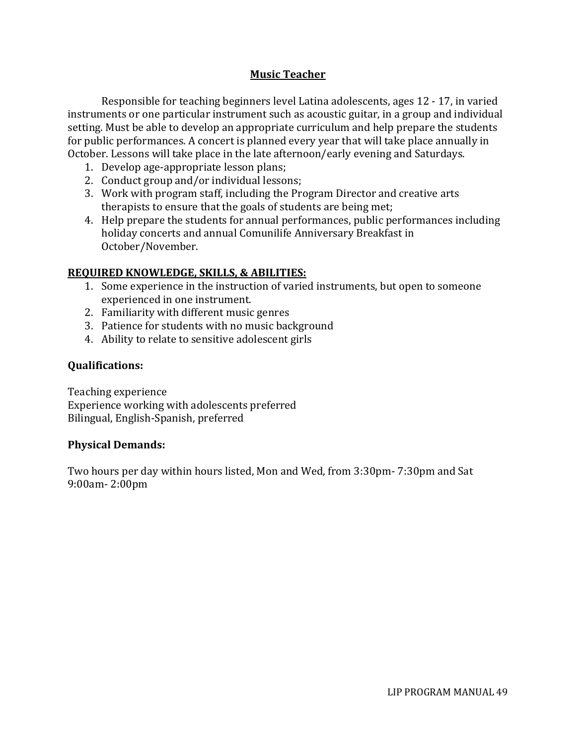## Music Teacher

Responsible for teaching beginners level Latina adolescents, ages 12 - 17, in varied instruments or one particular instrument such as acoustic guitar, in a group and individual setting. Must be able to develop an appropriate curriculum and help prepare the students for public performances. A concert is planned every year that will take place annually in October. Lessons will take place in the late afternoon/early evening and Saturdays.

1. Develop age-appropriate lesson plans;
2. Conduct group and/or individual lessons;
3. Work with program staff, including the Program Director and creative arts therapists to ensure that the goals of students are being met;
4. Help prepare the students for annual performances, public performances including holiday concerts and annual Comunilife Anniversary Breakfast in October/November.

**REQUIRED KNOWLEDGE, SKILLS, & ABILITIES:**

1. Some experience in the instruction of varied instruments, but open to someone experienced in one instrument.
2. Familiarity with different music genres
3. Patience for students with no music background
4. Ability to relate to sensitive adolescent girls

**Qualifications:**

Teaching experience
Experience working with adolescents preferred
Bilingual, English-Spanish, preferred

**Physical Demands:**

Two hours per day within hours listed, Mon and Wed, from 3:30pm- 7:30pm and Sat 9:00am- 2:00pm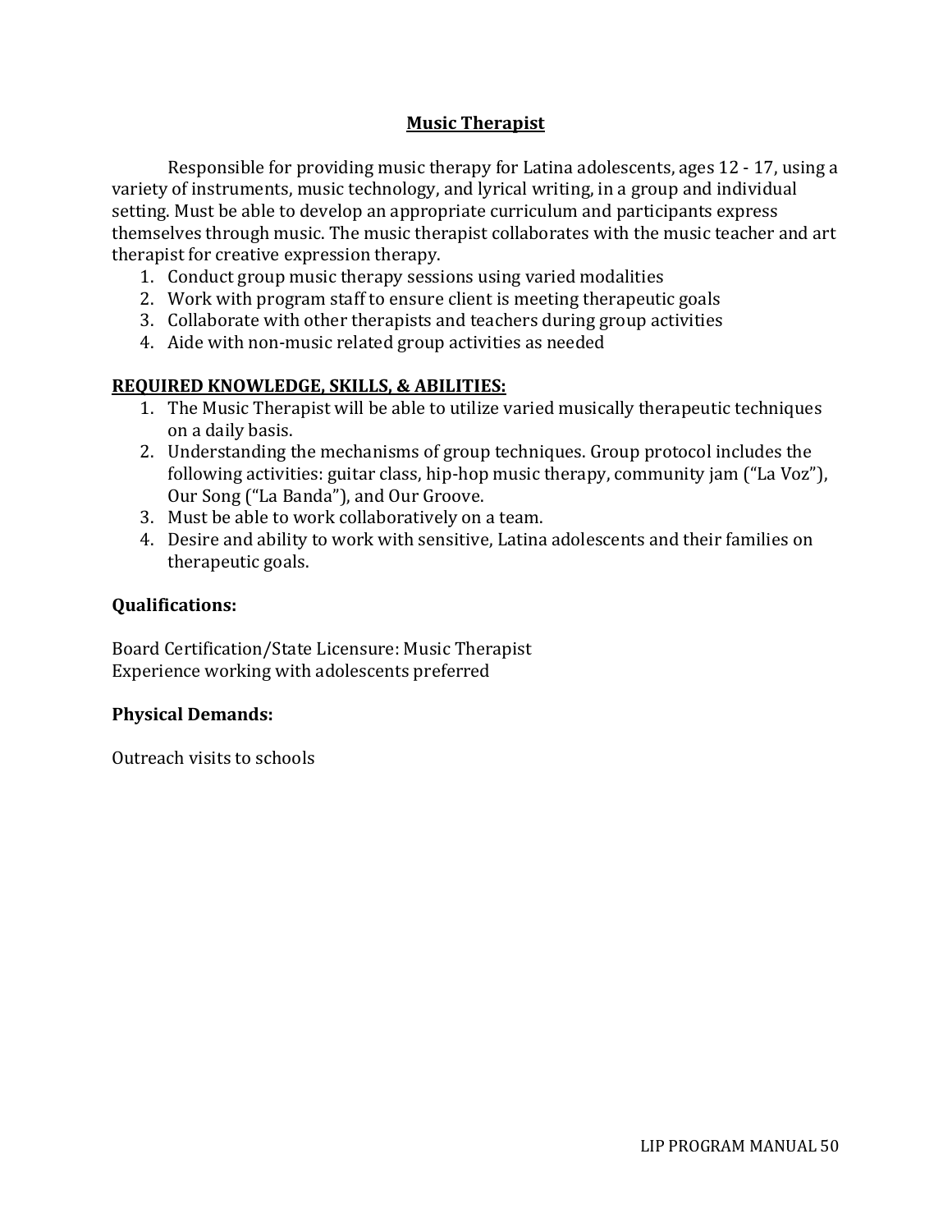## Music Therapist

Responsible for providing music therapy for Latina adolescents, ages 12 - 17, using a variety of instruments, music technology, and lyrical writing, in a group and individual setting. Must be able to develop an appropriate curriculum and participants express themselves through music. The music therapist collaborates with the music teacher and art therapist for creative expression therapy.

1. Conduct group music therapy sessions using varied modalities
2. Work with program staff to ensure client is meeting therapeutic goals
3. Collaborate with other therapists and teachers during group activities
4. Aide with non-music related group activities as needed

**REQUIRED KNOWLEDGE, SKILLS, & ABILITIES:**

1. The Music Therapist will be able to utilize varied musically therapeutic techniques on a daily basis.
2. Understanding the mechanisms of group techniques. Group protocol includes the following activities: guitar class, hip-hop music therapy, community jam ("La Voz"), Our Song ("La Banda"), and Our Groove.
3. Must be able to work collaboratively on a team.
4. Desire and ability to work with sensitive, Latina adolescents and their families on therapeutic goals.

**Qualifications:**

Board Certification/State Licensure: Music Therapist
Experience working with adolescents preferred

**Physical Demands:**

Outreach visits to schools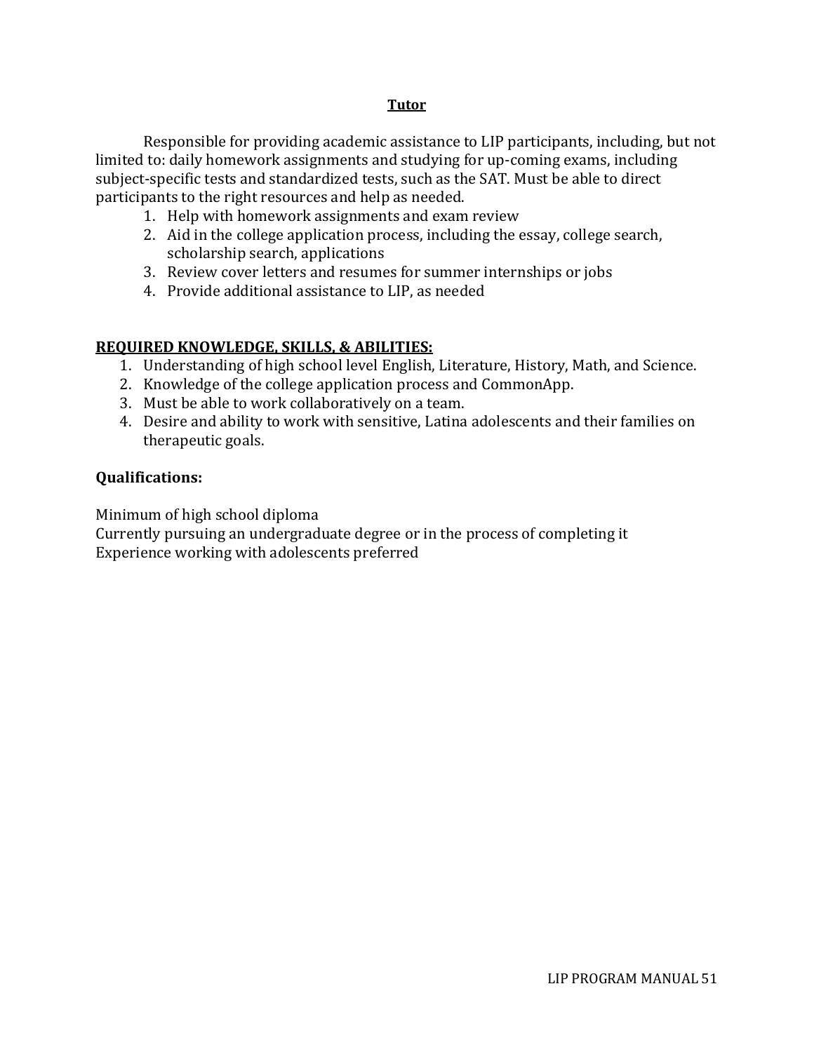## Tutor

Responsible for providing academic assistance to LIP participants, including, but not limited to: daily homework assignments and studying for up-coming exams, including subject-specific tests and standardized tests, such as the SAT. Must be able to direct participants to the right resources and help as needed.

1. Help with homework assignments and exam review
2. Aid in the college application process, including the essay, college search, scholarship search, applications
3. Review cover letters and resumes for summer internships or jobs
4. Provide additional assistance to LIP, as needed

**REQUIRED KNOWLEDGE, SKILLS, & ABILITIES:**

1. Understanding of high school level English, Literature, History, Math, and Science.
2. Knowledge of the college application process and CommonApp.
3. Must be able to work collaboratively on a team.
4. Desire and ability to work with sensitive, Latina adolescents and their families on therapeutic goals.

**Qualifications:**

Minimum of high school diploma
Currently pursuing an undergraduate degree or in the process of completing it
Experience working with adolescents preferred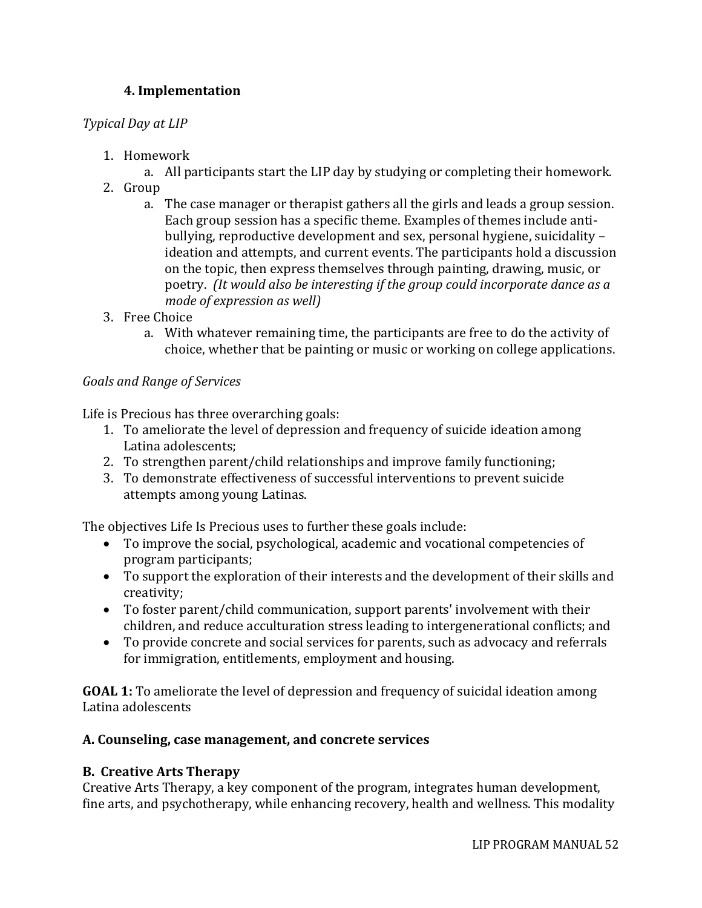### 4. Implementation

*Typical Day at LIP*

1. Homework
   a. All participants start the LIP day by studying or completing their homework.
2. Group
   a. The case manager or therapist gathers all the girls and leads a group session. Each group session has a specific theme. Examples of themes include anti-bullying, reproductive development and sex, personal hygiene, suicidality – ideation and attempts, and current events. The participants hold a discussion on the topic, then express themselves through painting, drawing, music, or poetry. *(It would also be interesting if the group could incorporate dance as a mode of expression as well)*
3. Free Choice
   a. With whatever remaining time, the participants are free to do the activity of choice, whether that be painting or music or working on college applications.

*Goals and Range of Services*

Life is Precious has three overarching goals:

1. To ameliorate the level of depression and frequency of suicide ideation among Latina adolescents;
2. To strengthen parent/child relationships and improve family functioning;
3. To demonstrate effectiveness of successful interventions to prevent suicide attempts among young Latinas.

The objectives Life Is Precious uses to further these goals include:

- To improve the social, psychological, academic and vocational competencies of program participants;
- To support the exploration of their interests and the development of their skills and creativity;
- To foster parent/child communication, support parents' involvement with their children, and reduce acculturation stress leading to intergenerational conflicts; and
- To provide concrete and social services for parents, such as advocacy and referrals for immigration, entitlements, employment and housing.

**GOAL 1:** To ameliorate the level of depression and frequency of suicidal ideation among Latina adolescents

**A. Counseling, case management, and concrete services**

**B. Creative Arts Therapy**

Creative Arts Therapy, a key component of the program, integrates human development, fine arts, and psychotherapy, while enhancing recovery, health and wellness. This modality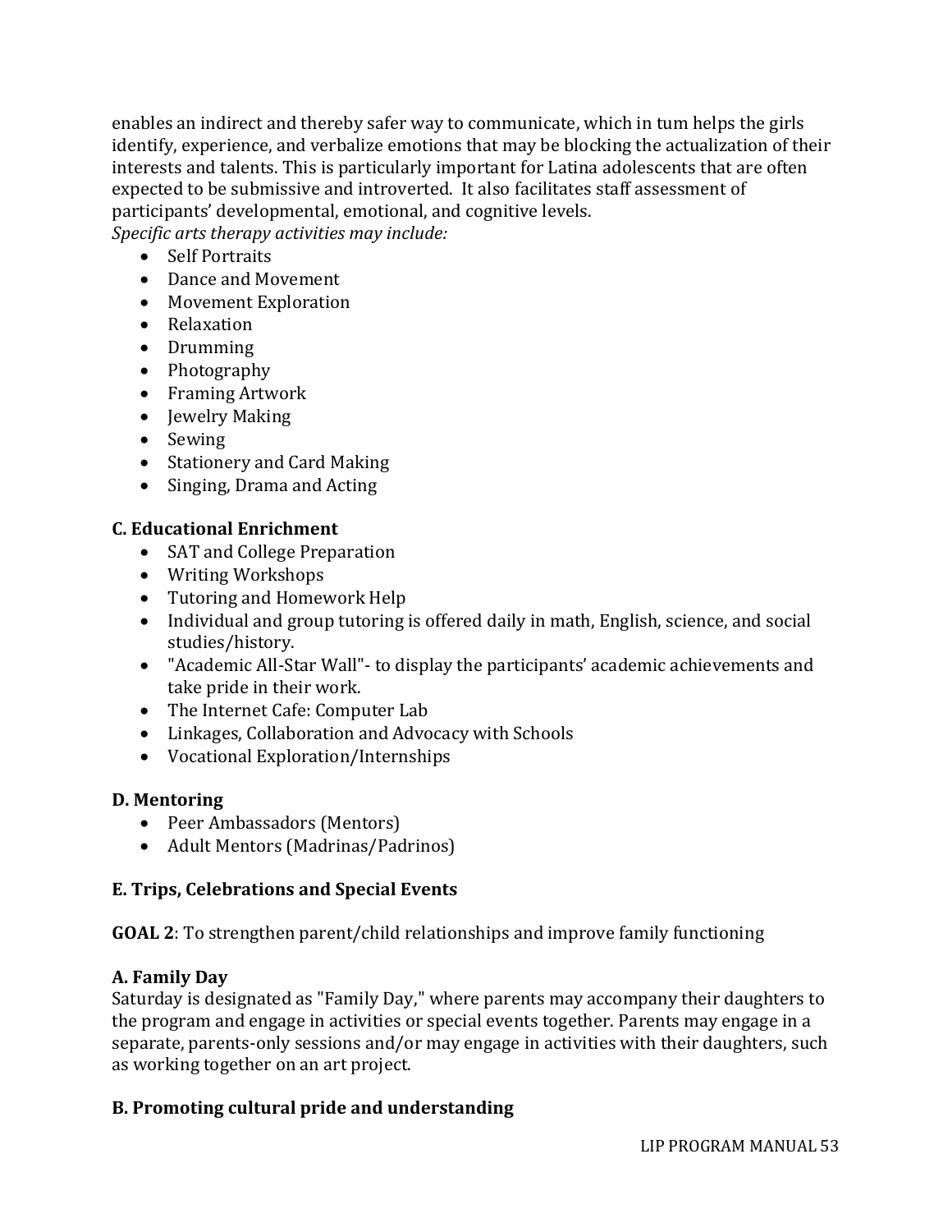enables an indirect and thereby safer way to communicate, which in tum helps the girls identify, experience, and verbalize emotions that may be blocking the actualization of their interests and talents. This is particularly important for Latina adolescents that are often expected to be submissive and introverted. It also facilitates staff assessment of participants' developmental, emotional, and cognitive levels.

*Specific arts therapy activities may include:*

- Self Portraits
- Dance and Movement
- Movement Exploration
- Relaxation
- Drumming
- Photography
- Framing Artwork
- Jewelry Making
- Sewing
- Stationery and Card Making
- Singing, Drama and Acting

**C. Educational Enrichment**

- SAT and College Preparation
- Writing Workshops
- Tutoring and Homework Help
- Individual and group tutoring is offered daily in math, English, science, and social studies/history.
- "Academic All-Star Wall"- to display the participants' academic achievements and take pride in their work.
- The Internet Cafe: Computer Lab
- Linkages, Collaboration and Advocacy with Schools
- Vocational Exploration/Internships

**D. Mentoring**

- Peer Ambassadors (Mentors)
- Adult Mentors (Madrinas/Padrinos)

**E. Trips, Celebrations and Special Events**

**GOAL 2**: To strengthen parent/child relationships and improve family functioning

**A. Family Day**

Saturday is designated as "Family Day," where parents may accompany their daughters to the program and engage in activities or special events together. Parents may engage in a separate, parents-only sessions and/or may engage in activities with their daughters, such as working together on an art project.

**B. Promoting cultural pride and understanding**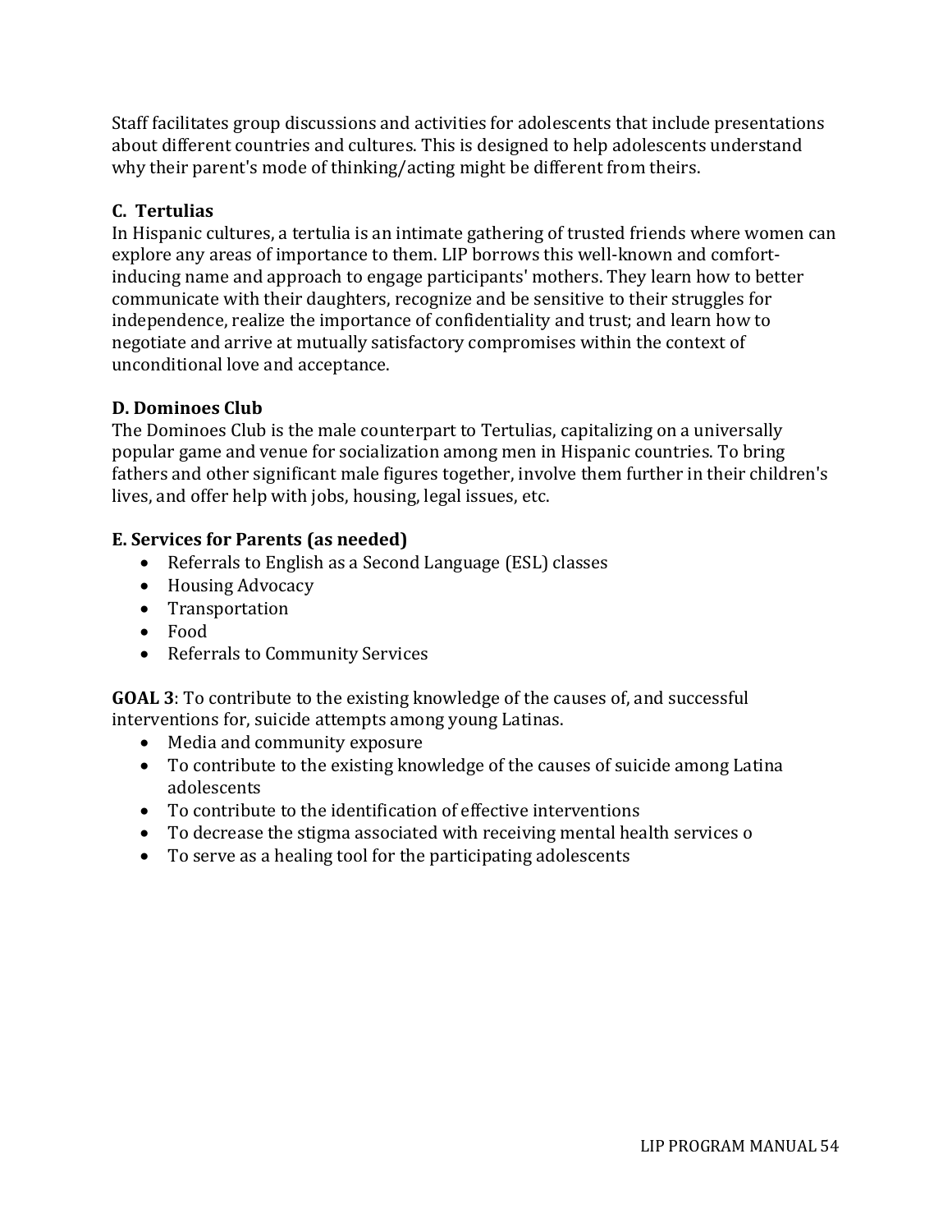Staff facilitates group discussions and activities for adolescents that include presentations about different countries and cultures. This is designed to help adolescents understand why their parent's mode of thinking/acting might be different from theirs.

### C. Tertulias

In Hispanic cultures, a tertulia is an intimate gathering of trusted friends where women can explore any areas of importance to them. LIP borrows this well-known and comfort-inducing name and approach to engage participants' mothers. They learn how to better communicate with their daughters, recognize and be sensitive to their struggles for independence, realize the importance of confidentiality and trust; and learn how to negotiate and arrive at mutually satisfactory compromises within the context of unconditional love and acceptance.

### D. Dominoes Club

The Dominoes Club is the male counterpart to Tertulias, capitalizing on a universally popular game and venue for socialization among men in Hispanic countries. To bring fathers and other significant male figures together, involve them further in their children's lives, and offer help with jobs, housing, legal issues, etc.

### E. Services for Parents (as needed)

- Referrals to English as a Second Language (ESL) classes
- Housing Advocacy
- Transportation
- Food
- Referrals to Community Services

**GOAL 3**: To contribute to the existing knowledge of the causes of, and successful interventions for, suicide attempts among young Latinas.

- Media and community exposure
- To contribute to the existing knowledge of the causes of suicide among Latina adolescents
- To contribute to the identification of effective interventions
- To decrease the stigma associated with receiving mental health services o
- To serve as a healing tool for the participating adolescents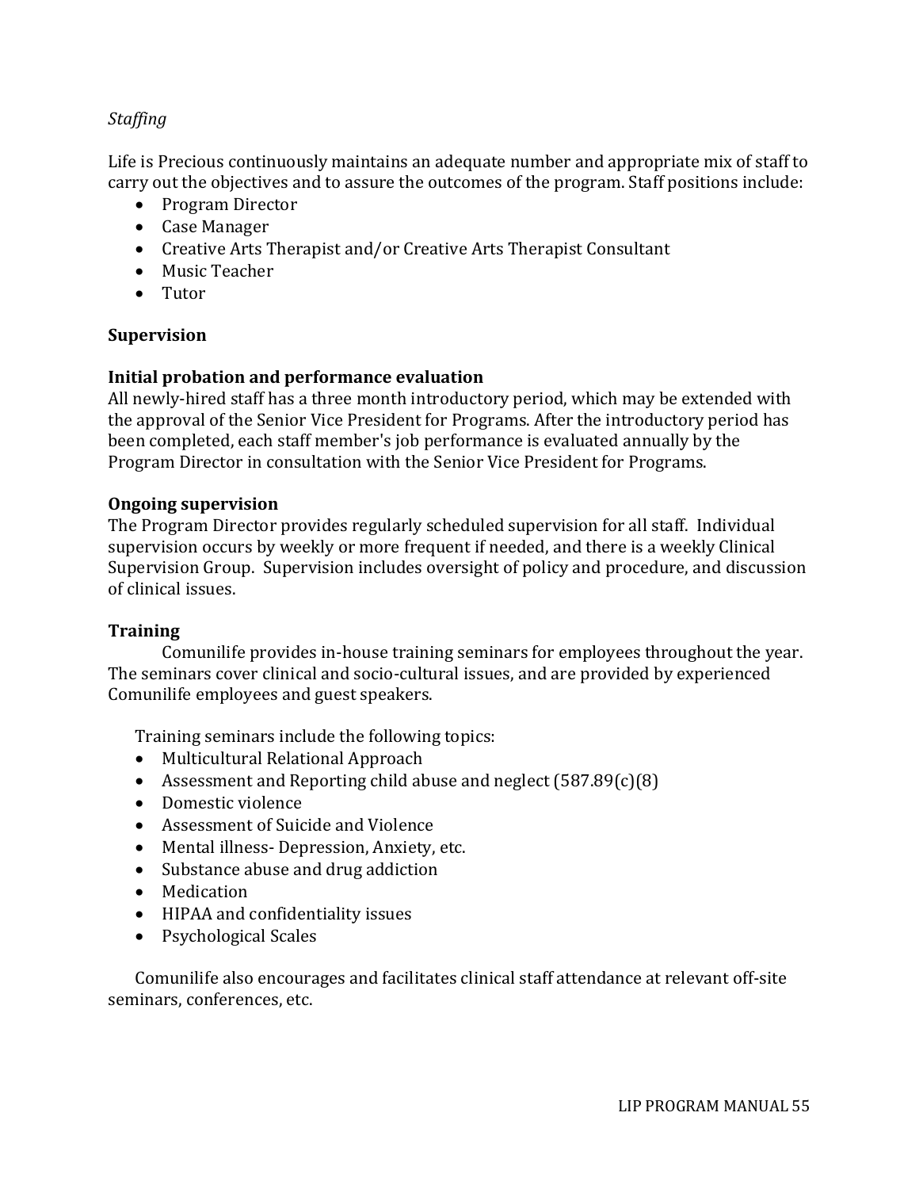*Staffing*

Life is Precious continuously maintains an adequate number and appropriate mix of staff to carry out the objectives and to assure the outcomes of the program. Staff positions include:

- Program Director
- Case Manager
- Creative Arts Therapist and/or Creative Arts Therapist Consultant
- Music Teacher
- Tutor

**Supervision**

**Initial probation and performance evaluation**

All newly-hired staff has a three month introductory period, which may be extended with the approval of the Senior Vice President for Programs. After the introductory period has been completed, each staff member's job performance is evaluated annually by the Program Director in consultation with the Senior Vice President for Programs.

**Ongoing supervision**

The Program Director provides regularly scheduled supervision for all staff. Individual supervision occurs by weekly or more frequent if needed, and there is a weekly Clinical Supervision Group. Supervision includes oversight of policy and procedure, and discussion of clinical issues.

**Training**

Comunilife provides in-house training seminars for employees throughout the year. The seminars cover clinical and socio-cultural issues, and are provided by experienced Comunilife employees and guest speakers.

Training seminars include the following topics:

- Multicultural Relational Approach
- Assessment and Reporting child abuse and neglect (587.89(c)(8)
- Domestic violence
- Assessment of Suicide and Violence
- Mental illness- Depression, Anxiety, etc.
- Substance abuse and drug addiction
- Medication
- HIPAA and confidentiality issues
- Psychological Scales

Comunilife also encourages and facilitates clinical staff attendance at relevant off-site seminars, conferences, etc.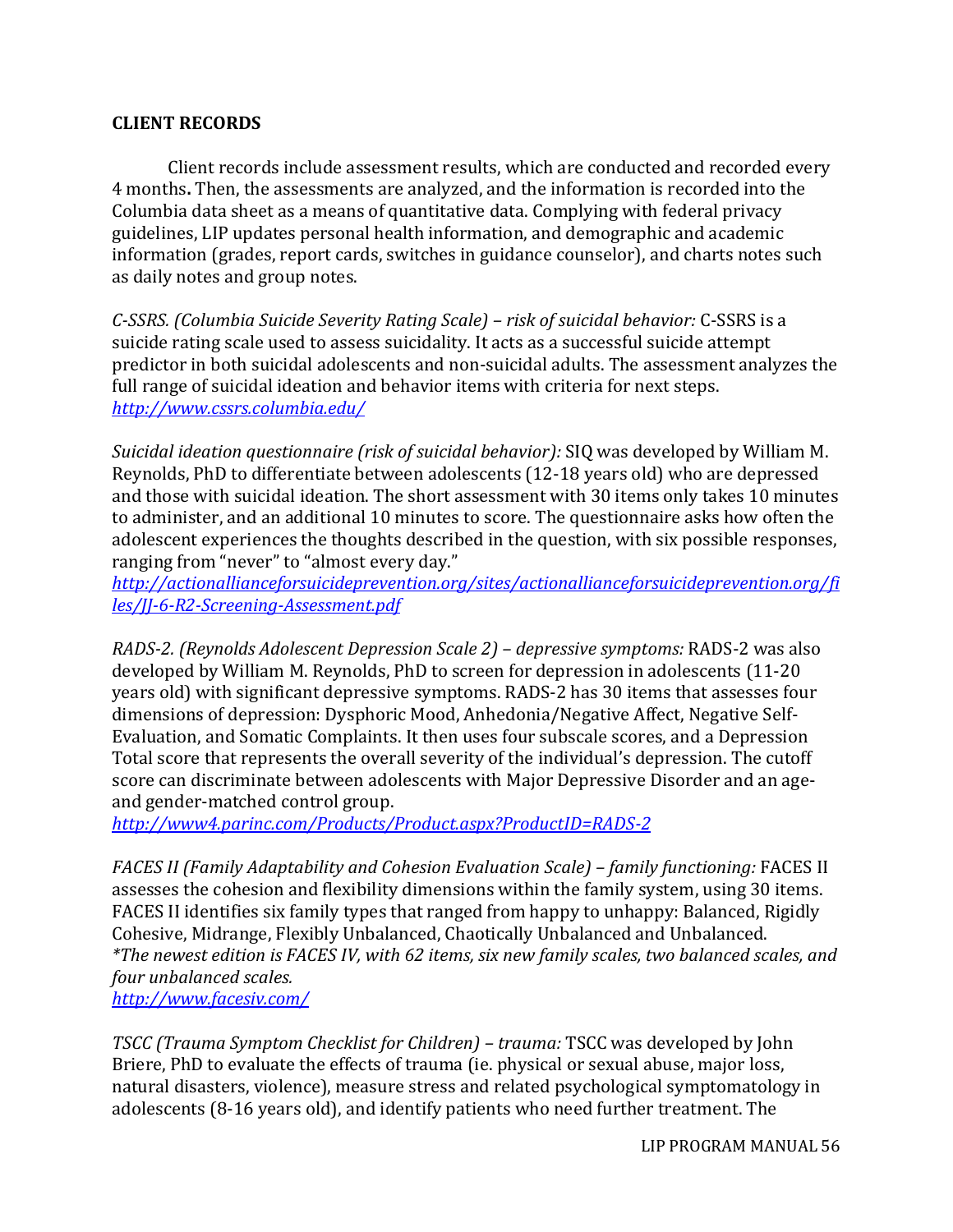**CLIENT RECORDS**

Client records include assessment results, which are conducted and recorded every 4 months**.** Then, the assessments are analyzed, and the information is recorded into the Columbia data sheet as a means of quantitative data. Complying with federal privacy guidelines, LIP updates personal health information, and demographic and academic information (grades, report cards, switches in guidance counselor), and charts notes such as daily notes and group notes.

*C-SSRS. (Columbia Suicide Severity Rating Scale) – risk of suicidal behavior:* C-SSRS is a suicide rating scale used to assess suicidality. It acts as a successful suicide attempt predictor in both suicidal adolescents and non-suicidal adults. The assessment analyzes the full range of suicidal ideation and behavior items with criteria for next steps. *http://www.cssrs.columbia.edu/*

*Suicidal ideation questionnaire (risk of suicidal behavior):* SIQ was developed by William M. Reynolds, PhD to differentiate between adolescents (12-18 years old) who are depressed and those with suicidal ideation. The short assessment with 30 items only takes 10 minutes to administer, and an additional 10 minutes to score. The questionnaire asks how often the adolescent experiences the thoughts described in the question, with six possible responses, ranging from "never" to "almost every day."
*http://actionallianceforsuicideprevention.org/sites/actionallianceforsuicideprevention.org/files/JJ-6-R2-Screening-Assessment.pdf*

*RADS-2. (Reynolds Adolescent Depression Scale 2) – depressive symptoms:* RADS-2 was also developed by William M. Reynolds, PhD to screen for depression in adolescents (11-20 years old) with significant depressive symptoms. RADS-2 has 30 items that assesses four dimensions of depression: Dysphoric Mood, Anhedonia/Negative Affect, Negative Self-Evaluation, and Somatic Complaints. It then uses four subscale scores, and a Depression Total score that represents the overall severity of the individual's depression. The cutoff score can discriminate between adolescents with Major Depressive Disorder and an age- and gender-matched control group.
*http://www4.parinc.com/Products/Product.aspx?ProductID=RADS-2*

*FACES II (Family Adaptability and Cohesion Evaluation Scale) – family functioning:* FACES II assesses the cohesion and flexibility dimensions within the family system, using 30 items. FACES II identifies six family types that ranged from happy to unhappy: Balanced, Rigidly Cohesive, Midrange, Flexibly Unbalanced, Chaotically Unbalanced and Unbalanced.
*\*The newest edition is FACES IV, with 62 items, six new family scales, two balanced scales, and four unbalanced scales.*
*http://www.facesiv.com/*

*TSCC (Trauma Symptom Checklist for Children) – trauma:* TSCC was developed by John Briere, PhD to evaluate the effects of trauma (ie. physical or sexual abuse, major loss, natural disasters, violence), measure stress and related psychological symptomatology in adolescents (8-16 years old), and identify patients who need further treatment. The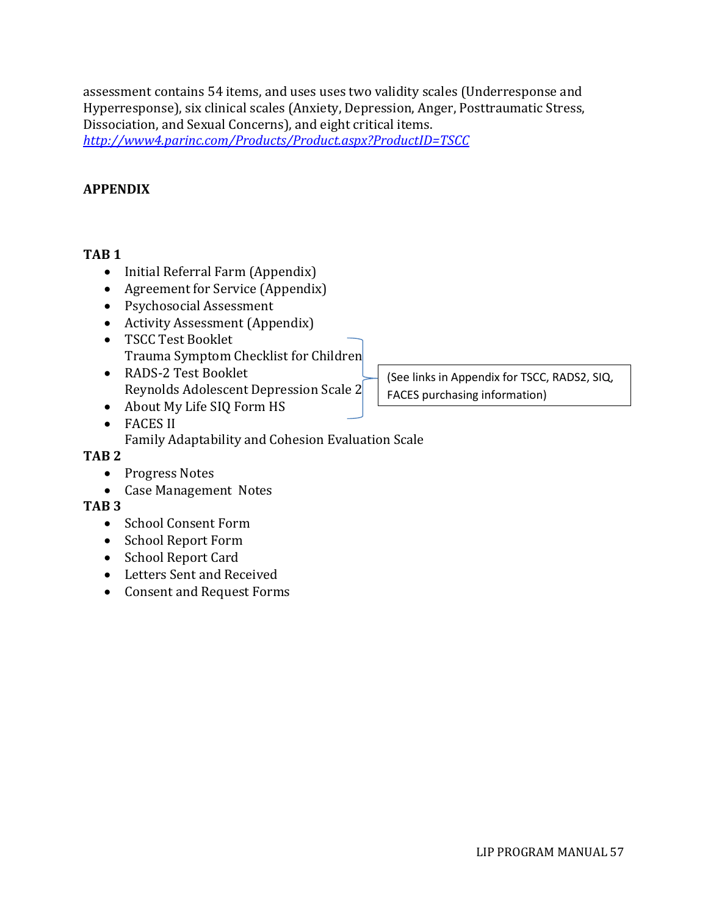assessment contains 54 items, and uses uses two validity scales (Underresponse and Hyperresponse), six clinical scales (Anxiety, Depression, Anger, Posttraumatic Stress, Dissociation, and Sexual Concerns), and eight critical items.
*http://www4.parinc.com/Products/Product.aspx?ProductID=TSCC*

**APPENDIX**

**TAB 1**

- Initial Referral Farm (Appendix)
- Agreement for Service (Appendix)
- Psychosocial Assessment
- Activity Assessment (Appendix)
- TSCC Test Booklet
  Trauma Symptom Checklist for Children
- RADS-2 Test Booklet
  Reynolds Adolescent Depression Scale 2
- About My Life SIQ Form HS
- FACES II
  Family Adaptability and Cohesion Evaluation Scale

(See links in Appendix for TSCC, RADS2, SIQ, FACES purchasing information)

**TAB 2**

- Progress Notes
- Case Management Notes

**TAB 3**

- School Consent Form
- School Report Form
- School Report Card
- Letters Sent and Received
- Consent and Request Forms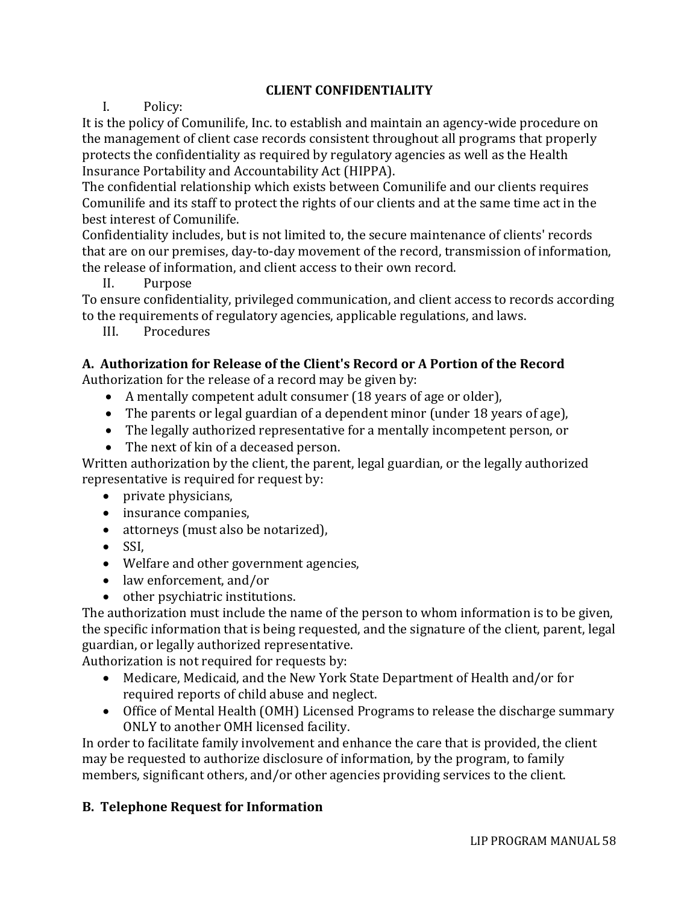## CLIENT CONFIDENTIALITY

I. Policy:

It is the policy of Comunilife, Inc. to establish and maintain an agency-wide procedure on the management of client case records consistent throughout all programs that properly protects the confidentiality as required by regulatory agencies as well as the Health Insurance Portability and Accountability Act (HIPPA).

The confidential relationship which exists between Comunilife and our clients requires Comunilife and its staff to protect the rights of our clients and at the same time act in the best interest of Comunilife.

Confidentiality includes, but is not limited to, the secure maintenance of clients' records that are on our premises, day-to-day movement of the record, transmission of information, the release of information, and client access to their own record.

II. Purpose

To ensure confidentiality, privileged communication, and client access to records according to the requirements of regulatory agencies, applicable regulations, and laws.

III. Procedures

### A. Authorization for Release of the Client's Record or A Portion of the Record

Authorization for the release of a record may be given by:

- A mentally competent adult consumer (18 years of age or older),
- The parents or legal guardian of a dependent minor (under 18 years of age),
- The legally authorized representative for a mentally incompetent person, or
- The next of kin of a deceased person.

Written authorization by the client, the parent, legal guardian, or the legally authorized representative is required for request by:

- private physicians,
- insurance companies,
- attorneys (must also be notarized),
- SSI,
- Welfare and other government agencies,
- law enforcement, and/or
- other psychiatric institutions.

The authorization must include the name of the person to whom information is to be given, the specific information that is being requested, and the signature of the client, parent, legal guardian, or legally authorized representative.

Authorization is not required for requests by:

- Medicare, Medicaid, and the New York State Department of Health and/or for required reports of child abuse and neglect.
- Office of Mental Health (OMH) Licensed Programs to release the discharge summary ONLY to another OMH licensed facility.

In order to facilitate family involvement and enhance the care that is provided, the client may be requested to authorize disclosure of information, by the program, to family members, significant others, and/or other agencies providing services to the client.

### B. Telephone Request for Information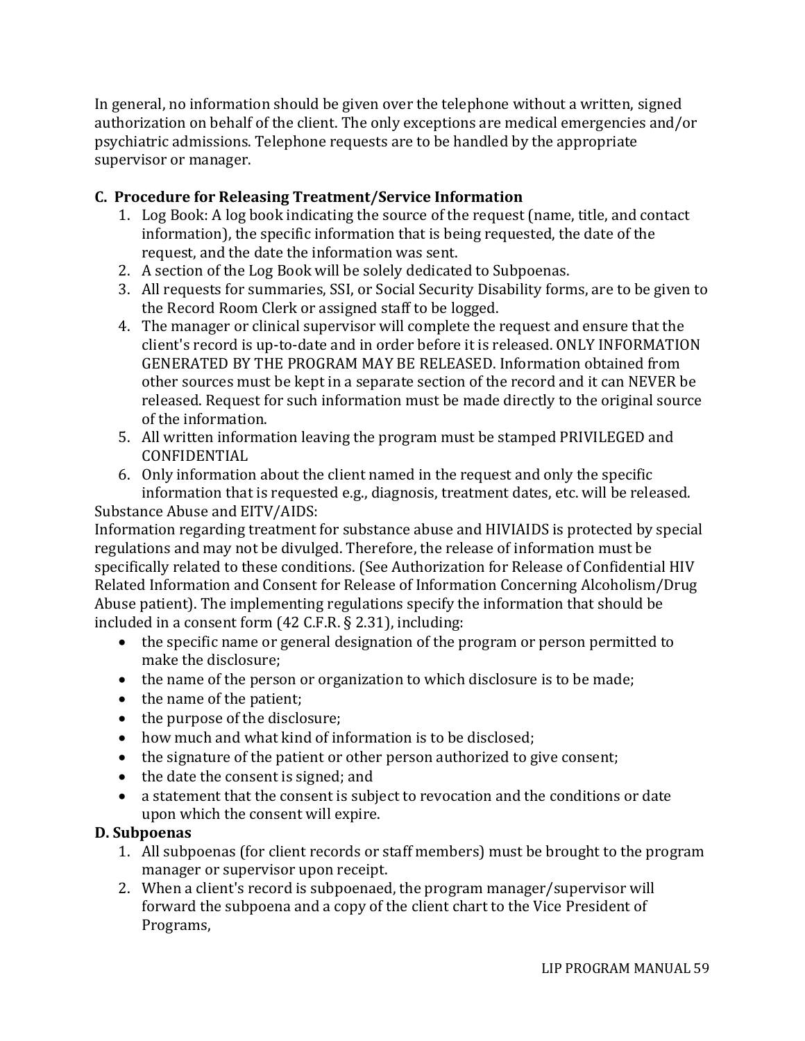In general, no information should be given over the telephone without a written, signed authorization on behalf of the client. The only exceptions are medical emergencies and/or psychiatric admissions. Telephone requests are to be handled by the appropriate supervisor or manager.

**C. Procedure for Releasing Treatment/Service Information**

1. Log Book: A log book indicating the source of the request (name, title, and contact information), the specific information that is being requested, the date of the request, and the date the information was sent.
2. A section of the Log Book will be solely dedicated to Subpoenas.
3. All requests for summaries, SSI, or Social Security Disability forms, are to be given to the Record Room Clerk or assigned staff to be logged.
4. The manager or clinical supervisor will complete the request and ensure that the client's record is up-to-date and in order before it is released. ONLY INFORMATION GENERATED BY THE PROGRAM MAY BE RELEASED. Information obtained from other sources must be kept in a separate section of the record and it can NEVER be released. Request for such information must be made directly to the original source of the information.
5. All written information leaving the program must be stamped PRIVILEGED and CONFIDENTIAL
6. Only information about the client named in the request and only the specific information that is requested e.g., diagnosis, treatment dates, etc. will be released.

Substance Abuse and EITV/AIDS:
Information regarding treatment for substance abuse and HIVIAIDS is protected by special regulations and may not be divulged. Therefore, the release of information must be specifically related to these conditions. (See Authorization for Release of Confidential HIV Related Information and Consent for Release of Information Concerning Alcoholism/Drug Abuse patient). The implementing regulations specify the information that should be included in a consent form (42 C.F.R. § 2.31), including:

- the specific name or general designation of the program or person permitted to make the disclosure;
- the name of the person or organization to which disclosure is to be made;
- the name of the patient;
- the purpose of the disclosure;
- how much and what kind of information is to be disclosed;
- the signature of the patient or other person authorized to give consent;
- the date the consent is signed; and
- a statement that the consent is subject to revocation and the conditions or date upon which the consent will expire.

**D. Subpoenas**

1. All subpoenas (for client records or staff members) must be brought to the program manager or supervisor upon receipt.
2. When a client's record is subpoenaed, the program manager/supervisor will forward the subpoena and a copy of the client chart to the Vice President of Programs,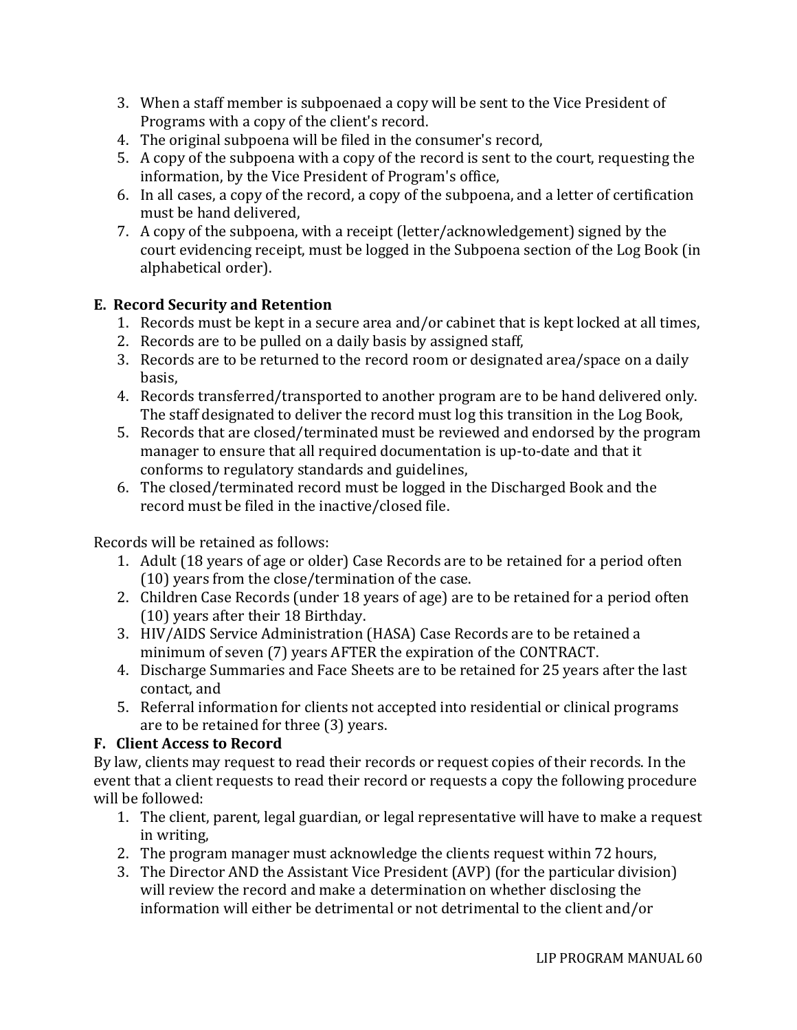3. When a staff member is subpoenaed a copy will be sent to the Vice President of Programs with a copy of the client's record.
4. The original subpoena will be filed in the consumer's record,
5. A copy of the subpoena with a copy of the record is sent to the court, requesting the information, by the Vice President of Program's office,
6. In all cases, a copy of the record, a copy of the subpoena, and a letter of certification must be hand delivered,
7. A copy of the subpoena, with a receipt (letter/acknowledgement) signed by the court evidencing receipt, must be logged in the Subpoena section of the Log Book (in alphabetical order).

**E. Record Security and Retention**

1. Records must be kept in a secure area and/or cabinet that is kept locked at all times,
2. Records are to be pulled on a daily basis by assigned staff,
3. Records are to be returned to the record room or designated area/space on a daily basis,
4. Records transferred/transported to another program are to be hand delivered only. The staff designated to deliver the record must log this transition in the Log Book,
5. Records that are closed/terminated must be reviewed and endorsed by the program manager to ensure that all required documentation is up-to-date and that it conforms to regulatory standards and guidelines,
6. The closed/terminated record must be logged in the Discharged Book and the record must be filed in the inactive/closed file.

Records will be retained as follows:

1. Adult (18 years of age or older) Case Records are to be retained for a period often (10) years from the close/termination of the case.
2. Children Case Records (under 18 years of age) are to be retained for a period often (10) years after their 18 Birthday.
3. HIV/AIDS Service Administration (HASA) Case Records are to be retained a minimum of seven (7) years AFTER the expiration of the CONTRACT.
4. Discharge Summaries and Face Sheets are to be retained for 25 years after the last contact, and
5. Referral information for clients not accepted into residential or clinical programs are to be retained for three (3) years.

**F. Client Access to Record**

By law, clients may request to read their records or request copies of their records. In the event that a client requests to read their record or requests a copy the following procedure will be followed:

1. The client, parent, legal guardian, or legal representative will have to make a request in writing,
2. The program manager must acknowledge the clients request within 72 hours,
3. The Director AND the Assistant Vice President (AVP) (for the particular division) will review the record and make a determination on whether disclosing the information will either be detrimental or not detrimental to the client and/or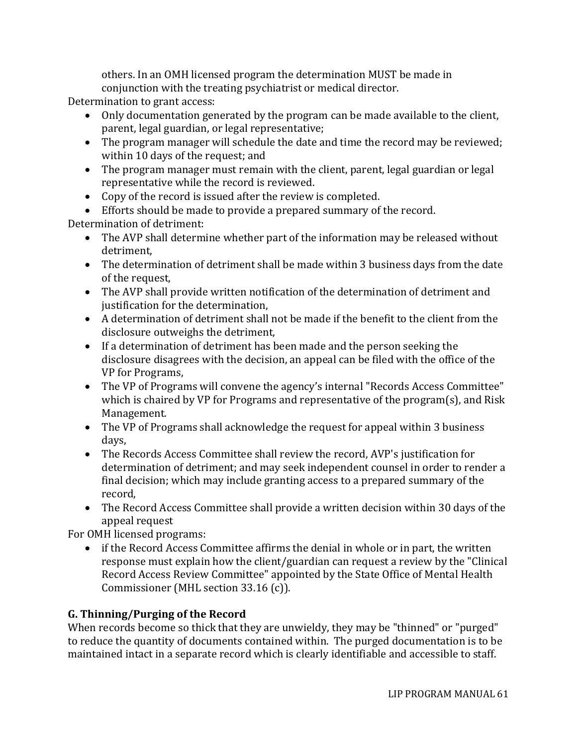others. In an OMH licensed program the determination MUST be made in conjunction with the treating psychiatrist or medical director.

Determination to grant access:

- Only documentation generated by the program can be made available to the client, parent, legal guardian, or legal representative;
- The program manager will schedule the date and time the record may be reviewed; within 10 days of the request; and
- The program manager must remain with the client, parent, legal guardian or legal representative while the record is reviewed.
- Copy of the record is issued after the review is completed.
- Efforts should be made to provide a prepared summary of the record.

Determination of detriment:

- The AVP shall determine whether part of the information may be released without detriment,
- The determination of detriment shall be made within 3 business days from the date of the request,
- The AVP shall provide written notification of the determination of detriment and justification for the determination,
- A determination of detriment shall not be made if the benefit to the client from the disclosure outweighs the detriment,
- If a determination of detriment has been made and the person seeking the disclosure disagrees with the decision, an appeal can be filed with the office of the VP for Programs,
- The VP of Programs will convene the agency's internal "Records Access Committee" which is chaired by VP for Programs and representative of the program(s), and Risk Management.
- The VP of Programs shall acknowledge the request for appeal within 3 business days,
- The Records Access Committee shall review the record, AVP's justification for determination of detriment; and may seek independent counsel in order to render a final decision; which may include granting access to a prepared summary of the record,
- The Record Access Committee shall provide a written decision within 30 days of the appeal request

For OMH licensed programs:

- if the Record Access Committee affirms the denial in whole or in part, the written response must explain how the client/guardian can request a review by the "Clinical Record Access Review Committee" appointed by the State Office of Mental Health Commissioner (MHL section 33.16 (c)).

**G. Thinning/Purging of the Record**

When records become so thick that they are unwieldy, they may be "thinned" or "purged" to reduce the quantity of documents contained within. The purged documentation is to be maintained intact in a separate record which is clearly identifiable and accessible to staff.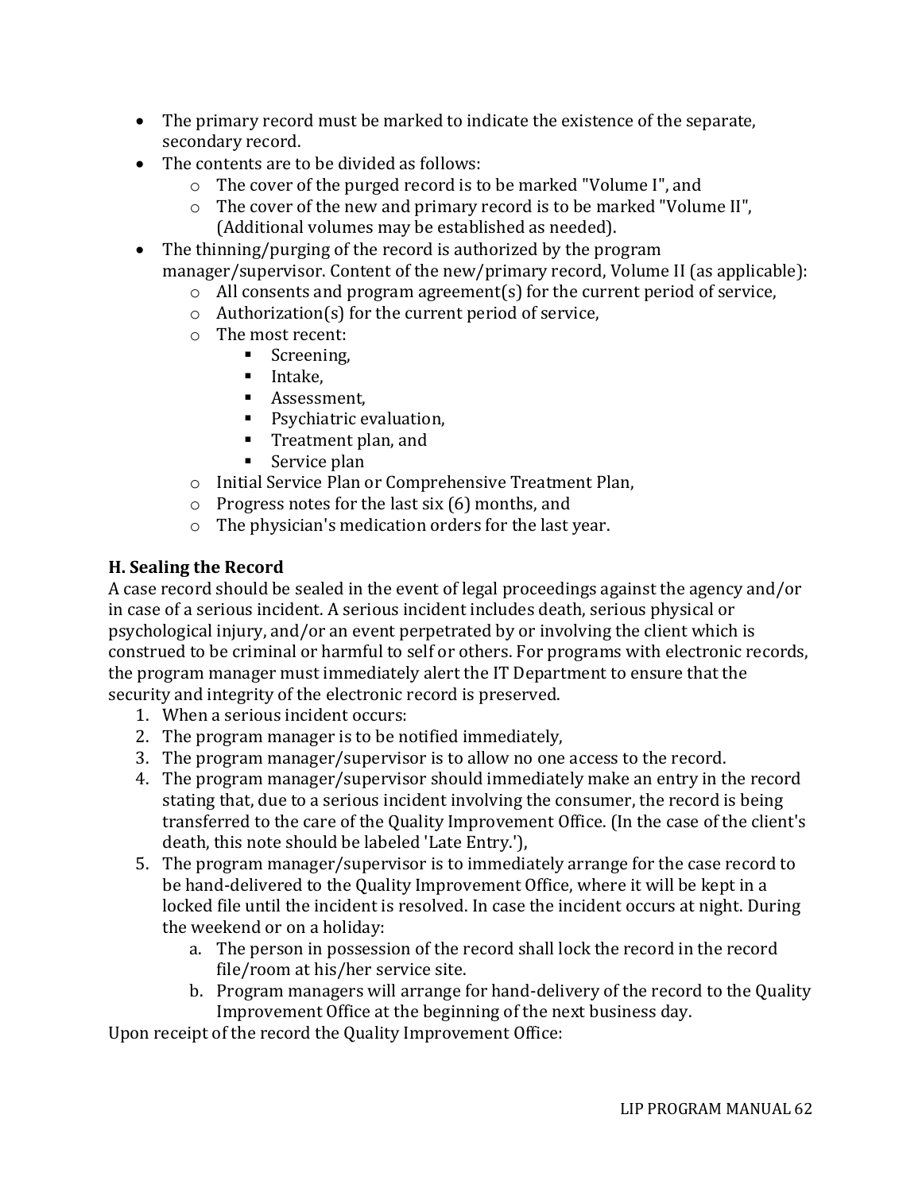- The primary record must be marked to indicate the existence of the separate, secondary record.
- The contents are to be divided as follows:
    - The cover of the purged record is to be marked "Volume I", and
    - The cover of the new and primary record is to be marked "Volume II", (Additional volumes may be established as needed).
- The thinning/purging of the record is authorized by the program manager/supervisor. Content of the new/primary record, Volume II (as applicable):
    - All consents and program agreement(s) for the current period of service,
    - Authorization(s) for the current period of service,
    - The most recent:
        - Screening,
        - Intake,
        - Assessment,
        - Psychiatric evaluation,
        - Treatment plan, and
        - Service plan
    - Initial Service Plan or Comprehensive Treatment Plan,
    - Progress notes for the last six (6) months, and
    - The physician's medication orders for the last year.

**H. Sealing the Record**

A case record should be sealed in the event of legal proceedings against the agency and/or in case of a serious incident. A serious incident includes death, serious physical or psychological injury, and/or an event perpetrated by or involving the client which is construed to be criminal or harmful to self or others. For programs with electronic records, the program manager must immediately alert the IT Department to ensure that the security and integrity of the electronic record is preserved.

1. When a serious incident occurs:
2. The program manager is to be notified immediately,
3. The program manager/supervisor is to allow no one access to the record.
4. The program manager/supervisor should immediately make an entry in the record stating that, due to a serious incident involving the consumer, the record is being transferred to the care of the Quality Improvement Office. (In the case of the client's death, this note should be labeled 'Late Entry.'),
5. The program manager/supervisor is to immediately arrange for the case record to be hand-delivered to the Quality Improvement Office, where it will be kept in a locked file until the incident is resolved. In case the incident occurs at night. During the weekend or on a holiday:
    a. The person in possession of the record shall lock the record in the record file/room at his/her service site.
    b. Program managers will arrange for hand-delivery of the record to the Quality Improvement Office at the beginning of the next business day.

Upon receipt of the record the Quality Improvement Office: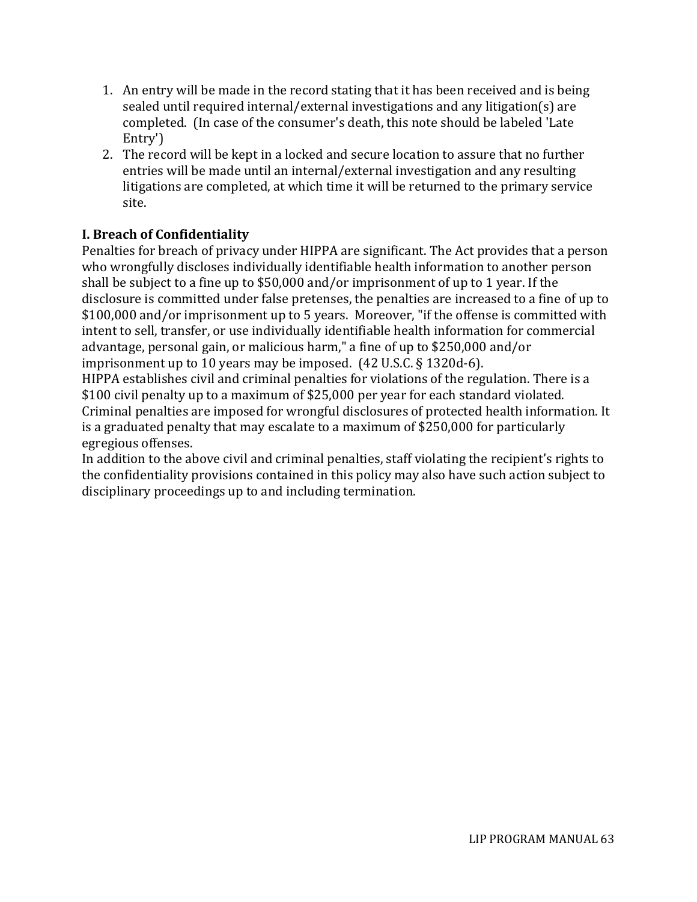1. An entry will be made in the record stating that it has been received and is being sealed until required internal/external investigations and any litigation(s) are completed. (In case of the consumer's death, this note should be labeled 'Late Entry')
2. The record will be kept in a locked and secure location to assure that no further entries will be made until an internal/external investigation and any resulting litigations are completed, at which time it will be returned to the primary service site.

**I. Breach of Confidentiality**

Penalties for breach of privacy under HIPPA are significant. The Act provides that a person who wrongfully discloses individually identifiable health information to another person shall be subject to a fine up to $50,000 and/or imprisonment of up to 1 year. If the disclosure is committed under false pretenses, the penalties are increased to a fine of up to $100,000 and/or imprisonment up to 5 years. Moreover, "if the offense is committed with intent to sell, transfer, or use individually identifiable health information for commercial advantage, personal gain, or malicious harm," a fine of up to $250,000 and/or imprisonment up to 10 years may be imposed. (42 U.S.C. § 1320d-6).

HIPPA establishes civil and criminal penalties for violations of the regulation. There is a $100 civil penalty up to a maximum of $25,000 per year for each standard violated. Criminal penalties are imposed for wrongful disclosures of protected health information. It is a graduated penalty that may escalate to a maximum of $250,000 for particularly egregious offenses.

In addition to the above civil and criminal penalties, staff violating the recipient's rights to the confidentiality provisions contained in this policy may also have such action subject to disciplinary proceedings up to and including termination.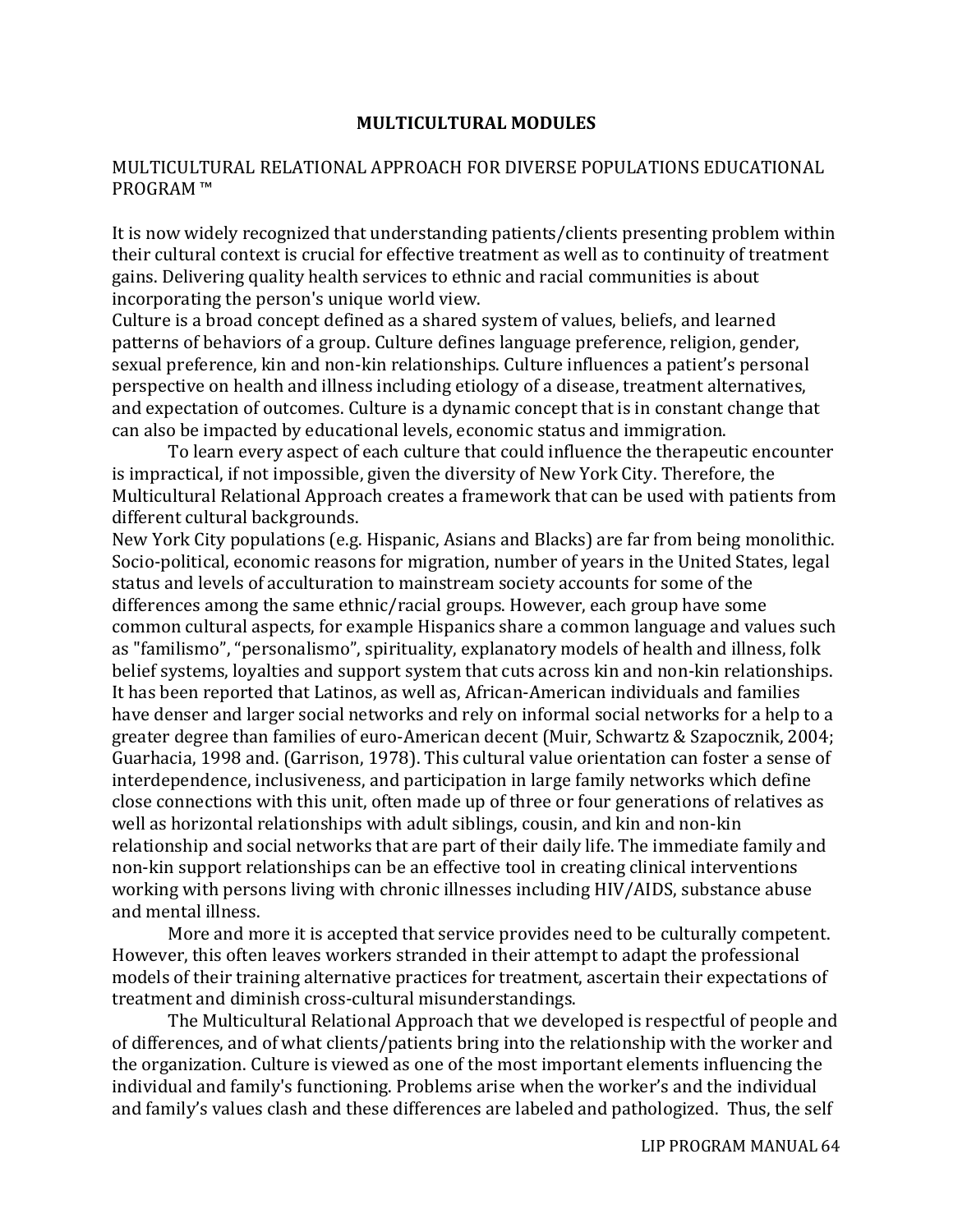# MULTICULTURAL MODULES

MULTICULTURAL RELATIONAL APPROACH FOR DIVERSE POPULATIONS EDUCATIONAL PROGRAM ™

It is now widely recognized that understanding patients/clients presenting problem within their cultural context is crucial for effective treatment as well as to continuity of treatment gains. Delivering quality health services to ethnic and racial communities is about incorporating the person's unique world view.

Culture is a broad concept defined as a shared system of values, beliefs, and learned patterns of behaviors of a group. Culture defines language preference, religion, gender, sexual preference, kin and non-kin relationships. Culture influences a patient's personal perspective on health and illness including etiology of a disease, treatment alternatives, and expectation of outcomes. Culture is a dynamic concept that is in constant change that can also be impacted by educational levels, economic status and immigration.

To learn every aspect of each culture that could influence the therapeutic encounter is impractical, if not impossible, given the diversity of New York City. Therefore, the Multicultural Relational Approach creates a framework that can be used with patients from different cultural backgrounds.

New York City populations (e.g. Hispanic, Asians and Blacks) are far from being monolithic. Socio-political, economic reasons for migration, number of years in the United States, legal status and levels of acculturation to mainstream society accounts for some of the differences among the same ethnic/racial groups. However, each group have some common cultural aspects, for example Hispanics share a common language and values such as "familismo", "personalismo", spirituality, explanatory models of health and illness, folk belief systems, loyalties and support system that cuts across kin and non-kin relationships. It has been reported that Latinos, as well as, African-American individuals and families have denser and larger social networks and rely on informal social networks for a help to a greater degree than families of euro-American decent (Muir, Schwartz & Szapocznik, 2004; Guarhacia, 1998 and. (Garrison, 1978). This cultural value orientation can foster a sense of interdependence, inclusiveness, and participation in large family networks which define close connections with this unit, often made up of three or four generations of relatives as well as horizontal relationships with adult siblings, cousin, and kin and non-kin relationship and social networks that are part of their daily life. The immediate family and non-kin support relationships can be an effective tool in creating clinical interventions working with persons living with chronic illnesses including HIV/AIDS, substance abuse and mental illness.

More and more it is accepted that service provides need to be culturally competent. However, this often leaves workers stranded in their attempt to adapt the professional models of their training alternative practices for treatment, ascertain their expectations of treatment and diminish cross-cultural misunderstandings.

The Multicultural Relational Approach that we developed is respectful of people and of differences, and of what clients/patients bring into the relationship with the worker and the organization. Culture is viewed as one of the most important elements influencing the individual and family's functioning. Problems arise when the worker's and the individual and family's values clash and these differences are labeled and pathologized. Thus, the self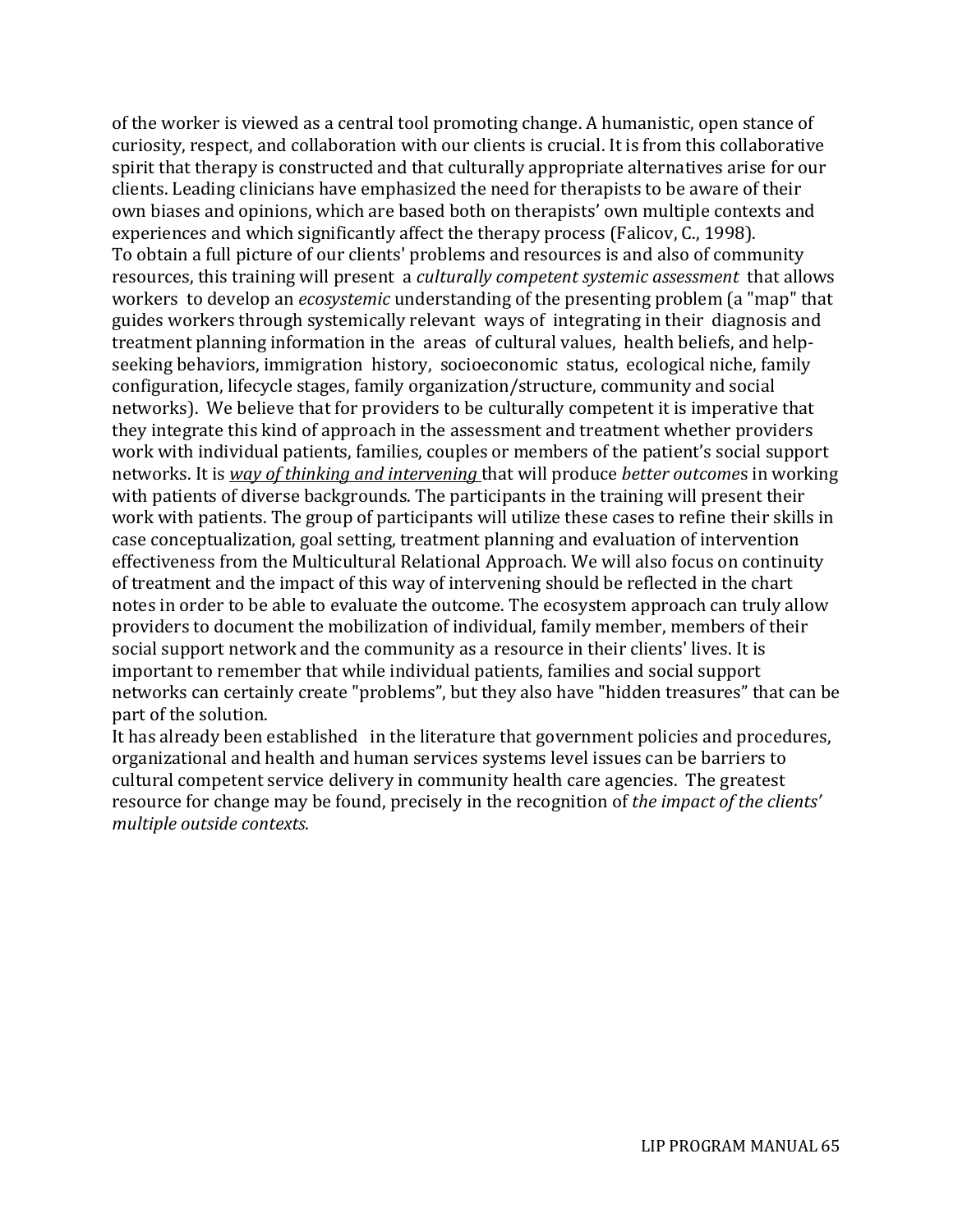of the worker is viewed as a central tool promoting change. A humanistic, open stance of curiosity, respect, and collaboration with our clients is crucial. It is from this collaborative spirit that therapy is constructed and that culturally appropriate alternatives arise for our clients. Leading clinicians have emphasized the need for therapists to be aware of their own biases and opinions, which are based both on therapists' own multiple contexts and experiences and which significantly affect the therapy process (Falicov, C., 1998).

To obtain a full picture of our clients' problems and resources is and also of community resources, this training will present a *culturally competent systemic assessment* that allows workers to develop an *ecosystemic* understanding of the presenting problem (a "map" that guides workers through systemically relevant ways of integrating in their diagnosis and treatment planning information in the areas of cultural values, health beliefs, and help-seeking behaviors, immigration history, socioeconomic status, ecological niche, family configuration, lifecycle stages, family organization/structure, community and social networks). We believe that for providers to be culturally competent it is imperative that they integrate this kind of approach in the assessment and treatment whether providers work with individual patients, families, couples or members of the patient's social support networks. It is <u>*way of thinking and intervening*</u> that will produce *better outcome*s in working with patients of diverse backgrounds. The participants in the training will present their work with patients. The group of participants will utilize these cases to refine their skills in case conceptualization, goal setting, treatment planning and evaluation of intervention effectiveness from the Multicultural Relational Approach. We will also focus on continuity of treatment and the impact of this way of intervening should be reflected in the chart notes in order to be able to evaluate the outcome. The ecosystem approach can truly allow providers to document the mobilization of individual, family member, members of their social support network and the community as a resource in their clients' lives. It is important to remember that while individual patients, families and social support networks can certainly create "problems", but they also have "hidden treasures" that can be part of the solution.

It has already been established in the literature that government policies and procedures, organizational and health and human services systems level issues can be barriers to cultural competent service delivery in community health care agencies. The greatest resource for change may be found, precisely in the recognition of *the impact of the clients' multiple outside contexts.*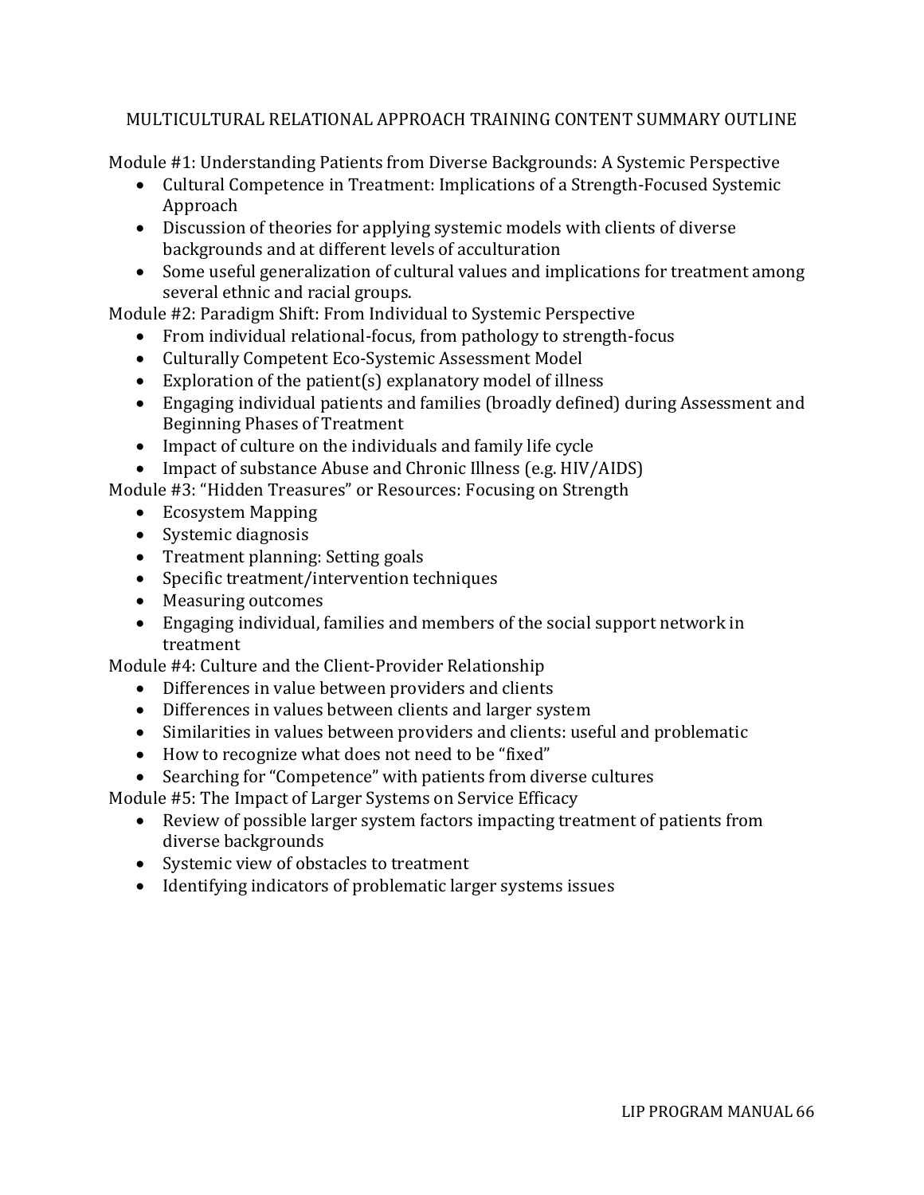# MULTICULTURAL RELATIONAL APPROACH TRAINING CONTENT SUMMARY OUTLINE

Module #1: Understanding Patients from Diverse Backgrounds: A Systemic Perspective

- Cultural Competence in Treatment: Implications of a Strength-Focused Systemic Approach
- Discussion of theories for applying systemic models with clients of diverse backgrounds and at different levels of acculturation
- Some useful generalization of cultural values and implications for treatment among several ethnic and racial groups.

Module #2: Paradigm Shift: From Individual to Systemic Perspective

- From individual relational-focus, from pathology to strength-focus
- Culturally Competent Eco-Systemic Assessment Model
- Exploration of the patient(s) explanatory model of illness
- Engaging individual patients and families (broadly defined) during Assessment and Beginning Phases of Treatment
- Impact of culture on the individuals and family life cycle
- Impact of substance Abuse and Chronic Illness (e.g. HIV/AIDS)

Module #3: "Hidden Treasures" or Resources: Focusing on Strength

- Ecosystem Mapping
- Systemic diagnosis
- Treatment planning: Setting goals
- Specific treatment/intervention techniques
- Measuring outcomes
- Engaging individual, families and members of the social support network in treatment

Module #4: Culture and the Client-Provider Relationship

- Differences in value between providers and clients
- Differences in values between clients and larger system
- Similarities in values between providers and clients: useful and problematic
- How to recognize what does not need to be "fixed"
- Searching for "Competence" with patients from diverse cultures

Module #5: The Impact of Larger Systems on Service Efficacy

- Review of possible larger system factors impacting treatment of patients from diverse backgrounds
- Systemic view of obstacles to treatment
- Identifying indicators of problematic larger systems issues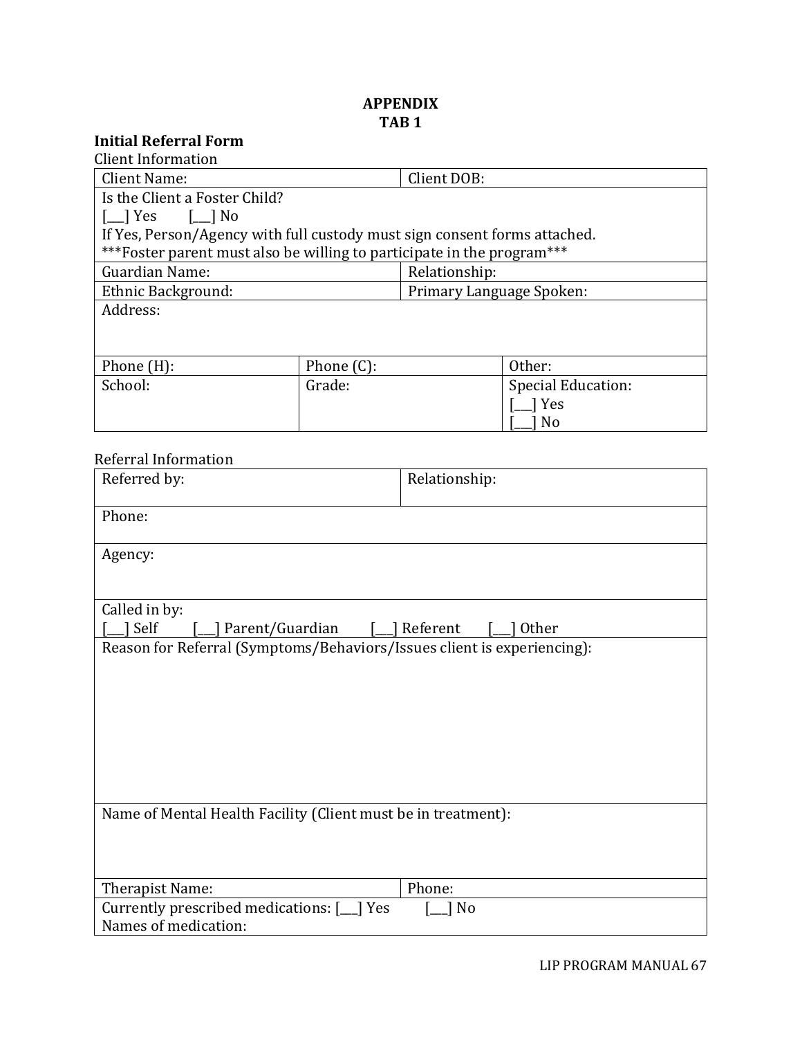# APPENDIX
# TAB 1

**Initial Referral Form**

Client Information

| Client Name: | | Client DOB: |
|---|---|---|
| Is the Client a Foster Child?<br>[___] Yes [___] No<br>If Yes, Person/Agency with full custody must sign consent forms attached.<br>***Foster parent must also be willing to participate in the program*** | | |
| Guardian Name: | | Relationship: |
| Ethnic Background: | | Primary Language Spoken: |
| Address: | | |
| Phone (H): | Phone (C): | Other: |
| School: | Grade: | Special Education:<br>[___] Yes<br>[___] No |

Referral Information

| Referred by: | Relationship: |
|---|---|
| Phone: | |
| Agency: | |
| Called in by:<br>[___] Self [___] Parent/Guardian [___] Referent [___] Other | |
| Reason for Referral (Symptoms/Behaviors/Issues client is experiencing): | |
| Name of Mental Health Facility (Client must be in treatment): | |
| Therapist Name: | Phone: |
| Currently prescribed medications: [___] Yes [___] No<br>Names of medication: | |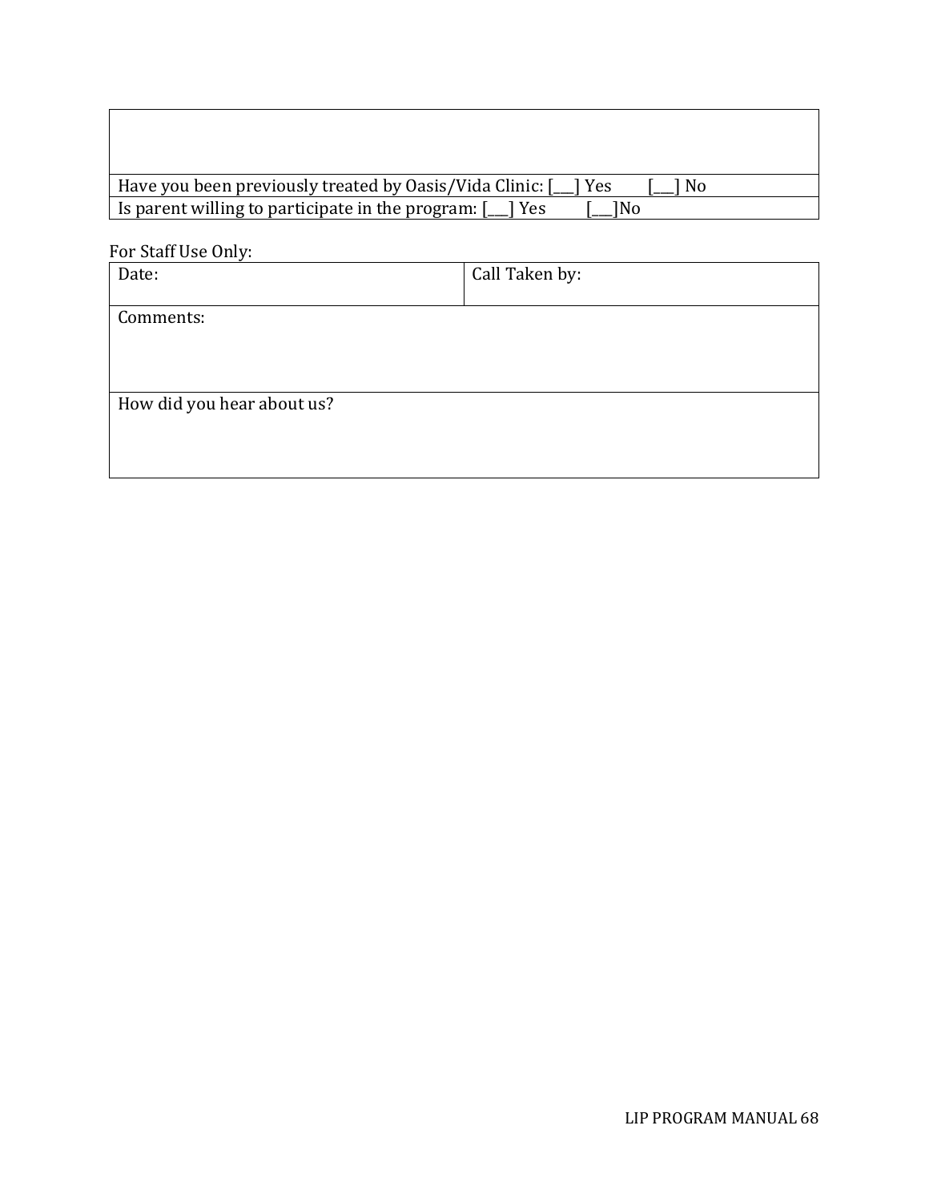| |
|---|
| |
| Have you been previously treated by Oasis/Vida Clinic: [___] Yes [___] No |
| Is parent willing to participate in the program: [___] Yes [___]No |

For Staff Use Only:

| Date: | Call Taken by: |
|---|---|
| Comments: | |
| How did you hear about us? | |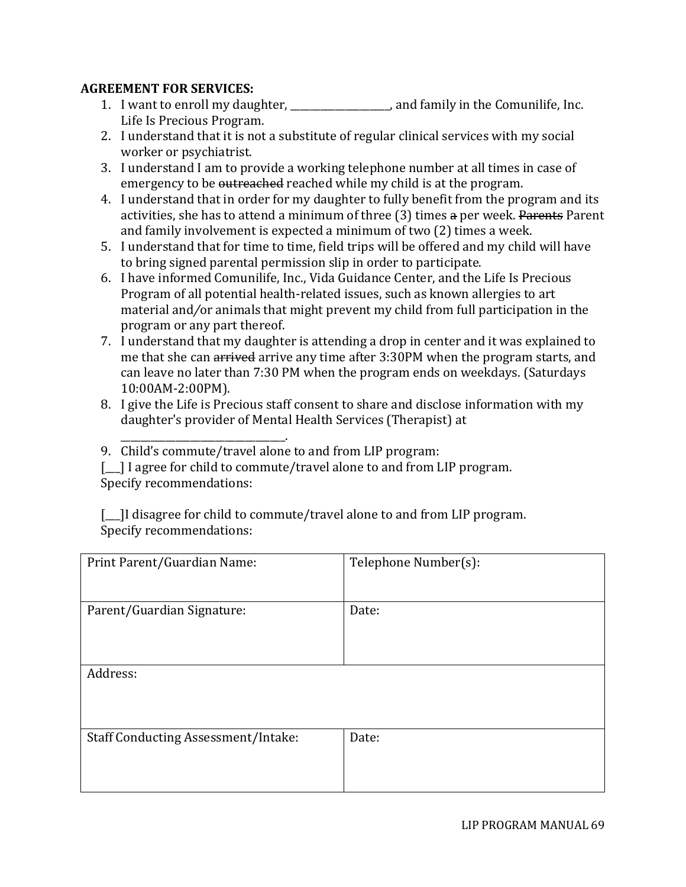**AGREEMENT FOR SERVICES:**

1. I want to enroll my daughter, ____________________, and family in the Comunilife, Inc. Life Is Precious Program.
2. I understand that it is not a substitute of regular clinical services with my social worker or psychiatrist.
3. I understand I am to provide a working telephone number at all times in case of emergency to be ~~outreached~~ reached while my child is at the program.
4. I understand that in order for my daughter to fully benefit from the program and its activities, she has to attend a minimum of three (3) times ~~a~~ per week. ~~Parents~~ Parent and family involvement is expected a minimum of two (2) times a week.
5. I understand that for time to time, field trips will be offered and my child will have to bring signed parental permission slip in order to participate.
6. I have informed Comunilife, Inc., Vida Guidance Center, and the Life Is Precious Program of all potential health-related issues, such as known allergies to art material and/or animals that might prevent my child from full participation in the program or any part thereof.
7. I understand that my daughter is attending a drop in center and it was explained to me that she can ~~arrived~~ arrive any time after 3:30PM when the program starts, and can leave no later than 7:30 PM when the program ends on weekdays. (Saturdays 10:00AM-2:00PM).
8. I give the Life is Precious staff consent to share and disclose information with my daughter's provider of Mental Health Services (Therapist) at _________________________________.
9. Child's commute/travel alone to and from LIP program:

[___] I agree for child to commute/travel alone to and from LIP program.
Specify recommendations:

[___]I disagree for child to commute/travel alone to and from LIP program.
Specify recommendations:

| Print Parent/Guardian Name: | Telephone Number(s): |
|---|---|
| Parent/Guardian Signature: | Date: |
| Address: | |
| Staff Conducting Assessment/Intake: | Date: |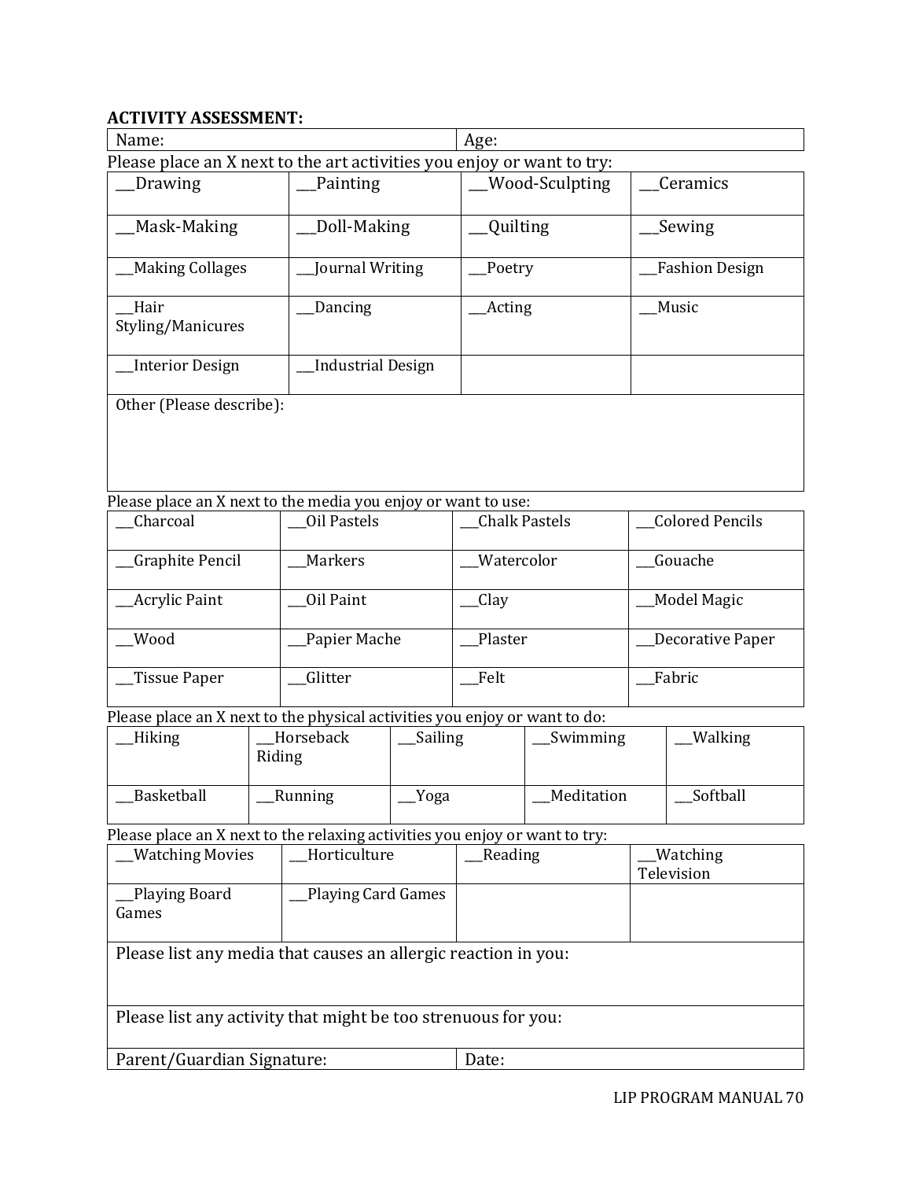**ACTIVITY ASSESSMENT:**

| Name: | Age: |
|---|---|

Please place an X next to the art activities you enjoy or want to try:

| | | | |
|---|---|---|---|
| ___Drawing | ___Painting | ___Wood-Sculpting | ___Ceramics |
| ___Mask-Making | ___Doll-Making | ___Quilting | ___Sewing |
| ___Making Collages | ___Journal Writing | ___Poetry | ___Fashion Design |
| ___Hair Styling/Manicures | ___Dancing | ___Acting | ___Music |
| ___Interior Design | ___Industrial Design | | |
| Other (Please describe): | | | |

Please place an X next to the media you enjoy or want to use:

| | | | |
|---|---|---|---|
| ___Charcoal | ___Oil Pastels | ___Chalk Pastels | ___Colored Pencils |
| ___Graphite Pencil | ___Markers | ___Watercolor | ___Gouache |
| ___Acrylic Paint | ___Oil Paint | ___Clay | ___Model Magic |
| ___Wood | ___Papier Mache | ___Plaster | ___Decorative Paper |
| ___Tissue Paper | ___Glitter | ___Felt | ___Fabric |

Please place an X next to the physical activities you enjoy or want to do:

| | | | | |
|---|---|---|---|---|
| ___Hiking | ___Horseback Riding | ___Sailing | ___Swimming | ___Walking |
| ___Basketball | ___Running | ___Yoga | ___Meditation | ___Softball |

Please place an X next to the relaxing activities you enjoy or want to try:

| | | | |
|---|---|---|---|
| ___Watching Movies | ___Horticulture | ___Reading | ___Watching Television |
| ___Playing Board Games | ___Playing Card Games | | |
| Please list any media that causes an allergic reaction in you: | | | |
| Please list any activity that might be too strenuous for you: | | | |

| Parent/Guardian Signature: | Date: |
|---|---|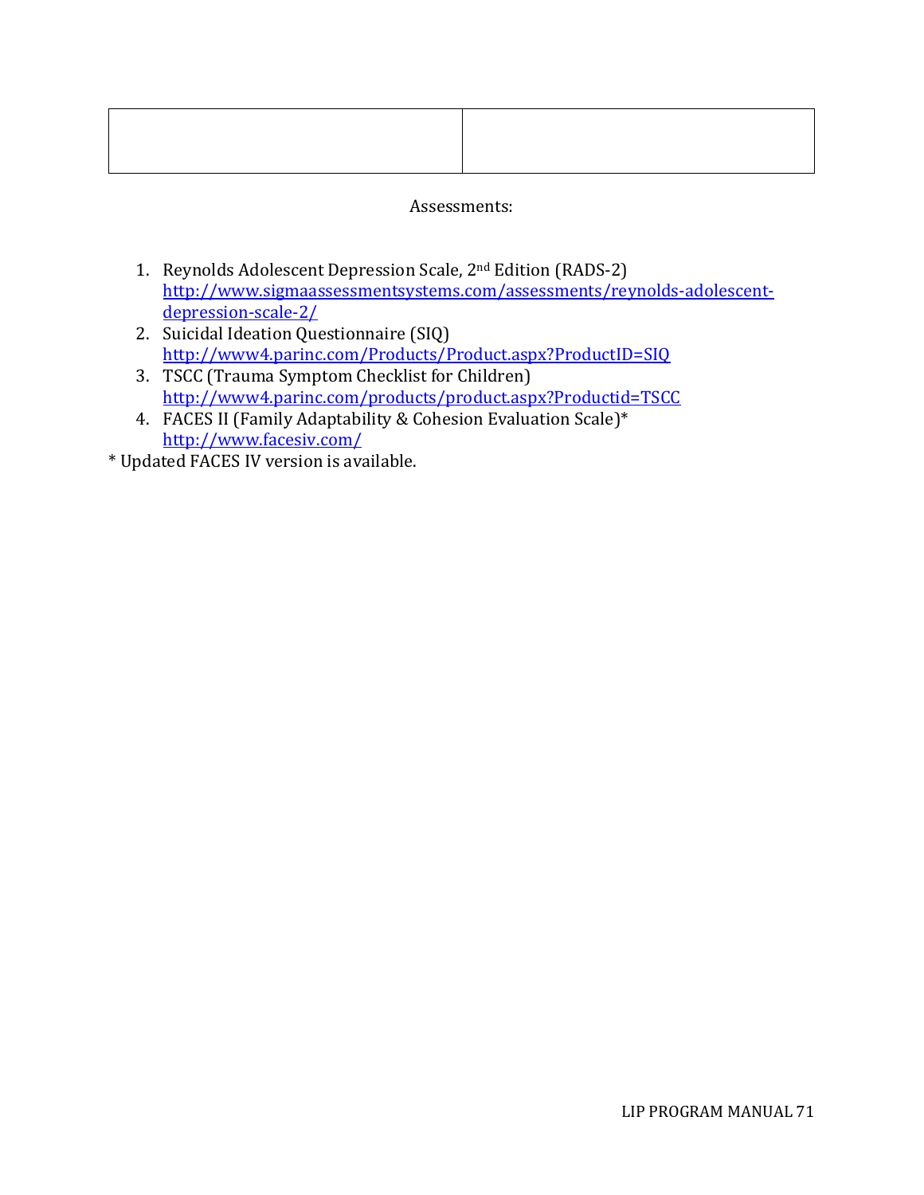| | |
|---|---|
| | |

Assessments:

1. Reynolds Adolescent Depression Scale, 2nd Edition (RADS-2)
   http://www.sigmaassessmentsystems.com/assessments/reynolds-adolescent-depression-scale-2/
2. Suicidal Ideation Questionnaire (SIQ)
   http://www4.parinc.com/Products/Product.aspx?ProductID=SIQ
3. TSCC (Trauma Symptom Checklist for Children)
   http://www4.parinc.com/products/product.aspx?Productid=TSCC
4. FACES II (Family Adaptability & Cohesion Evaluation Scale)*
   http://www.facesiv.com/

* Updated FACES IV version is available.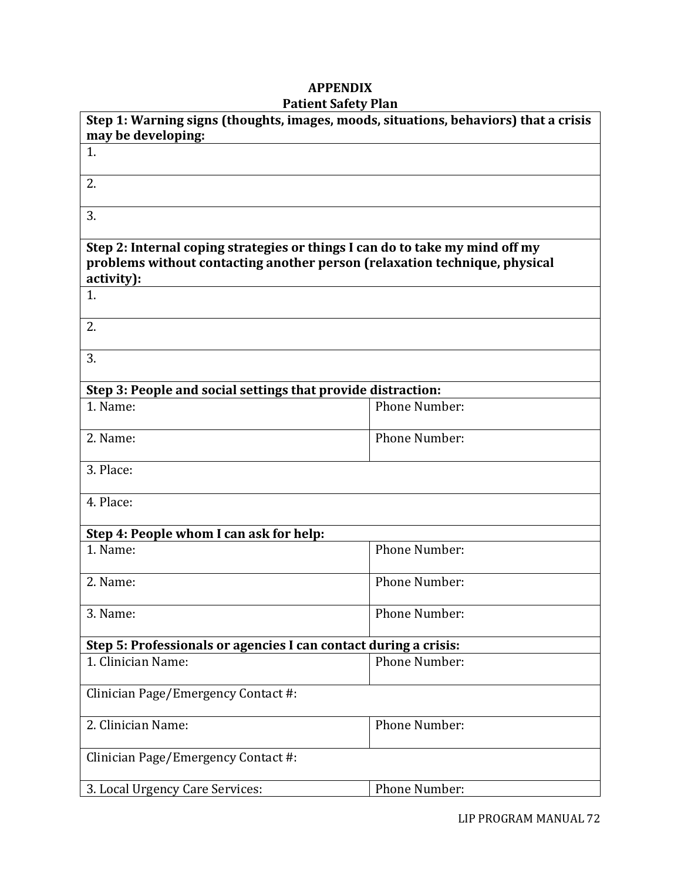## APPENDIX
## Patient Safety Plan

| **Step 1: Warning signs (thoughts, images, moods, situations, behaviors) that a crisis may be developing:** | |
|---|---|
| 1. | |
| 2. | |
| 3. | |
| **Step 2: Internal coping strategies or things I can do to take my mind off my problems without contacting another person (relaxation technique, physical activity):** | |
| 1. | |
| 2. | |
| 3. | |
| **Step 3: People and social settings that provide distraction:** | |
| 1. Name: | Phone Number: |
| 2. Name: | Phone Number: |
| 3. Place: | |
| 4. Place: | |
| **Step 4: People whom I can ask for help:** | |
| 1. Name: | Phone Number: |
| 2. Name: | Phone Number: |
| 3. Name: | Phone Number: |
| **Step 5: Professionals or agencies I can contact during a crisis:** | |
| 1. Clinician Name: | Phone Number: |
| Clinician Page/Emergency Contact #: | |
| 2. Clinician Name: | Phone Number: |
| Clinician Page/Emergency Contact #: | |
| 3. Local Urgency Care Services: | Phone Number: |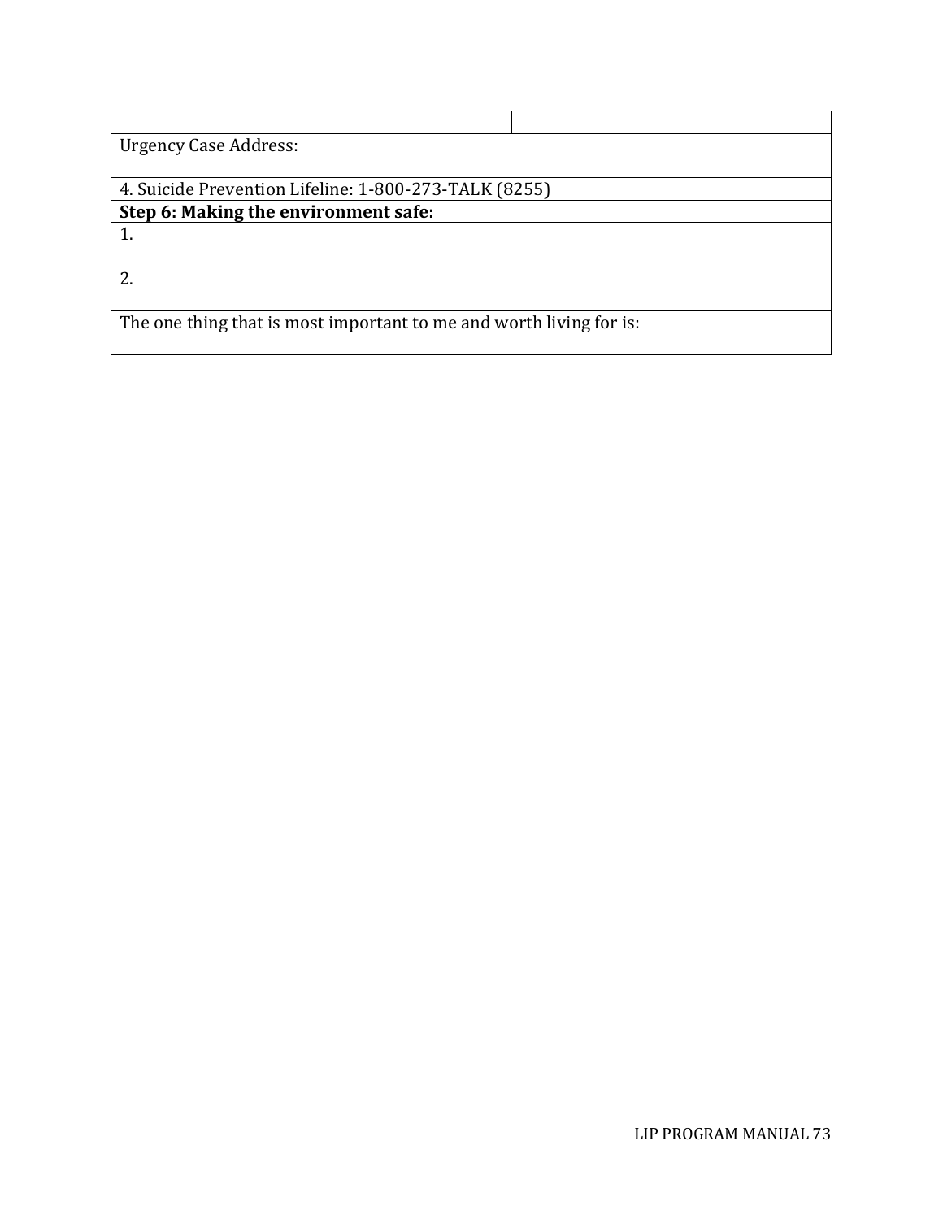| | |
|---|---|
| Urgency Case Address: | |
| 4. Suicide Prevention Lifeline: 1-800-273-TALK (8255) | |
| **Step 6: Making the environment safe:** | |
| 1. | |
| 2. | |
| The one thing that is most important to me and worth living for is: | |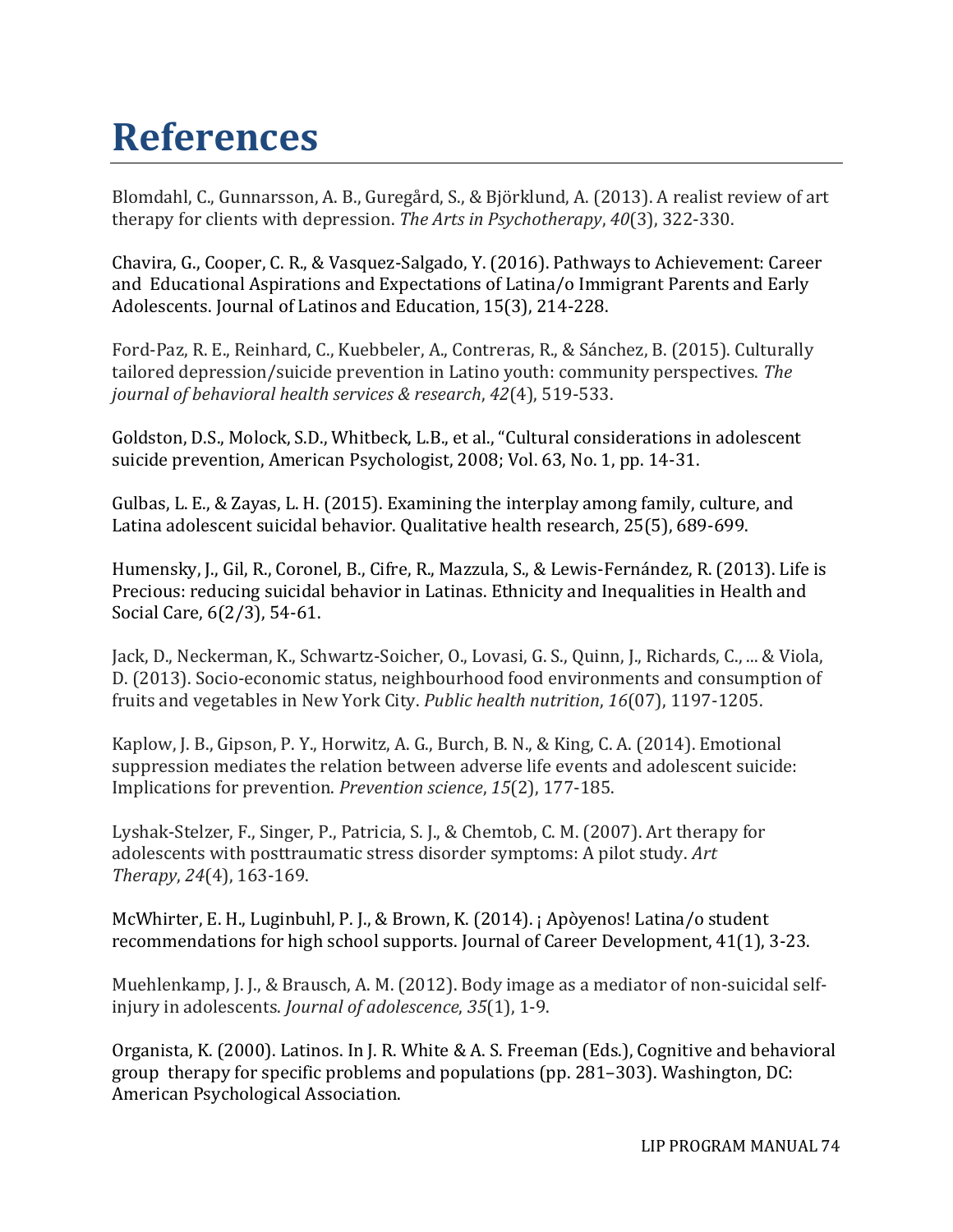# References

Blomdahl, C., Gunnarsson, A. B., Guregård, S., & Björklund, A. (2013). A realist review of art therapy for clients with depression. *The Arts in Psychotherapy*, *40*(3), 322-330.

Chavira, G., Cooper, C. R., & Vasquez-Salgado, Y. (2016). Pathways to Achievement: Career and Educational Aspirations and Expectations of Latina/o Immigrant Parents and Early Adolescents. Journal of Latinos and Education, 15(3), 214-228.

Ford-Paz, R. E., Reinhard, C., Kuebbeler, A., Contreras, R., & Sánchez, B. (2015). Culturally tailored depression/suicide prevention in Latino youth: community perspectives. *The journal of behavioral health services & research*, *42*(4), 519-533.

Goldston, D.S., Molock, S.D., Whitbeck, L.B., et al., "Cultural considerations in adolescent suicide prevention, American Psychologist, 2008; Vol. 63, No. 1, pp. 14-31.

Gulbas, L. E., & Zayas, L. H. (2015). Examining the interplay among family, culture, and Latina adolescent suicidal behavior. Qualitative health research, 25(5), 689-699.

Humensky, J., Gil, R., Coronel, B., Cifre, R., Mazzula, S., & Lewis-Fernández, R. (2013). Life is Precious: reducing suicidal behavior in Latinas. Ethnicity and Inequalities in Health and Social Care, 6(2/3), 54-61.

Jack, D., Neckerman, K., Schwartz-Soicher, O., Lovasi, G. S., Quinn, J., Richards, C., ... & Viola, D. (2013). Socio-economic status, neighbourhood food environments and consumption of fruits and vegetables in New York City. *Public health nutrition*, *16*(07), 1197-1205.

Kaplow, J. B., Gipson, P. Y., Horwitz, A. G., Burch, B. N., & King, C. A. (2014). Emotional suppression mediates the relation between adverse life events and adolescent suicide: Implications for prevention. *Prevention science*, *15*(2), 177-185.

Lyshak-Stelzer, F., Singer, P., Patricia, S. J., & Chemtob, C. M. (2007). Art therapy for adolescents with posttraumatic stress disorder symptoms: A pilot study. *Art Therapy*, *24*(4), 163-169.

McWhirter, E. H., Luginbuhl, P. J., & Brown, K. (2014). ¡ Apòyenos! Latina/o student recommendations for high school supports. Journal of Career Development, 41(1), 3-23.

Muehlenkamp, J. J., & Brausch, A. M. (2012). Body image as a mediator of non-suicidal self-injury in adolescents. *Journal of adolescence*, *35*(1), 1-9.

Organista, K. (2000). Latinos. In J. R. White & A. S. Freeman (Eds.), Cognitive and behavioral group therapy for specific problems and populations (pp. 281–303). Washington, DC: American Psychological Association.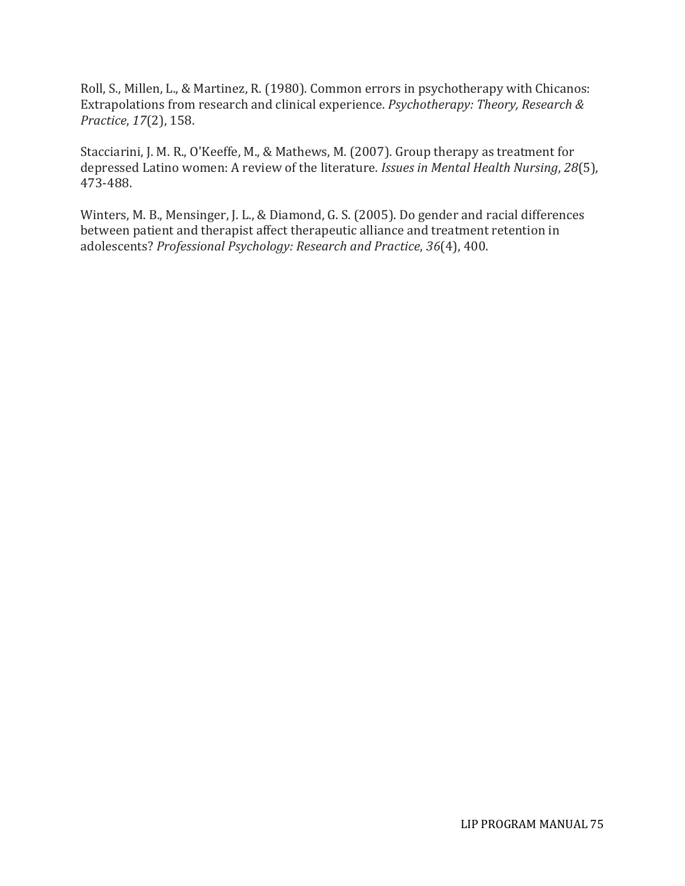Roll, S., Millen, L., & Martinez, R. (1980). Common errors in psychotherapy with Chicanos: Extrapolations from research and clinical experience. *Psychotherapy: Theory, Research & Practice*, *17*(2), 158.

Stacciarini, J. M. R., O'Keeffe, M., & Mathews, M. (2007). Group therapy as treatment for depressed Latino women: A review of the literature. *Issues in Mental Health Nursing*, *28*(5), 473-488.

Winters, M. B., Mensinger, J. L., & Diamond, G. S. (2005). Do gender and racial differences between patient and therapist affect therapeutic alliance and treatment retention in adolescents? *Professional Psychology: Research and Practice*, *36*(4), 400.